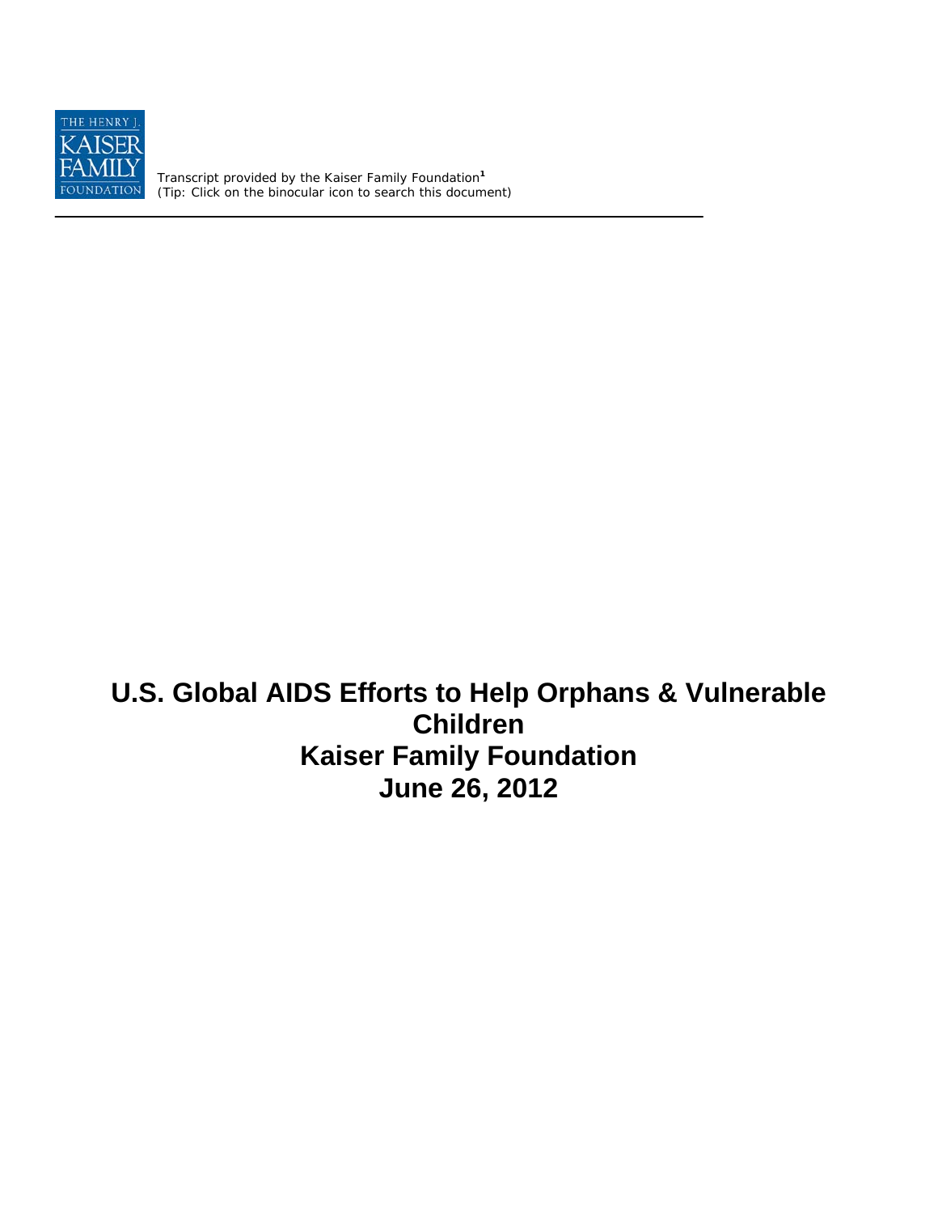Transcript provided by the Kaiser Family Foundation[1]
(Tip: Click on the binocular icon to search this document)

# U.S. Global AIDS Efforts to Help Orphans & Vulnerable Children
# Kaiser Family Foundation
# June 26, 2012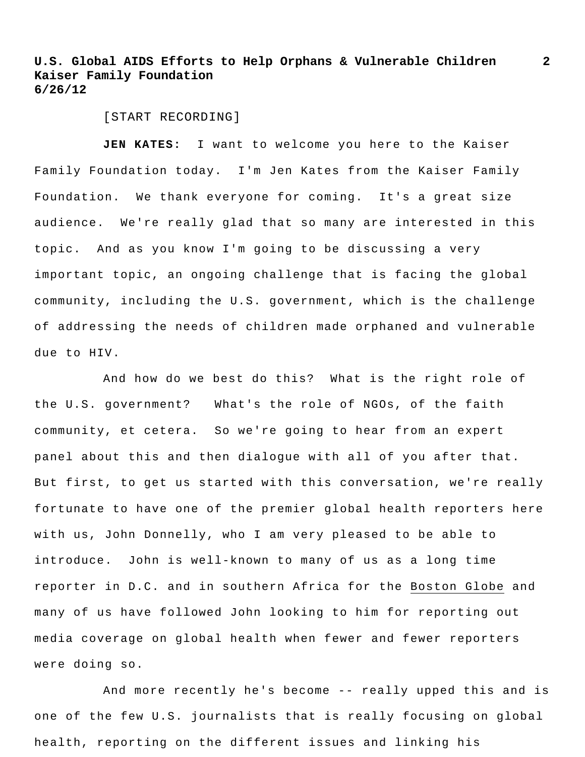[START RECORDING]

**JEN KATES:** I want to welcome you here to the Kaiser Family Foundation today. I'm Jen Kates from the Kaiser Family Foundation. We thank everyone for coming. It's a great size audience. We're really glad that so many are interested in this topic. And as you know I'm going to be discussing a very important topic, an ongoing challenge that is facing the global community, including the U.S. government, which is the challenge of addressing the needs of children made orphaned and vulnerable due to HIV.

And how do we best do this? What is the right role of the U.S. government? What's the role of NGOs, of the faith community, et cetera. So we're going to hear from an expert panel about this and then dialogue with all of you after that. But first, to get us started with this conversation, we're really fortunate to have one of the premier global health reporters here with us, John Donnelly, who I am very pleased to be able to introduce. John is well-known to many of us as a long time reporter in D.C. and in southern Africa for the Boston Globe and many of us have followed John looking to him for reporting out media coverage on global health when fewer and fewer reporters were doing so.

And more recently he's become -- really upped this and is one of the few U.S. journalists that is really focusing on global health, reporting on the different issues and linking his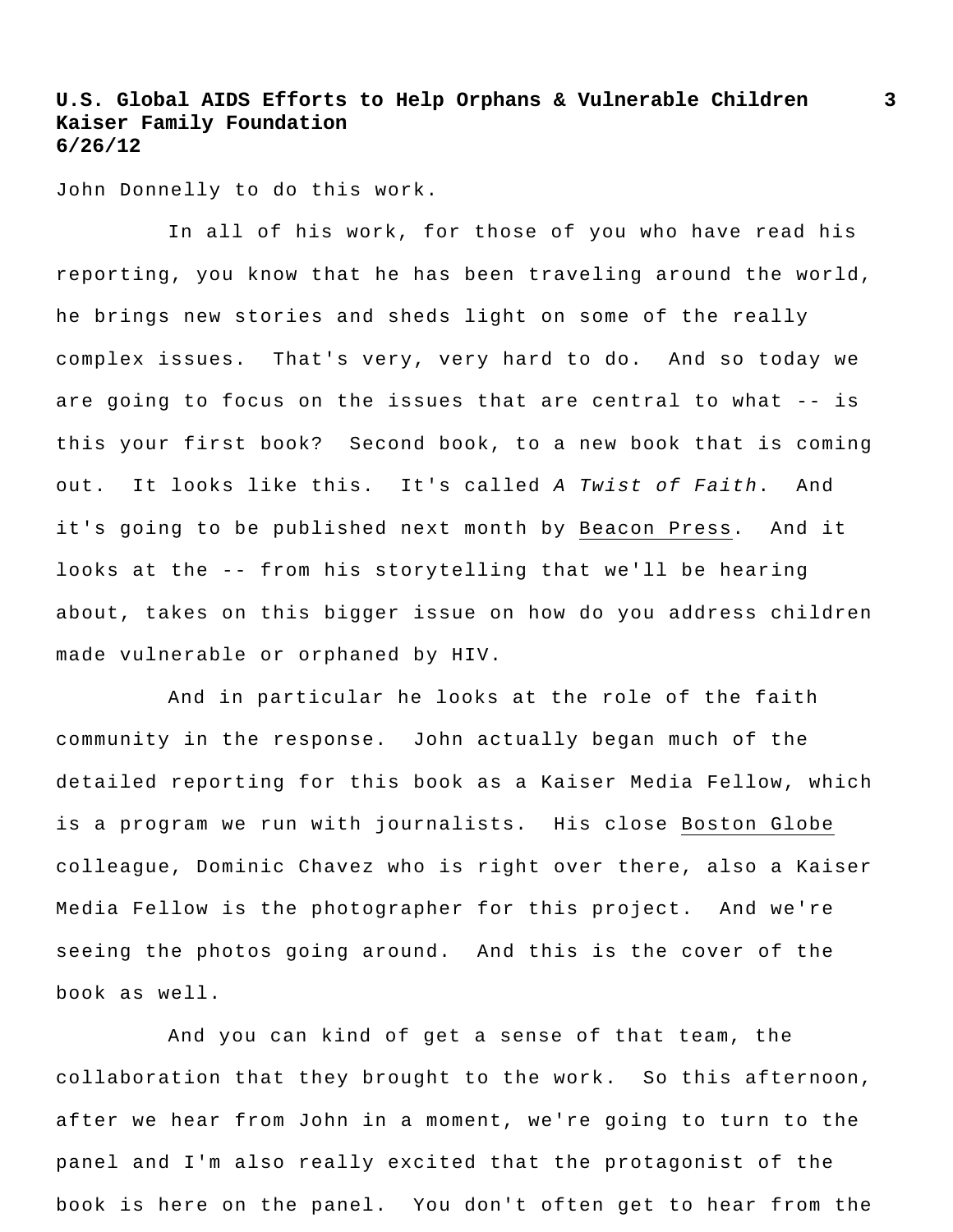John Donnelly to do this work.

In all of his work, for those of you who have read his reporting, you know that he has been traveling around the world, he brings new stories and sheds light on some of the really complex issues. That's very, very hard to do. And so today we are going to focus on the issues that are central to what -- is this your first book? Second book, to a new book that is coming out. It looks like this. It's called *A Twist of Faith*. And it's going to be published next month by Beacon Press. And it looks at the -- from his storytelling that we'll be hearing about, takes on this bigger issue on how do you address children made vulnerable or orphaned by HIV.

And in particular he looks at the role of the faith community in the response. John actually began much of the detailed reporting for this book as a Kaiser Media Fellow, which is a program we run with journalists. His close Boston Globe colleague, Dominic Chavez who is right over there, also a Kaiser Media Fellow is the photographer for this project. And we're seeing the photos going around. And this is the cover of the book as well.

And you can kind of get a sense of that team, the collaboration that they brought to the work. So this afternoon, after we hear from John in a moment, we're going to turn to the panel and I'm also really excited that the protagonist of the book is here on the panel. You don't often get to hear from the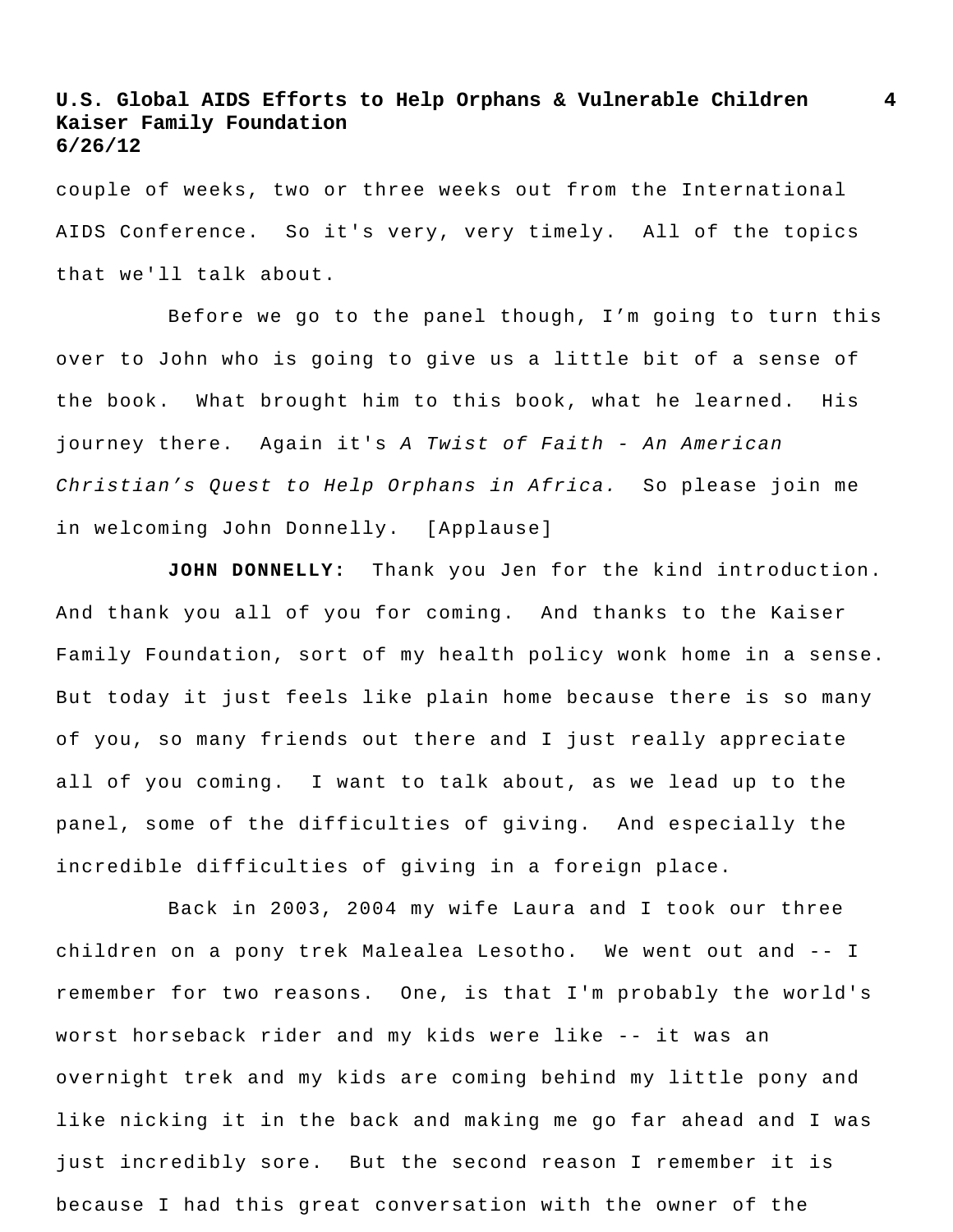couple of weeks, two or three weeks out from the International AIDS Conference. So it's very, very timely. All of the topics that we'll talk about.

Before we go to the panel though, I'm going to turn this over to John who is going to give us a little bit of a sense of the book. What brought him to this book, what he learned. His journey there. Again it's *A Twist of Faith - An American Christian's Quest to Help Orphans in Africa.* So please join me in welcoming John Donnelly. [Applause]

**JOHN DONNELLY:** Thank you Jen for the kind introduction. And thank you all of you for coming. And thanks to the Kaiser Family Foundation, sort of my health policy wonk home in a sense. But today it just feels like plain home because there is so many of you, so many friends out there and I just really appreciate all of you coming. I want to talk about, as we lead up to the panel, some of the difficulties of giving. And especially the incredible difficulties of giving in a foreign place.

Back in 2003, 2004 my wife Laura and I took our three children on a pony trek Malealea Lesotho. We went out and -- I remember for two reasons. One, is that I'm probably the world's worst horseback rider and my kids were like -- it was an overnight trek and my kids are coming behind my little pony and like nicking it in the back and making me go far ahead and I was just incredibly sore. But the second reason I remember it is because I had this great conversation with the owner of the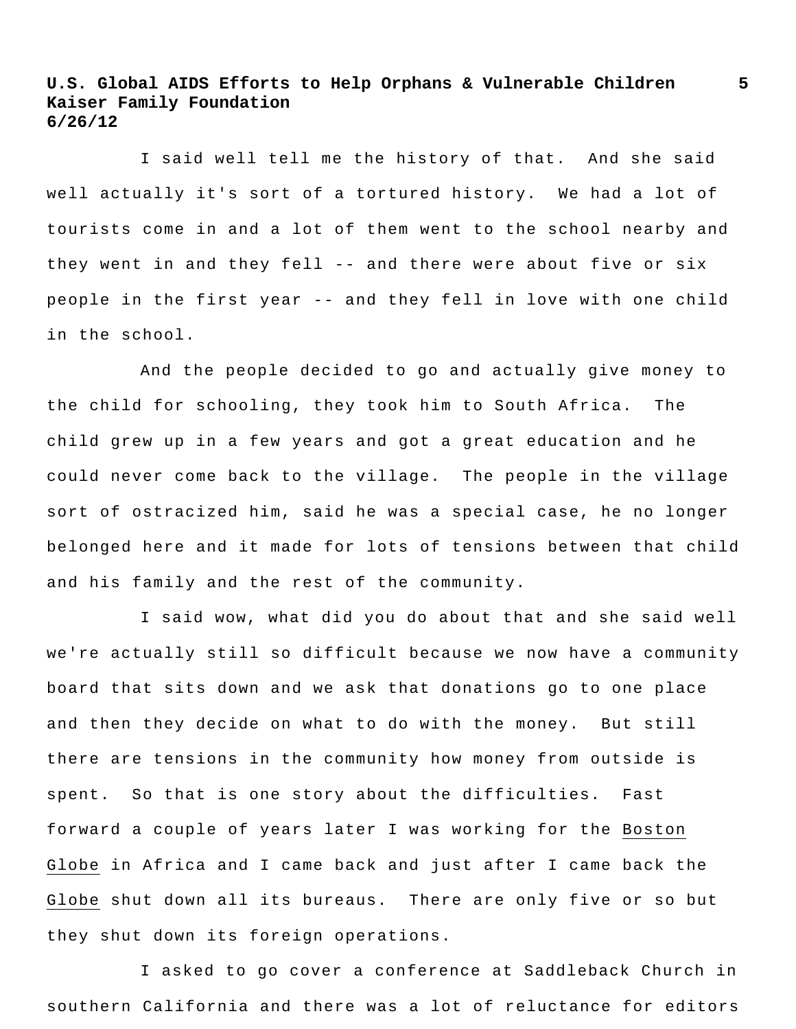I said well tell me the history of that. And she said well actually it's sort of a tortured history. We had a lot of tourists come in and a lot of them went to the school nearby and they went in and they fell -- and there were about five or six people in the first year -- and they fell in love with one child in the school.

And the people decided to go and actually give money to the child for schooling, they took him to South Africa. The child grew up in a few years and got a great education and he could never come back to the village. The people in the village sort of ostracized him, said he was a special case, he no longer belonged here and it made for lots of tensions between that child and his family and the rest of the community.

I said wow, what did you do about that and she said well we're actually still so difficult because we now have a community board that sits down and we ask that donations go to one place and then they decide on what to do with the money. But still there are tensions in the community how money from outside is spent. So that is one story about the difficulties. Fast forward a couple of years later I was working for the Boston Globe in Africa and I came back and just after I came back the Globe shut down all its bureaus. There are only five or so but they shut down its foreign operations.

I asked to go cover a conference at Saddleback Church in southern California and there was a lot of reluctance for editors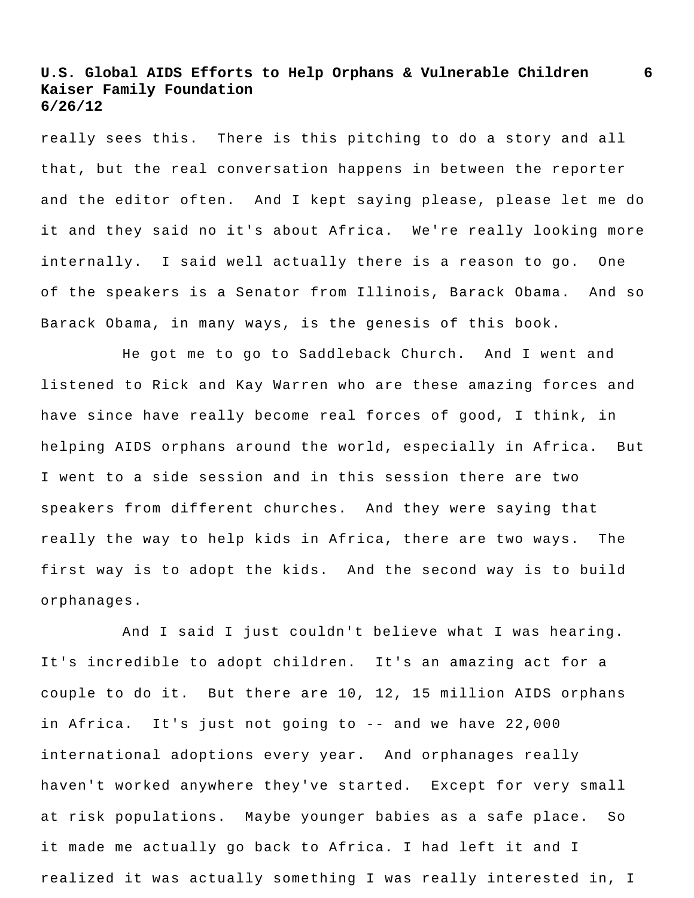really sees this. There is this pitching to do a story and all that, but the real conversation happens in between the reporter and the editor often. And I kept saying please, please let me do it and they said no it's about Africa. We're really looking more internally. I said well actually there is a reason to go. One of the speakers is a Senator from Illinois, Barack Obama. And so Barack Obama, in many ways, is the genesis of this book.

He got me to go to Saddleback Church. And I went and listened to Rick and Kay Warren who are these amazing forces and have since have really become real forces of good, I think, in helping AIDS orphans around the world, especially in Africa. But I went to a side session and in this session there are two speakers from different churches. And they were saying that really the way to help kids in Africa, there are two ways. The first way is to adopt the kids. And the second way is to build orphanages.

And I said I just couldn't believe what I was hearing. It's incredible to adopt children. It's an amazing act for a couple to do it. But there are 10, 12, 15 million AIDS orphans in Africa. It's just not going to -- and we have 22,000 international adoptions every year. And orphanages really haven't worked anywhere they've started. Except for very small at risk populations. Maybe younger babies as a safe place. So it made me actually go back to Africa. I had left it and I realized it was actually something I was really interested in, I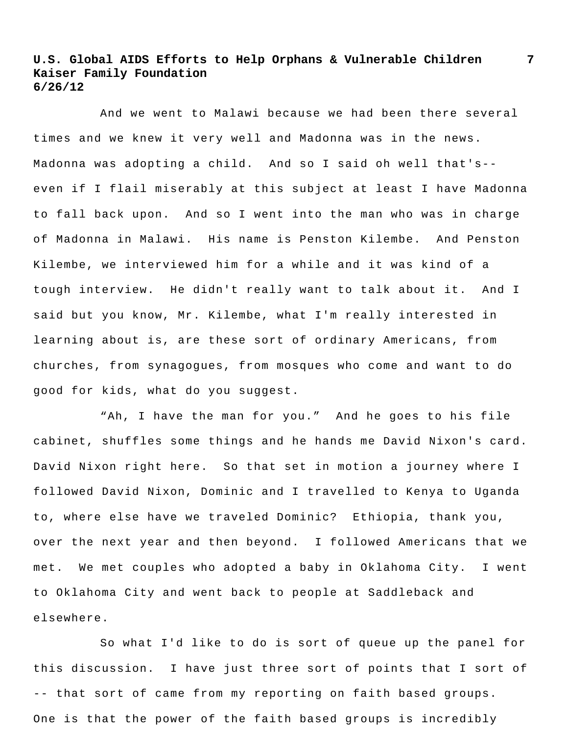And we went to Malawi because we had been there several times and we knew it very well and Madonna was in the news. Madonna was adopting a child. And so I said oh well that's-- even if I flail miserably at this subject at least I have Madonna to fall back upon. And so I went into the man who was in charge of Madonna in Malawi. His name is Penston Kilembe. And Penston Kilembe, we interviewed him for a while and it was kind of a tough interview. He didn't really want to talk about it. And I said but you know, Mr. Kilembe, what I'm really interested in learning about is, are these sort of ordinary Americans, from churches, from synagogues, from mosques who come and want to do good for kids, what do you suggest.

"Ah, I have the man for you." And he goes to his file cabinet, shuffles some things and he hands me David Nixon's card. David Nixon right here. So that set in motion a journey where I followed David Nixon, Dominic and I travelled to Kenya to Uganda to, where else have we traveled Dominic? Ethiopia, thank you, over the next year and then beyond. I followed Americans that we met. We met couples who adopted a baby in Oklahoma City. I went to Oklahoma City and went back to people at Saddleback and elsewhere.

So what I'd like to do is sort of queue up the panel for this discussion. I have just three sort of points that I sort of -- that sort of came from my reporting on faith based groups. One is that the power of the faith based groups is incredibly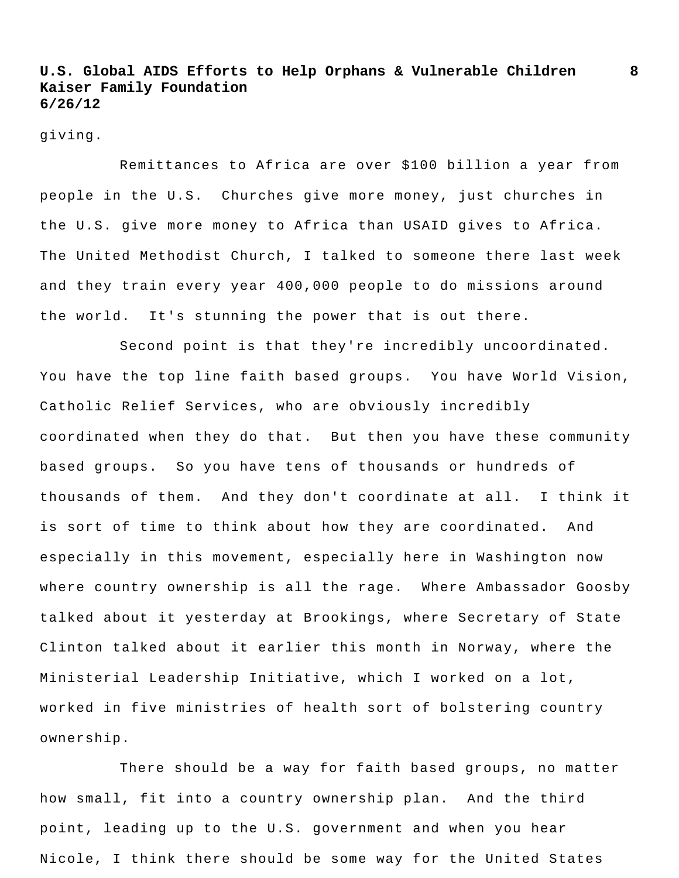giving.

Remittances to Africa are over $100 billion a year from people in the U.S. Churches give more money, just churches in the U.S. give more money to Africa than USAID gives to Africa. The United Methodist Church, I talked to someone there last week and they train every year 400,000 people to do missions around the world. It's stunning the power that is out there.

Second point is that they're incredibly uncoordinated. You have the top line faith based groups. You have World Vision, Catholic Relief Services, who are obviously incredibly coordinated when they do that. But then you have these community based groups. So you have tens of thousands or hundreds of thousands of them. And they don't coordinate at all. I think it is sort of time to think about how they are coordinated. And especially in this movement, especially here in Washington now where country ownership is all the rage. Where Ambassador Goosby talked about it yesterday at Brookings, where Secretary of State Clinton talked about it earlier this month in Norway, where the Ministerial Leadership Initiative, which I worked on a lot, worked in five ministries of health sort of bolstering country ownership.

There should be a way for faith based groups, no matter how small, fit into a country ownership plan. And the third point, leading up to the U.S. government and when you hear Nicole, I think there should be some way for the United States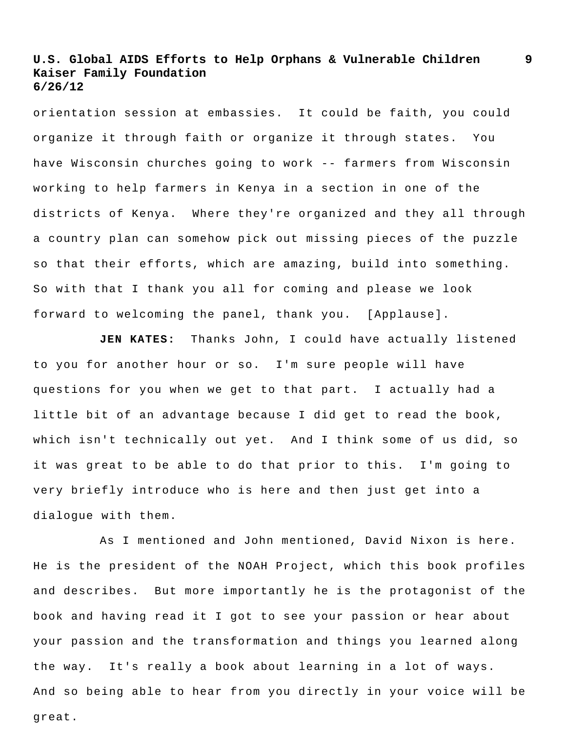orientation session at embassies. It could be faith, you could organize it through faith or organize it through states. You have Wisconsin churches going to work -- farmers from Wisconsin working to help farmers in Kenya in a section in one of the districts of Kenya. Where they're organized and they all through a country plan can somehow pick out missing pieces of the puzzle so that their efforts, which are amazing, build into something. So with that I thank you all for coming and please we look forward to welcoming the panel, thank you. [Applause].

**JEN KATES:** Thanks John, I could have actually listened to you for another hour or so. I'm sure people will have questions for you when we get to that part. I actually had a little bit of an advantage because I did get to read the book, which isn't technically out yet. And I think some of us did, so it was great to be able to do that prior to this. I'm going to very briefly introduce who is here and then just get into a dialogue with them.

As I mentioned and John mentioned, David Nixon is here. He is the president of the NOAH Project, which this book profiles and describes. But more importantly he is the protagonist of the book and having read it I got to see your passion or hear about your passion and the transformation and things you learned along the way. It's really a book about learning in a lot of ways. And so being able to hear from you directly in your voice will be great.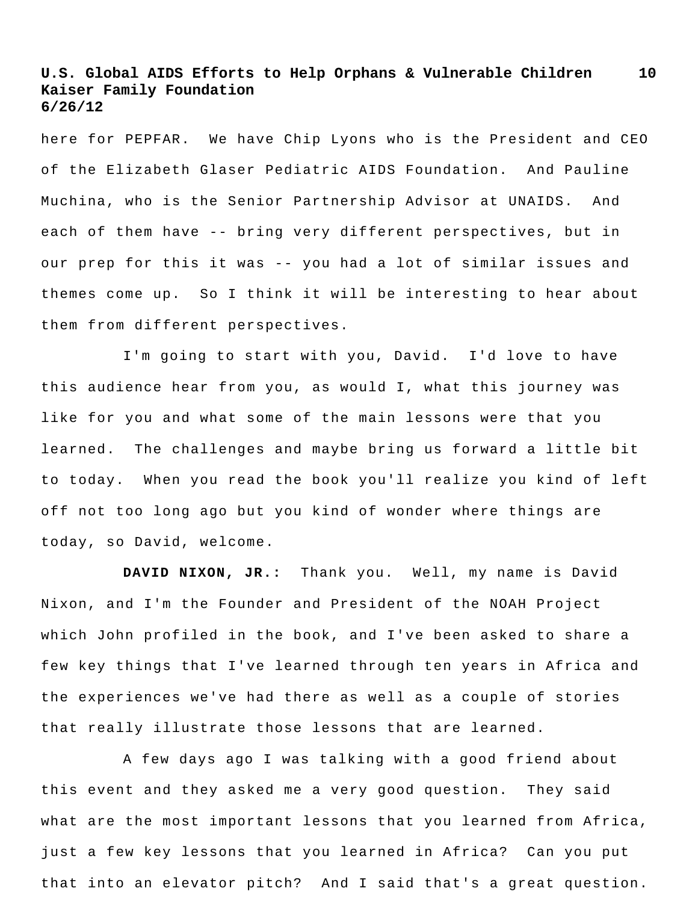here for PEPFAR. We have Chip Lyons who is the President and CEO of the Elizabeth Glaser Pediatric AIDS Foundation. And Pauline Muchina, who is the Senior Partnership Advisor at UNAIDS. And each of them have -- bring very different perspectives, but in our prep for this it was -- you had a lot of similar issues and themes come up. So I think it will be interesting to hear about them from different perspectives.

I'm going to start with you, David. I'd love to have this audience hear from you, as would I, what this journey was like for you and what some of the main lessons were that you learned. The challenges and maybe bring us forward a little bit to today. When you read the book you'll realize you kind of left off not too long ago but you kind of wonder where things are today, so David, welcome.

**DAVID NIXON, JR.:** Thank you. Well, my name is David Nixon, and I'm the Founder and President of the NOAH Project which John profiled in the book, and I've been asked to share a few key things that I've learned through ten years in Africa and the experiences we've had there as well as a couple of stories that really illustrate those lessons that are learned.

A few days ago I was talking with a good friend about this event and they asked me a very good question. They said what are the most important lessons that you learned from Africa, just a few key lessons that you learned in Africa? Can you put that into an elevator pitch? And I said that's a great question.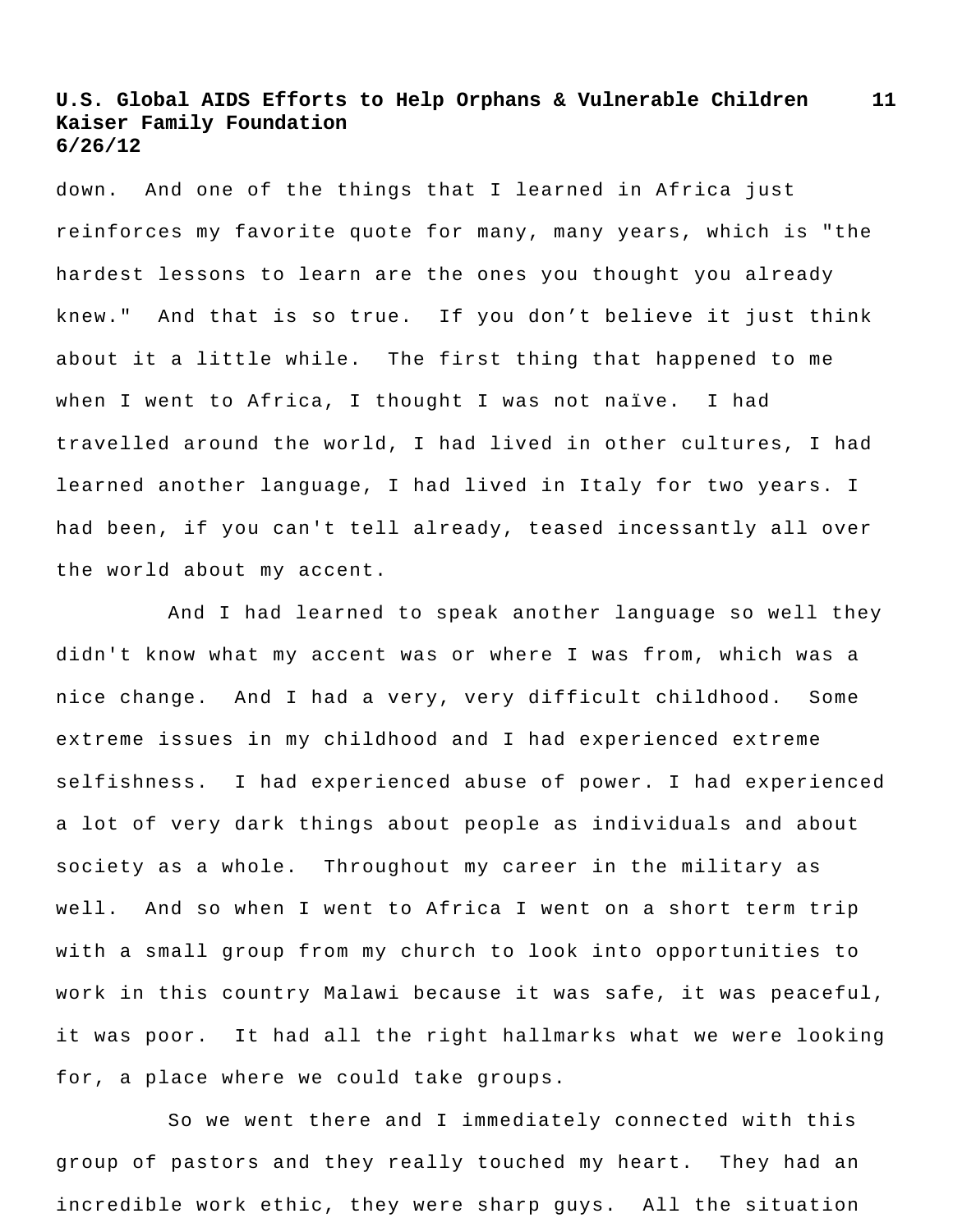down. And one of the things that I learned in Africa just reinforces my favorite quote for many, many years, which is "the hardest lessons to learn are the ones you thought you already knew." And that is so true. If you don’t believe it just think about it a little while. The first thing that happened to me when I went to Africa, I thought I was not naïve. I had travelled around the world, I had lived in other cultures, I had learned another language, I had lived in Italy for two years. I had been, if you can't tell already, teased incessantly all over the world about my accent.

And I had learned to speak another language so well they didn't know what my accent was or where I was from, which was a nice change. And I had a very, very difficult childhood. Some extreme issues in my childhood and I had experienced extreme selfishness. I had experienced abuse of power. I had experienced a lot of very dark things about people as individuals and about society as a whole. Throughout my career in the military as well. And so when I went to Africa I went on a short term trip with a small group from my church to look into opportunities to work in this country Malawi because it was safe, it was peaceful, it was poor. It had all the right hallmarks what we were looking for, a place where we could take groups.

So we went there and I immediately connected with this group of pastors and they really touched my heart. They had an incredible work ethic, they were sharp guys. All the situation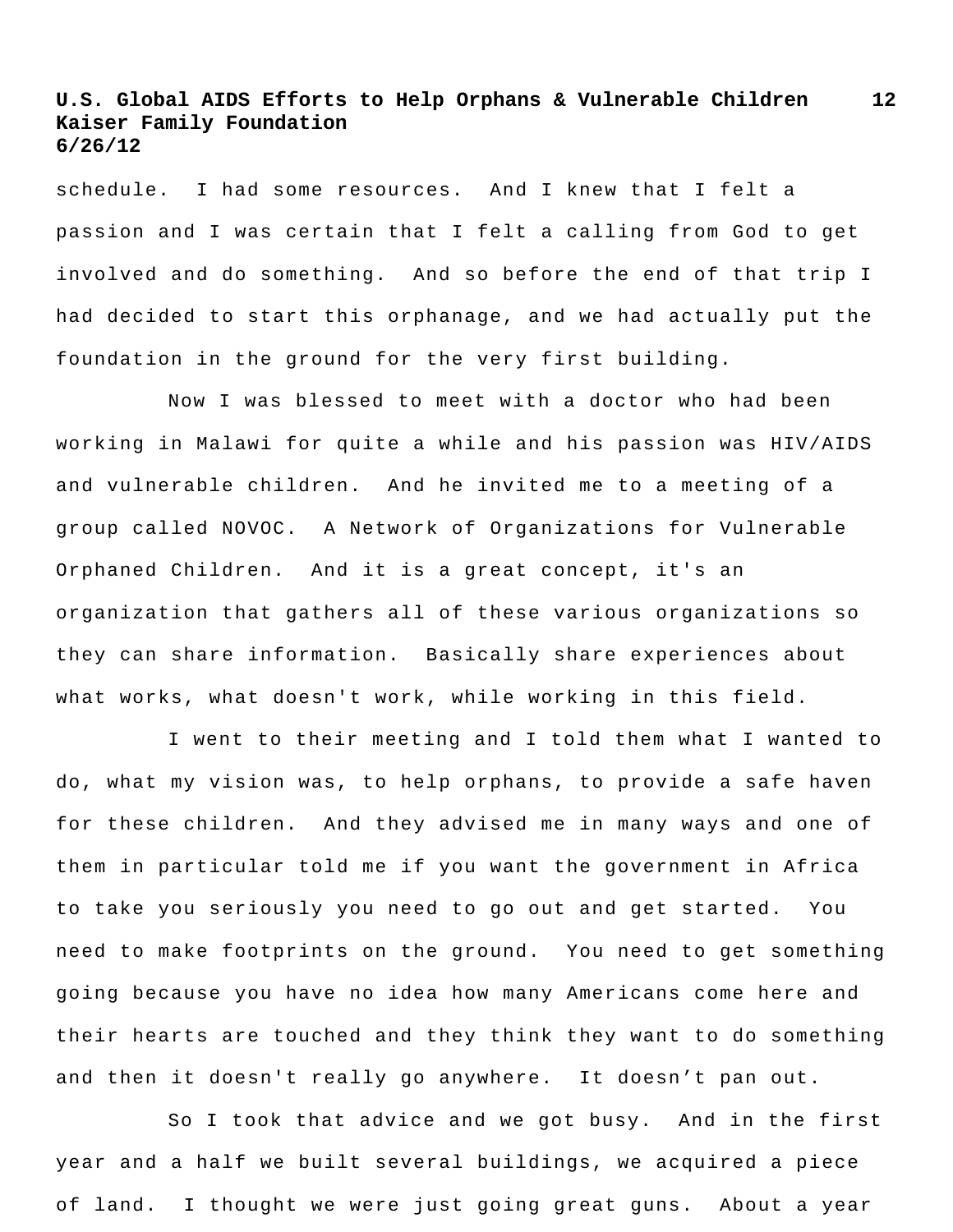schedule. I had some resources. And I knew that I felt a passion and I was certain that I felt a calling from God to get involved and do something. And so before the end of that trip I had decided to start this orphanage, and we had actually put the foundation in the ground for the very first building.

Now I was blessed to meet with a doctor who had been working in Malawi for quite a while and his passion was HIV/AIDS and vulnerable children. And he invited me to a meeting of a group called NOVOC. A Network of Organizations for Vulnerable Orphaned Children. And it is a great concept, it's an organization that gathers all of these various organizations so they can share information. Basically share experiences about what works, what doesn't work, while working in this field.

I went to their meeting and I told them what I wanted to do, what my vision was, to help orphans, to provide a safe haven for these children. And they advised me in many ways and one of them in particular told me if you want the government in Africa to take you seriously you need to go out and get started. You need to make footprints on the ground. You need to get something going because you have no idea how many Americans come here and their hearts are touched and they think they want to do something and then it doesn't really go anywhere. It doesn’t pan out.

So I took that advice and we got busy. And in the first year and a half we built several buildings, we acquired a piece of land. I thought we were just going great guns. About a year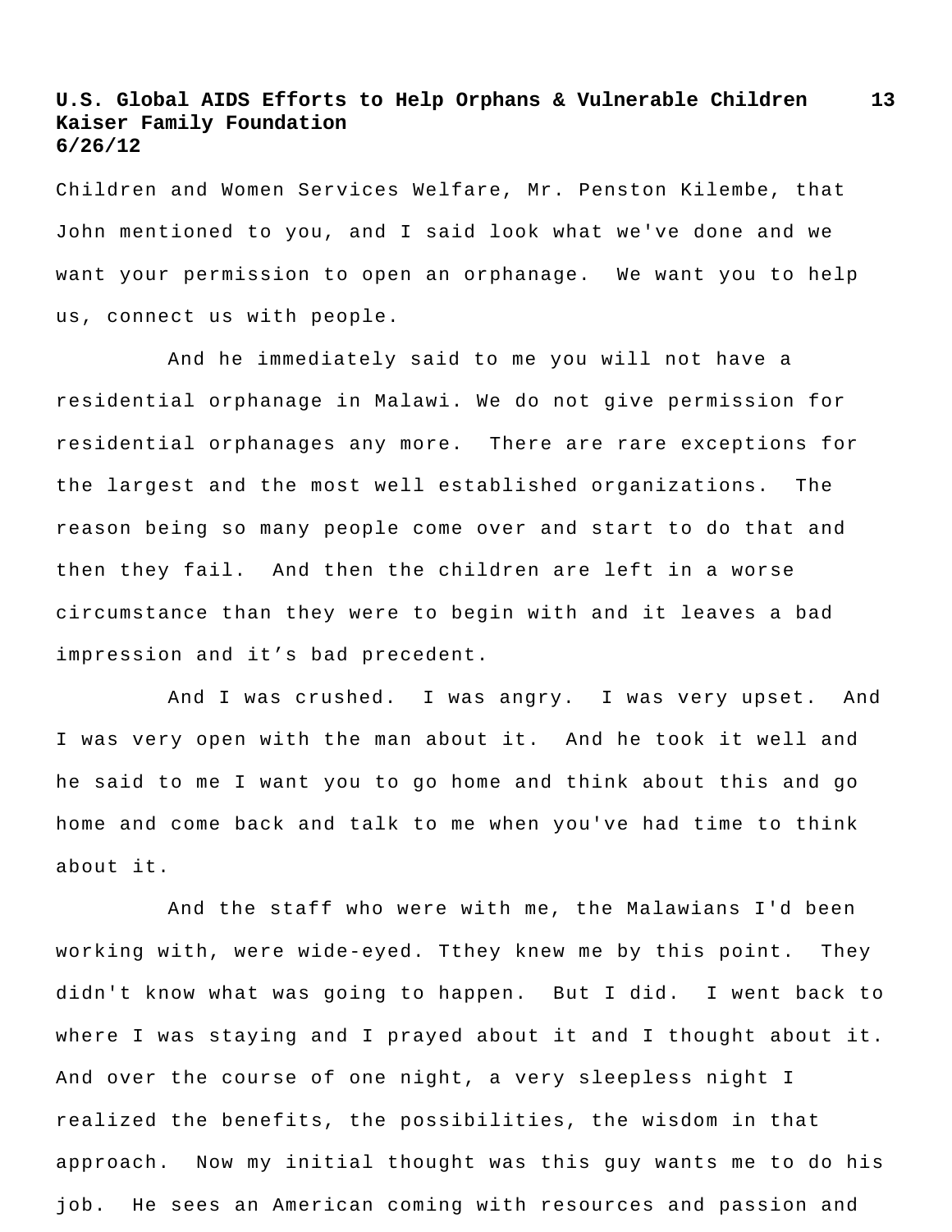Children and Women Services Welfare, Mr. Penston Kilembe, that John mentioned to you, and I said look what we've done and we want your permission to open an orphanage. We want you to help us, connect us with people.

And he immediately said to me you will not have a residential orphanage in Malawi. We do not give permission for residential orphanages any more. There are rare exceptions for the largest and the most well established organizations. The reason being so many people come over and start to do that and then they fail. And then the children are left in a worse circumstance than they were to begin with and it leaves a bad impression and it's bad precedent.

And I was crushed. I was angry. I was very upset. And I was very open with the man about it. And he took it well and he said to me I want you to go home and think about this and go home and come back and talk to me when you've had time to think about it.

And the staff who were with me, the Malawians I'd been working with, were wide-eyed. Tthey knew me by this point. They didn't know what was going to happen. But I did. I went back to where I was staying and I prayed about it and I thought about it. And over the course of one night, a very sleepless night I realized the benefits, the possibilities, the wisdom in that approach. Now my initial thought was this guy wants me to do his job. He sees an American coming with resources and passion and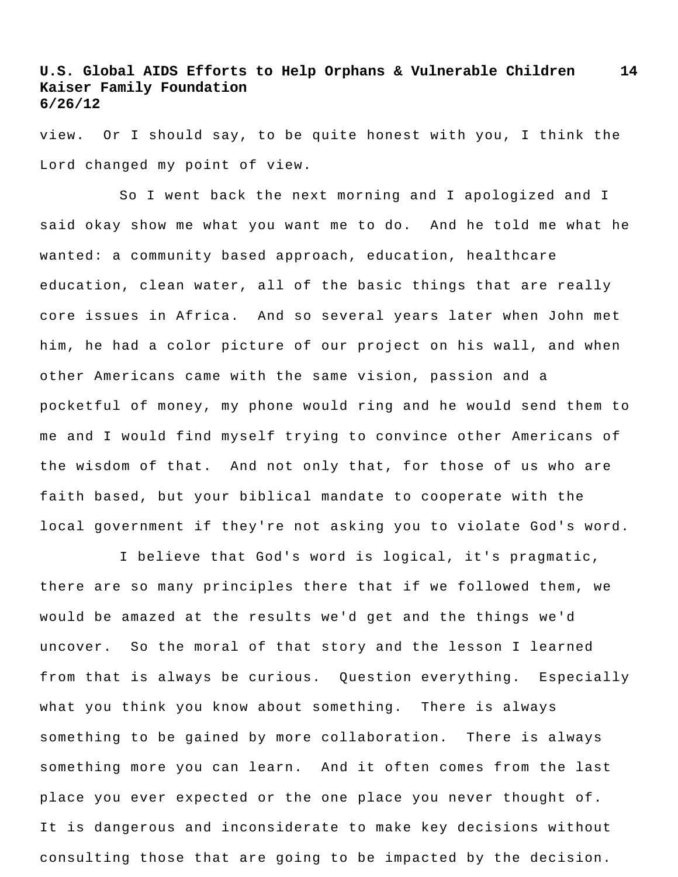view. Or I should say, to be quite honest with you, I think the Lord changed my point of view.

So I went back the next morning and I apologized and I said okay show me what you want me to do. And he told me what he wanted: a community based approach, education, healthcare education, clean water, all of the basic things that are really core issues in Africa. And so several years later when John met him, he had a color picture of our project on his wall, and when other Americans came with the same vision, passion and a pocketful of money, my phone would ring and he would send them to me and I would find myself trying to convince other Americans of the wisdom of that. And not only that, for those of us who are faith based, but your biblical mandate to cooperate with the local government if they're not asking you to violate God's word.

I believe that God's word is logical, it's pragmatic, there are so many principles there that if we followed them, we would be amazed at the results we'd get and the things we'd uncover. So the moral of that story and the lesson I learned from that is always be curious. Question everything. Especially what you think you know about something. There is always something to be gained by more collaboration. There is always something more you can learn. And it often comes from the last place you ever expected or the one place you never thought of. It is dangerous and inconsiderate to make key decisions without consulting those that are going to be impacted by the decision.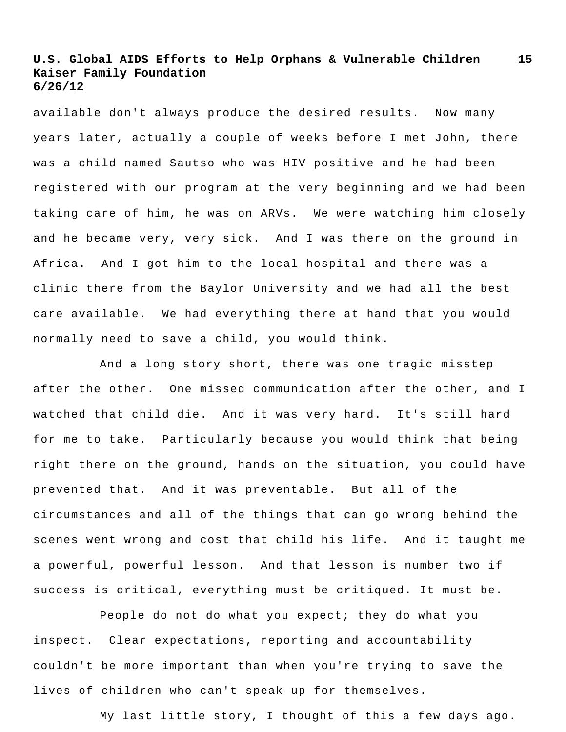available don't always produce the desired results. Now many years later, actually a couple of weeks before I met John, there was a child named Sautso who was HIV positive and he had been registered with our program at the very beginning and we had been taking care of him, he was on ARVs. We were watching him closely and he became very, very sick. And I was there on the ground in Africa. And I got him to the local hospital and there was a clinic there from the Baylor University and we had all the best care available. We had everything there at hand that you would normally need to save a child, you would think.

And a long story short, there was one tragic misstep after the other. One missed communication after the other, and I watched that child die. And it was very hard. It's still hard for me to take. Particularly because you would think that being right there on the ground, hands on the situation, you could have prevented that. And it was preventable. But all of the circumstances and all of the things that can go wrong behind the scenes went wrong and cost that child his life. And it taught me a powerful, powerful lesson. And that lesson is number two if success is critical, everything must be critiqued. It must be.

People do not do what you expect; they do what you inspect. Clear expectations, reporting and accountability couldn't be more important than when you're trying to save the lives of children who can't speak up for themselves.

My last little story, I thought of this a few days ago.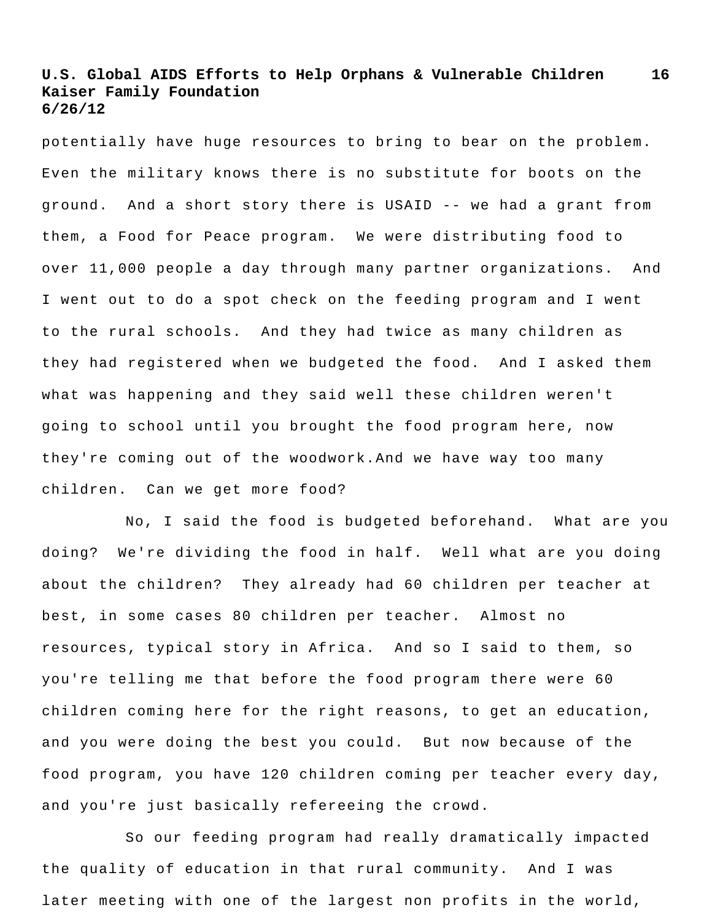potentially have huge resources to bring to bear on the problem. Even the military knows there is no substitute for boots on the ground. And a short story there is USAID -- we had a grant from them, a Food for Peace program. We were distributing food to over 11,000 people a day through many partner organizations. And I went out to do a spot check on the feeding program and I went to the rural schools. And they had twice as many children as they had registered when we budgeted the food. And I asked them what was happening and they said well these children weren't going to school until you brought the food program here, now they're coming out of the woodwork.And we have way too many children. Can we get more food?

No, I said the food is budgeted beforehand. What are you doing? We're dividing the food in half. Well what are you doing about the children? They already had 60 children per teacher at best, in some cases 80 children per teacher. Almost no resources, typical story in Africa. And so I said to them, so you're telling me that before the food program there were 60 children coming here for the right reasons, to get an education, and you were doing the best you could. But now because of the food program, you have 120 children coming per teacher every day, and you're just basically refereeing the crowd.

So our feeding program had really dramatically impacted the quality of education in that rural community. And I was later meeting with one of the largest non profits in the world,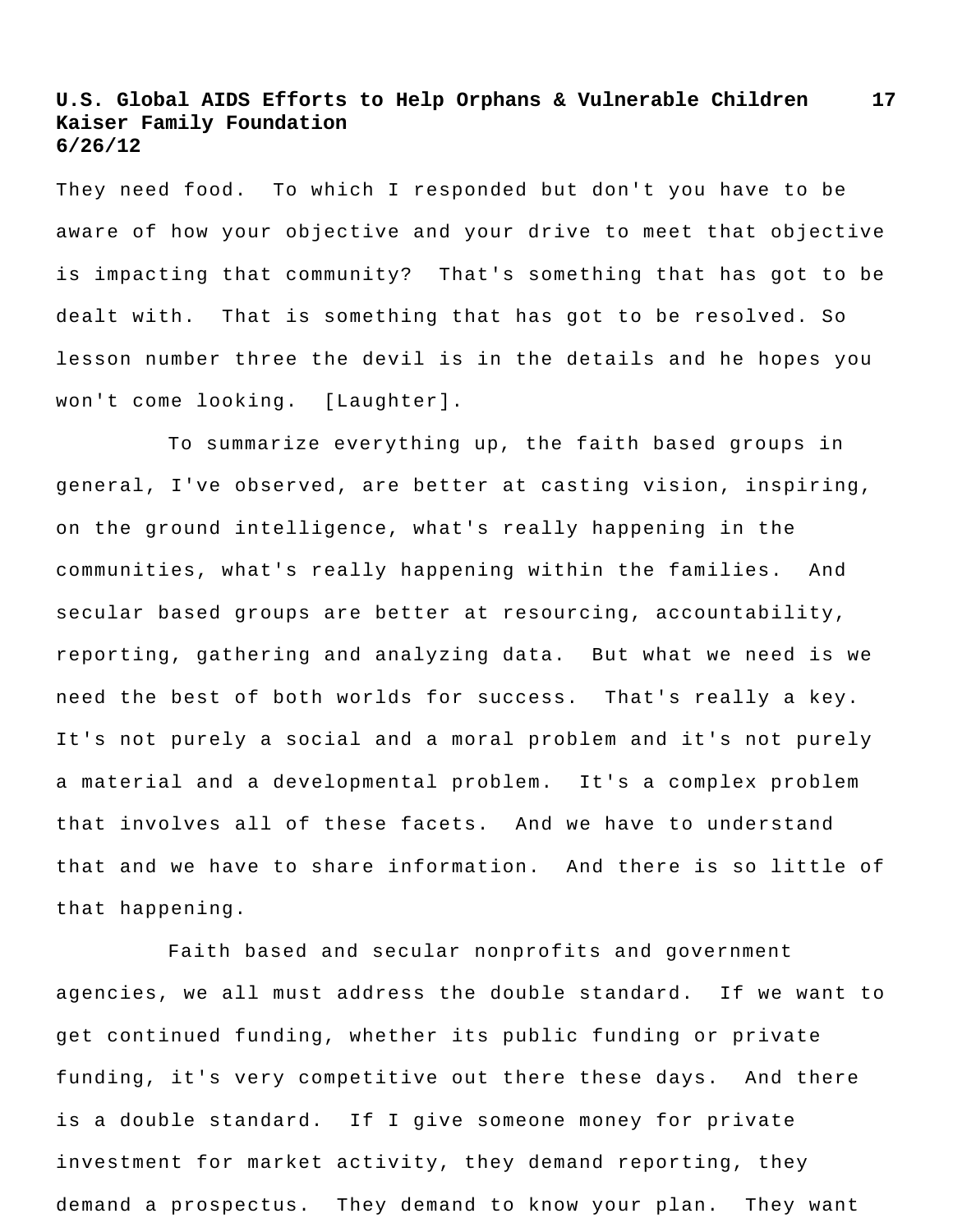They need food. To which I responded but don't you have to be aware of how your objective and your drive to meet that objective is impacting that community? That's something that has got to be dealt with. That is something that has got to be resolved. So lesson number three the devil is in the details and he hopes you won't come looking. [Laughter].

To summarize everything up, the faith based groups in general, I've observed, are better at casting vision, inspiring, on the ground intelligence, what's really happening in the communities, what's really happening within the families. And secular based groups are better at resourcing, accountability, reporting, gathering and analyzing data. But what we need is we need the best of both worlds for success. That's really a key. It's not purely a social and a moral problem and it's not purely a material and a developmental problem. It's a complex problem that involves all of these facets. And we have to understand that and we have to share information. And there is so little of that happening.

Faith based and secular nonprofits and government agencies, we all must address the double standard. If we want to get continued funding, whether its public funding or private funding, it's very competitive out there these days. And there is a double standard. If I give someone money for private investment for market activity, they demand reporting, they demand a prospectus. They demand to know your plan. They want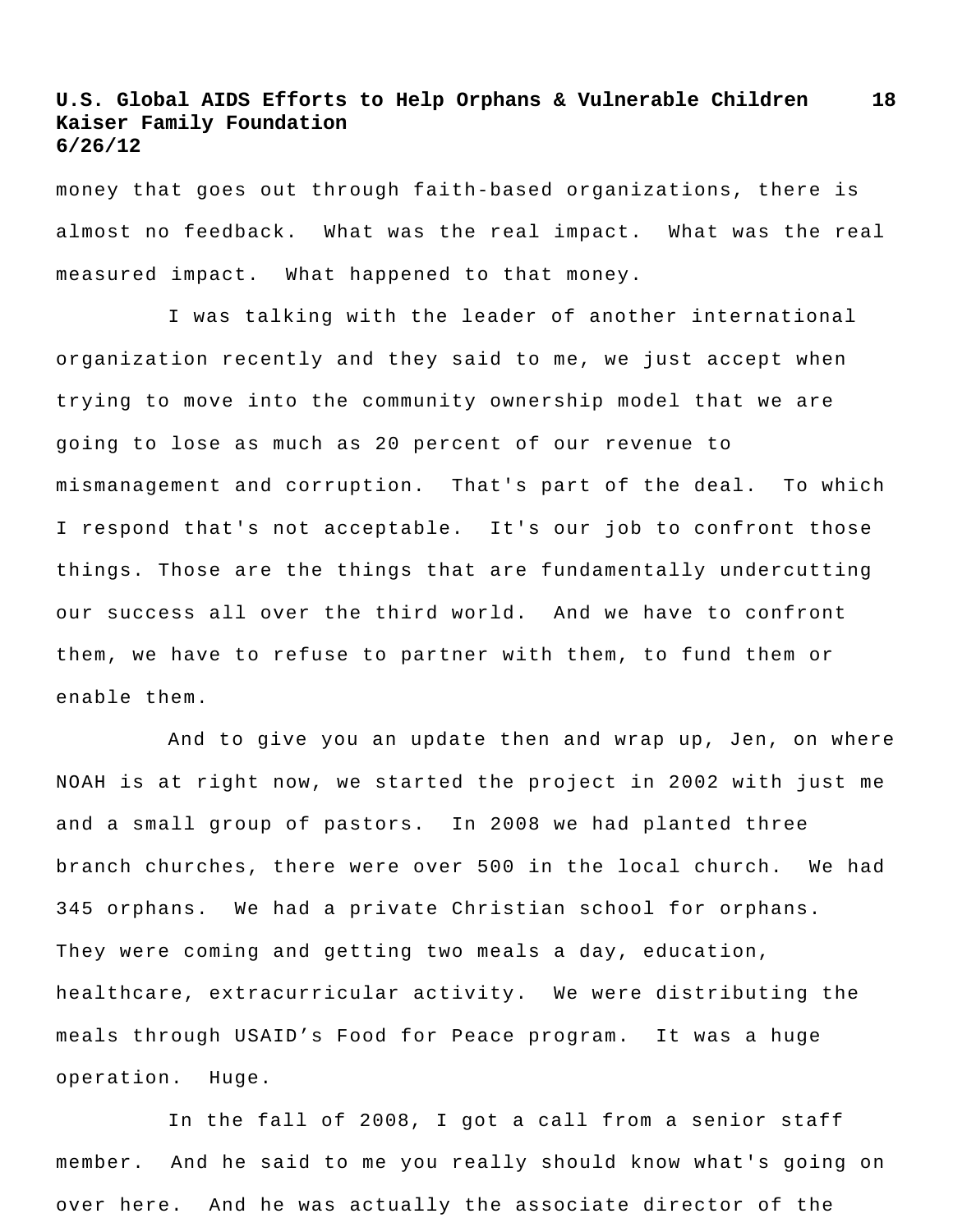money that goes out through faith-based organizations, there is almost no feedback. What was the real impact. What was the real measured impact. What happened to that money.

I was talking with the leader of another international organization recently and they said to me, we just accept when trying to move into the community ownership model that we are going to lose as much as 20 percent of our revenue to mismanagement and corruption. That's part of the deal. To which I respond that's not acceptable. It's our job to confront those things. Those are the things that are fundamentally undercutting our success all over the third world. And we have to confront them, we have to refuse to partner with them, to fund them or enable them.

And to give you an update then and wrap up, Jen, on where NOAH is at right now, we started the project in 2002 with just me and a small group of pastors. In 2008 we had planted three branch churches, there were over 500 in the local church. We had 345 orphans. We had a private Christian school for orphans. They were coming and getting two meals a day, education, healthcare, extracurricular activity. We were distributing the meals through USAID's Food for Peace program. It was a huge operation. Huge.

In the fall of 2008, I got a call from a senior staff member. And he said to me you really should know what's going on over here. And he was actually the associate director of the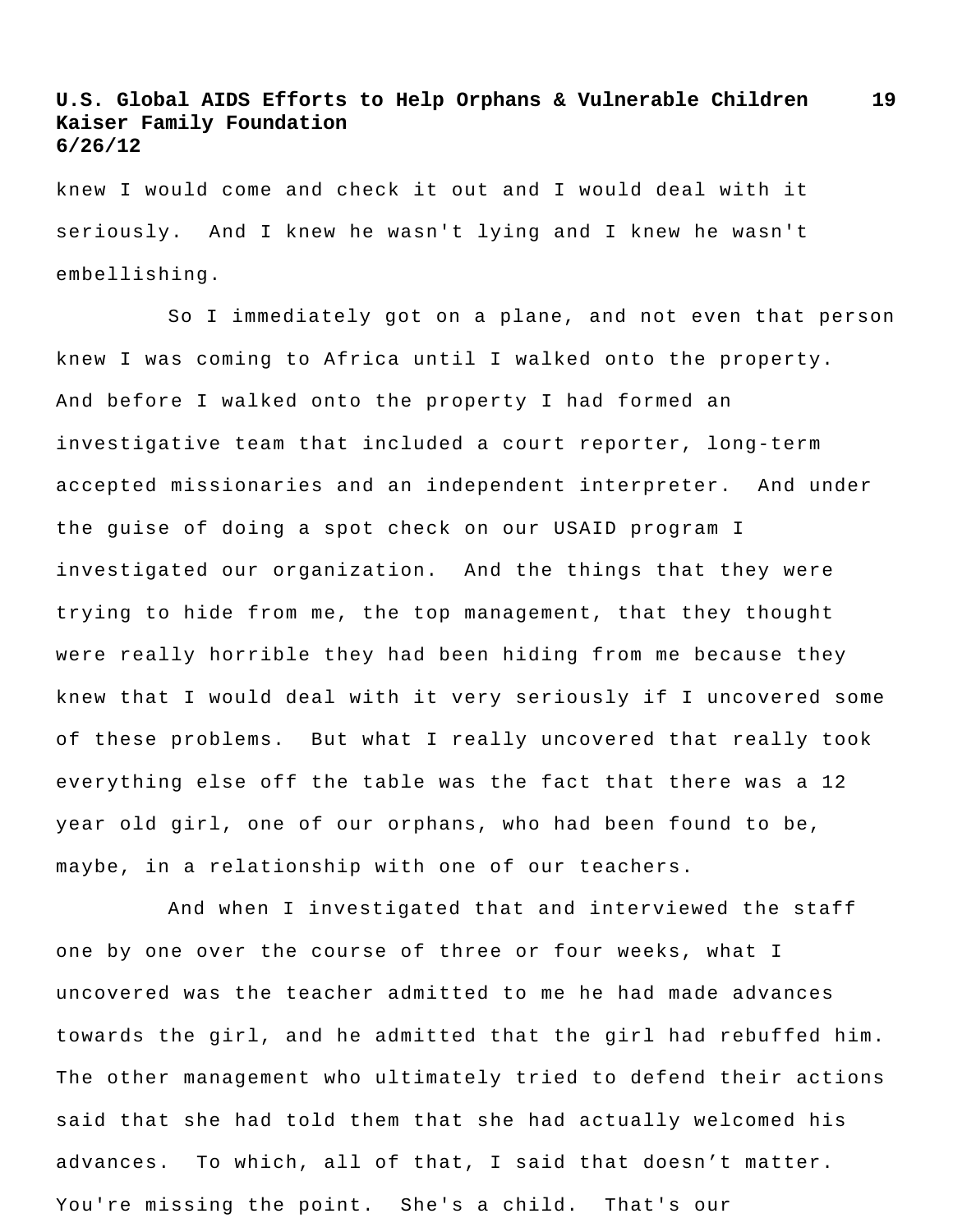knew I would come and check it out and I would deal with it seriously. And I knew he wasn't lying and I knew he wasn't embellishing.

So I immediately got on a plane, and not even that person knew I was coming to Africa until I walked onto the property. And before I walked onto the property I had formed an investigative team that included a court reporter, long-term accepted missionaries and an independent interpreter. And under the guise of doing a spot check on our USAID program I investigated our organization. And the things that they were trying to hide from me, the top management, that they thought were really horrible they had been hiding from me because they knew that I would deal with it very seriously if I uncovered some of these problems. But what I really uncovered that really took everything else off the table was the fact that there was a 12 year old girl, one of our orphans, who had been found to be, maybe, in a relationship with one of our teachers.

And when I investigated that and interviewed the staff one by one over the course of three or four weeks, what I uncovered was the teacher admitted to me he had made advances towards the girl, and he admitted that the girl had rebuffed him. The other management who ultimately tried to defend their actions said that she had told them that she had actually welcomed his advances. To which, all of that, I said that doesn't matter. You're missing the point. She's a child. That's our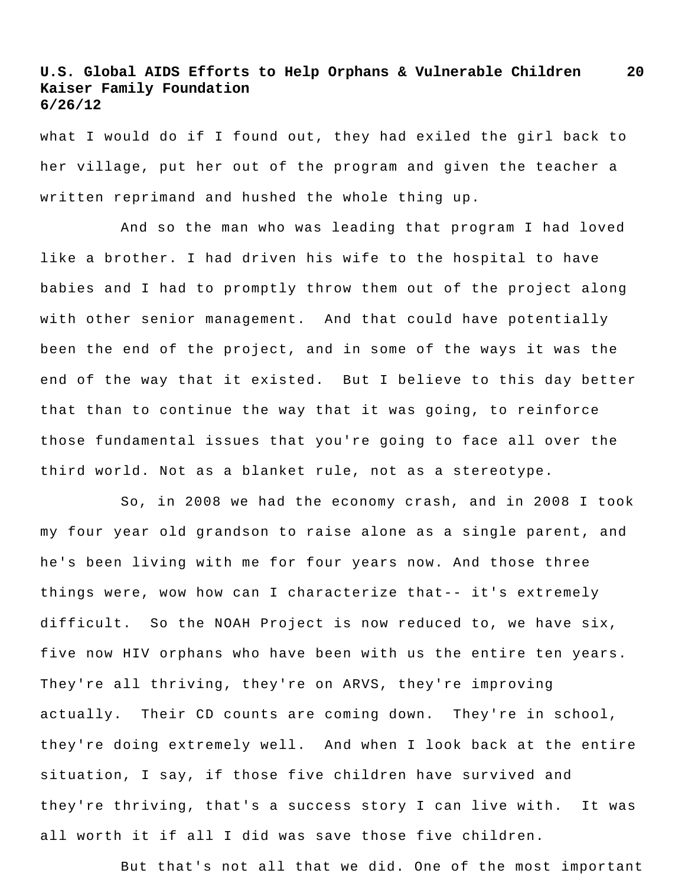what I would do if I found out, they had exiled the girl back to her village, put her out of the program and given the teacher a written reprimand and hushed the whole thing up.

And so the man who was leading that program I had loved like a brother. I had driven his wife to the hospital to have babies and I had to promptly throw them out of the project along with other senior management. And that could have potentially been the end of the project, and in some of the ways it was the end of the way that it existed. But I believe to this day better that than to continue the way that it was going, to reinforce those fundamental issues that you're going to face all over the third world. Not as a blanket rule, not as a stereotype.

So, in 2008 we had the economy crash, and in 2008 I took my four year old grandson to raise alone as a single parent, and he's been living with me for four years now. And those three things were, wow how can I characterize that-- it's extremely difficult. So the NOAH Project is now reduced to, we have six, five now HIV orphans who have been with us the entire ten years. They're all thriving, they're on ARVS, they're improving actually. Their CD counts are coming down. They're in school, they're doing extremely well. And when I look back at the entire situation, I say, if those five children have survived and they're thriving, that's a success story I can live with. It was all worth it if all I did was save those five children.

But that's not all that we did. One of the most important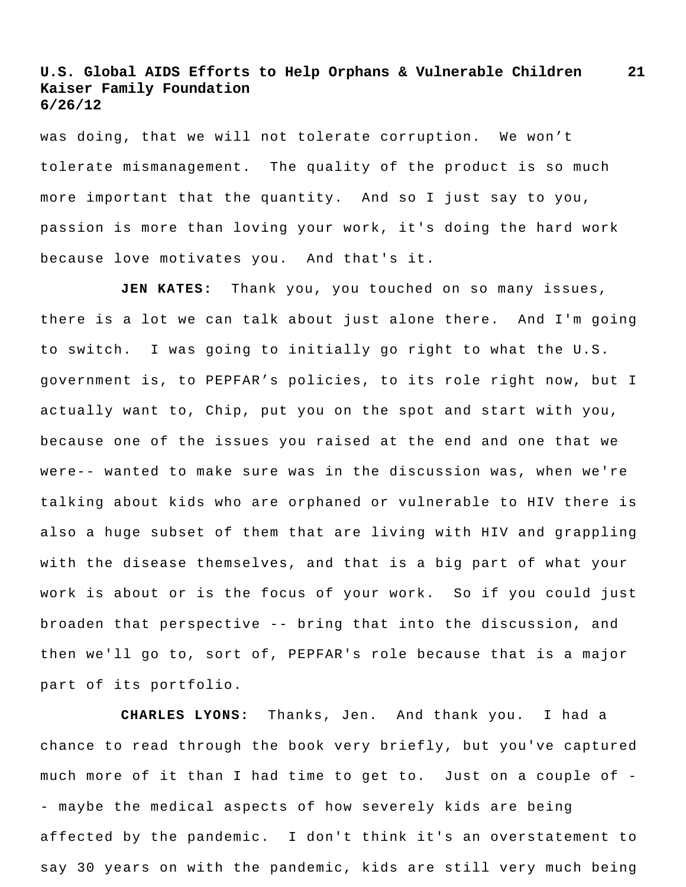was doing, that we will not tolerate corruption.  We won't tolerate mismanagement.  The quality of the product is so much more important that the quantity.  And so I just say to you, passion is more than loving your work, it's doing the hard work because love motivates you.  And that's it.

**JEN KATES:**  Thank you, you touched on so many issues, there is a lot we can talk about just alone there.  And I'm going to switch.  I was going to initially go right to what the U.S. government is, to PEPFAR's policies, to its role right now, but I actually want to, Chip, put you on the spot and start with you, because one of the issues you raised at the end and one that we were-- wanted to make sure was in the discussion was, when we're talking about kids who are orphaned or vulnerable to HIV there is also a huge subset of them that are living with HIV and grappling with the disease themselves, and that is a big part of what your work is about or is the focus of your work.  So if you could just broaden that perspective -- bring that into the discussion, and then we'll go to, sort of, PEPFAR's role because that is a major part of its portfolio.

**CHARLES LYONS:**  Thanks, Jen.  And thank you.  I had a chance to read through the book very briefly, but you've captured much more of it than I had time to get to.  Just on a couple of -- maybe the medical aspects of how severely kids are being affected by the pandemic.  I don't think it's an overstatement to say 30 years on with the pandemic, kids are still very much being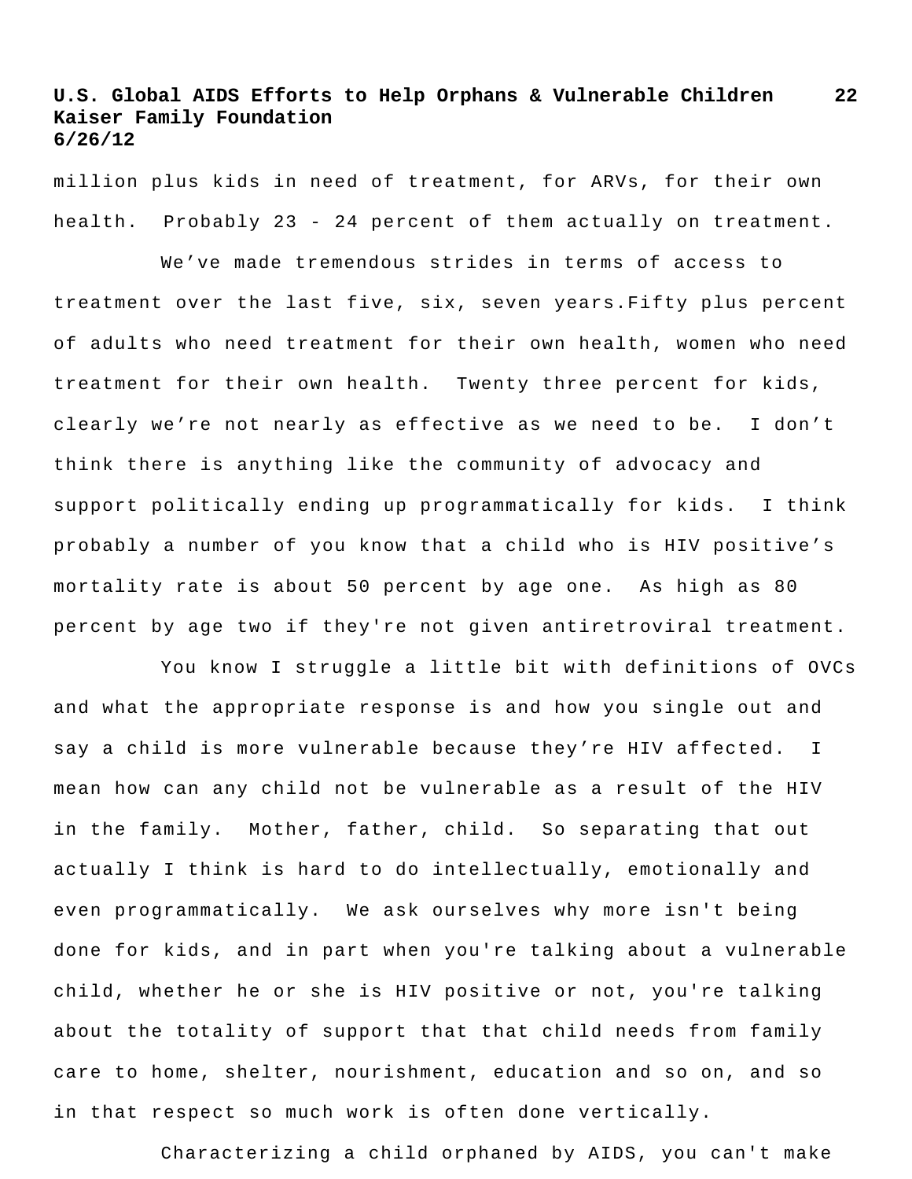million plus kids in need of treatment, for ARVs, for their own health. Probably 23 - 24 percent of them actually on treatment.

We’ve made tremendous strides in terms of access to treatment over the last five, six, seven years.Fifty plus percent of adults who need treatment for their own health, women who need treatment for their own health. Twenty three percent for kids, clearly we’re not nearly as effective as we need to be. I don’t think there is anything like the community of advocacy and support politically ending up programmatically for kids. I think probably a number of you know that a child who is HIV positive’s mortality rate is about 50 percent by age one. As high as 80 percent by age two if they're not given antiretroviral treatment.

You know I struggle a little bit with definitions of OVCs and what the appropriate response is and how you single out and say a child is more vulnerable because they’re HIV affected. I mean how can any child not be vulnerable as a result of the HIV in the family. Mother, father, child. So separating that out actually I think is hard to do intellectually, emotionally and even programmatically. We ask ourselves why more isn't being done for kids, and in part when you're talking about a vulnerable child, whether he or she is HIV positive or not, you're talking about the totality of support that that child needs from family care to home, shelter, nourishment, education and so on, and so in that respect so much work is often done vertically.

Characterizing a child orphaned by AIDS, you can't make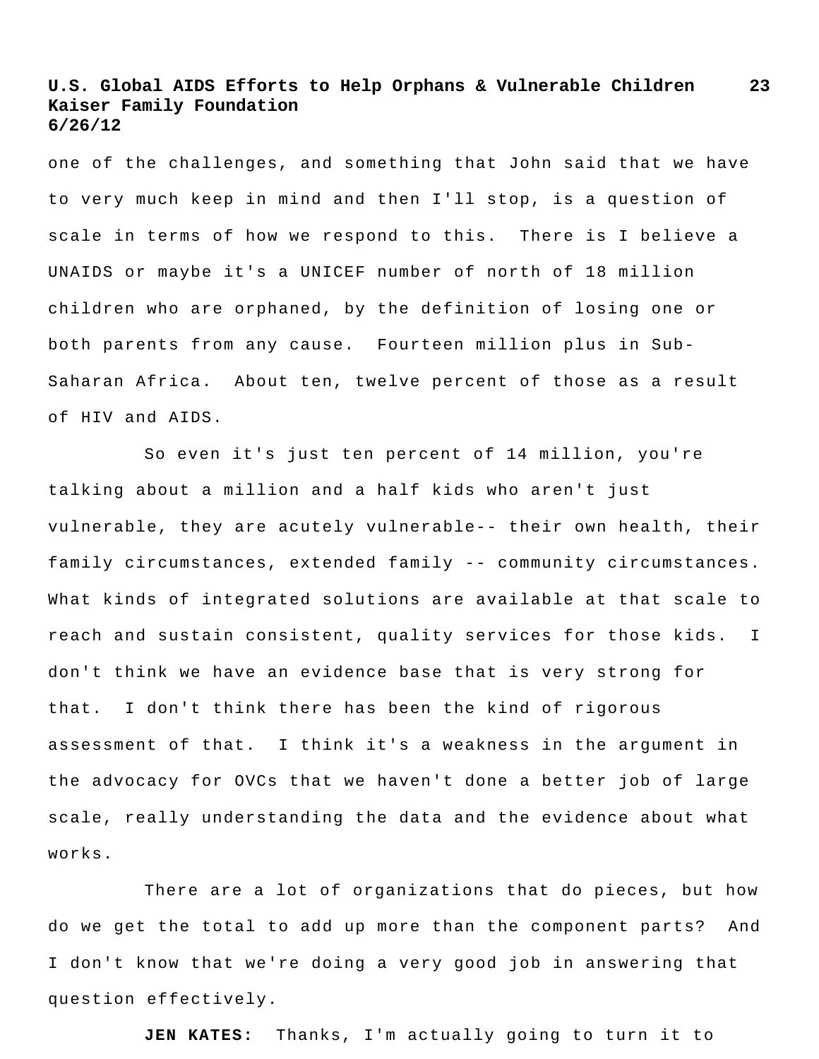one of the challenges, and something that John said that we have to very much keep in mind and then I'll stop, is a question of scale in terms of how we respond to this. There is I believe a UNAIDS or maybe it's a UNICEF number of north of 18 million children who are orphaned, by the definition of losing one or both parents from any cause. Fourteen million plus in Sub-Saharan Africa. About ten, twelve percent of those as a result of HIV and AIDS.

So even it's just ten percent of 14 million, you're talking about a million and a half kids who aren't just vulnerable, they are acutely vulnerable-- their own health, their family circumstances, extended family -- community circumstances. What kinds of integrated solutions are available at that scale to reach and sustain consistent, quality services for those kids. I don't think we have an evidence base that is very strong for that. I don't think there has been the kind of rigorous assessment of that. I think it's a weakness in the argument in the advocacy for OVCs that we haven't done a better job of large scale, really understanding the data and the evidence about what works.

There are a lot of organizations that do pieces, but how do we get the total to add up more than the component parts? And I don't know that we're doing a very good job in answering that question effectively.

**JEN KATES:** Thanks, I'm actually going to turn it to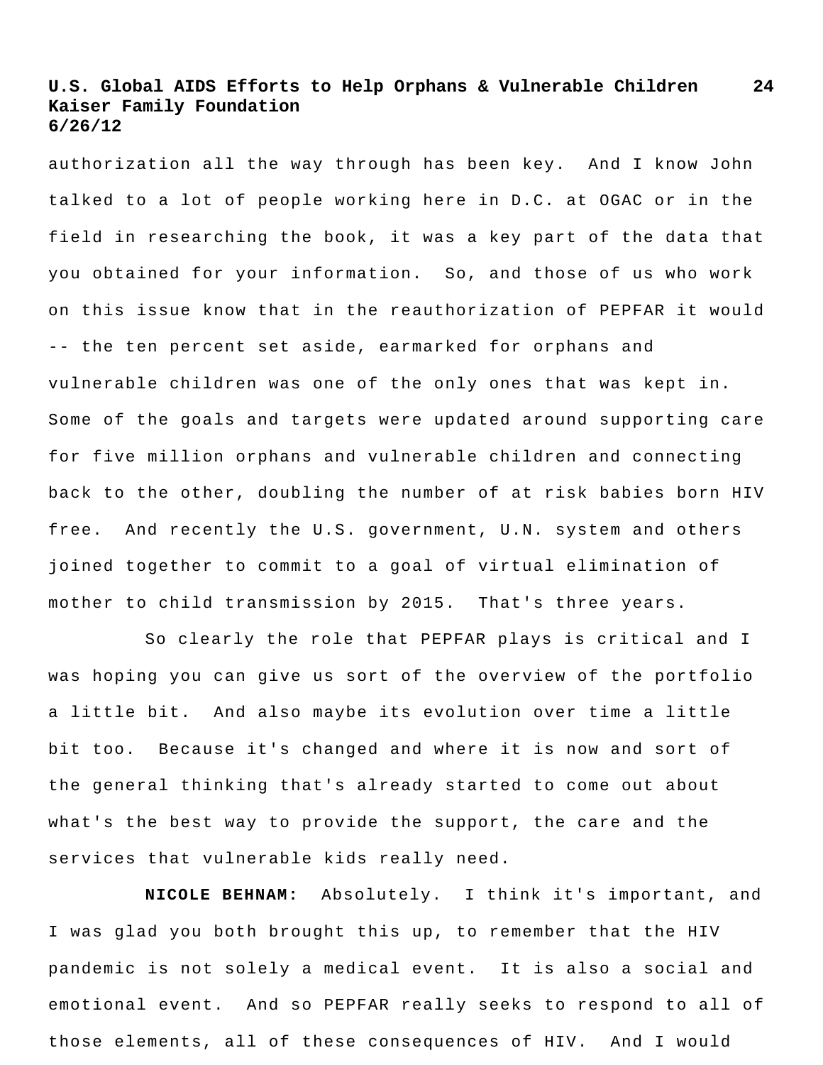authorization all the way through has been key. And I know John talked to a lot of people working here in D.C. at OGAC or in the field in researching the book, it was a key part of the data that you obtained for your information. So, and those of us who work on this issue know that in the reauthorization of PEPFAR it would -- the ten percent set aside, earmarked for orphans and vulnerable children was one of the only ones that was kept in. Some of the goals and targets were updated around supporting care for five million orphans and vulnerable children and connecting back to the other, doubling the number of at risk babies born HIV free. And recently the U.S. government, U.N. system and others joined together to commit to a goal of virtual elimination of mother to child transmission by 2015. That's three years.

So clearly the role that PEPFAR plays is critical and I was hoping you can give us sort of the overview of the portfolio a little bit. And also maybe its evolution over time a little bit too. Because it's changed and where it is now and sort of the general thinking that's already started to come out about what's the best way to provide the support, the care and the services that vulnerable kids really need.

**NICOLE BEHNAM:** Absolutely. I think it's important, and I was glad you both brought this up, to remember that the HIV pandemic is not solely a medical event. It is also a social and emotional event. And so PEPFAR really seeks to respond to all of those elements, all of these consequences of HIV. And I would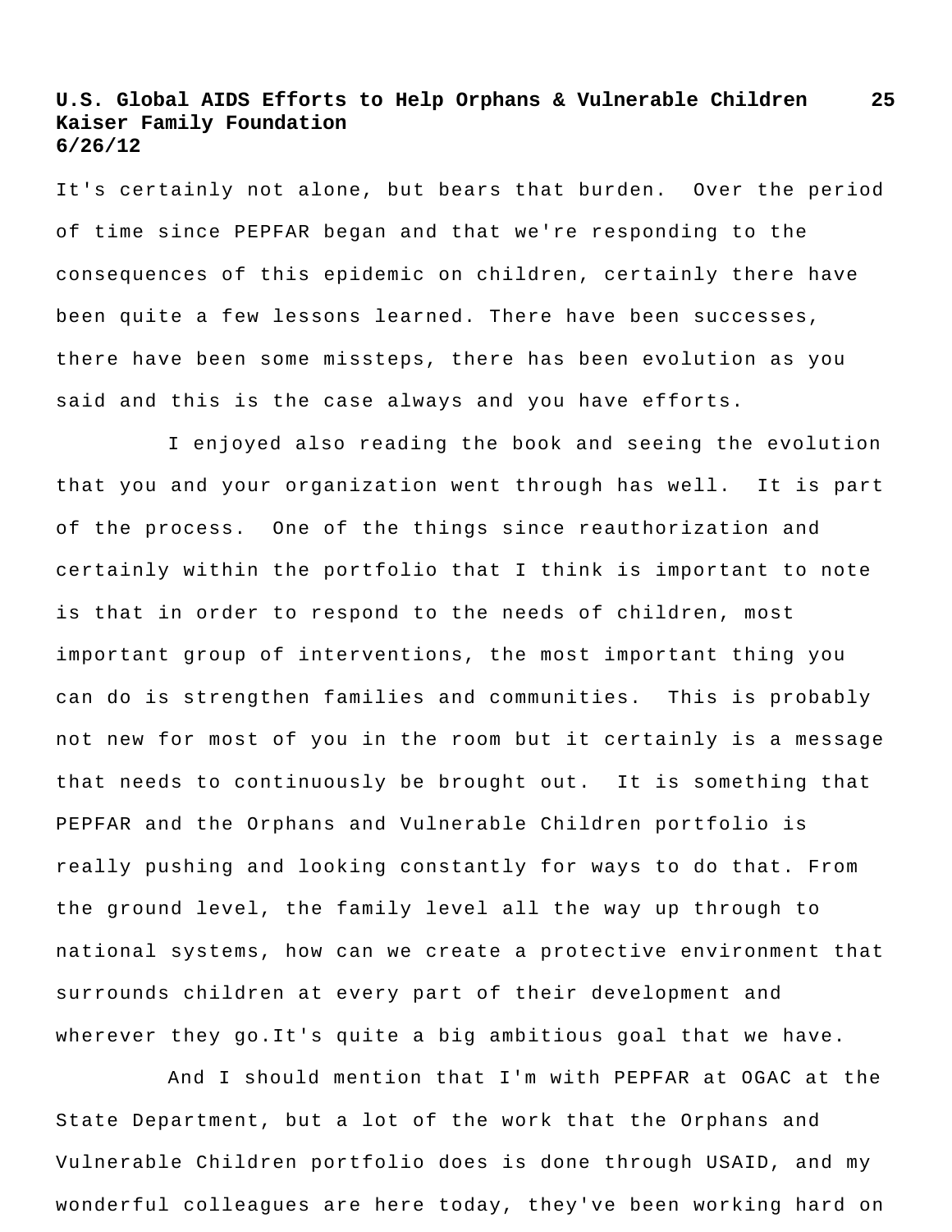It's certainly not alone, but bears that burden.  Over the period of time since PEPFAR began and that we're responding to the consequences of this epidemic on children, certainly there have been quite a few lessons learned. There have been successes, there have been some missteps, there has been evolution as you said and this is the case always and you have efforts.

I enjoyed also reading the book and seeing the evolution that you and your organization went through has well.  It is part of the process.  One of the things since reauthorization and certainly within the portfolio that I think is important to note is that in order to respond to the needs of children, most important group of interventions, the most important thing you can do is strengthen families and communities.  This is probably not new for most of you in the room but it certainly is a message that needs to continuously be brought out.  It is something that PEPFAR and the Orphans and Vulnerable Children portfolio is really pushing and looking constantly for ways to do that. From the ground level, the family level all the way up through to national systems, how can we create a protective environment that surrounds children at every part of their development and wherever they go.It's quite a big ambitious goal that we have.

And I should mention that I'm with PEPFAR at OGAC at the State Department, but a lot of the work that the Orphans and Vulnerable Children portfolio does is done through USAID, and my wonderful colleagues are here today, they've been working hard on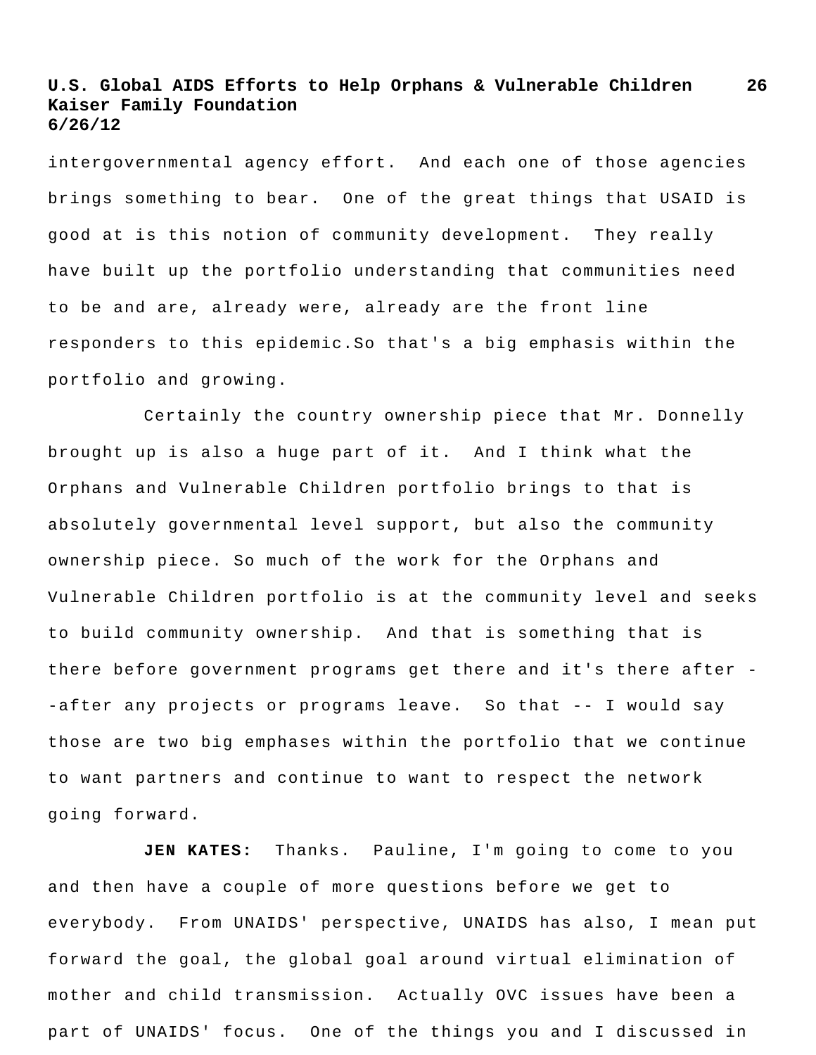intergovernmental agency effort. And each one of those agencies brings something to bear. One of the great things that USAID is good at is this notion of community development. They really have built up the portfolio understanding that communities need to be and are, already were, already are the front line responders to this epidemic.So that's a big emphasis within the portfolio and growing.

Certainly the country ownership piece that Mr. Donnelly brought up is also a huge part of it. And I think what the Orphans and Vulnerable Children portfolio brings to that is absolutely governmental level support, but also the community ownership piece. So much of the work for the Orphans and Vulnerable Children portfolio is at the community level and seeks to build community ownership. And that is something that is there before government programs get there and it's there after --after any projects or programs leave. So that -- I would say those are two big emphases within the portfolio that we continue to want partners and continue to want to respect the network going forward.

**JEN KATES:** Thanks. Pauline, I'm going to come to you and then have a couple of more questions before we get to everybody. From UNAIDS' perspective, UNAIDS has also, I mean put forward the goal, the global goal around virtual elimination of mother and child transmission. Actually OVC issues have been a part of UNAIDS' focus. One of the things you and I discussed in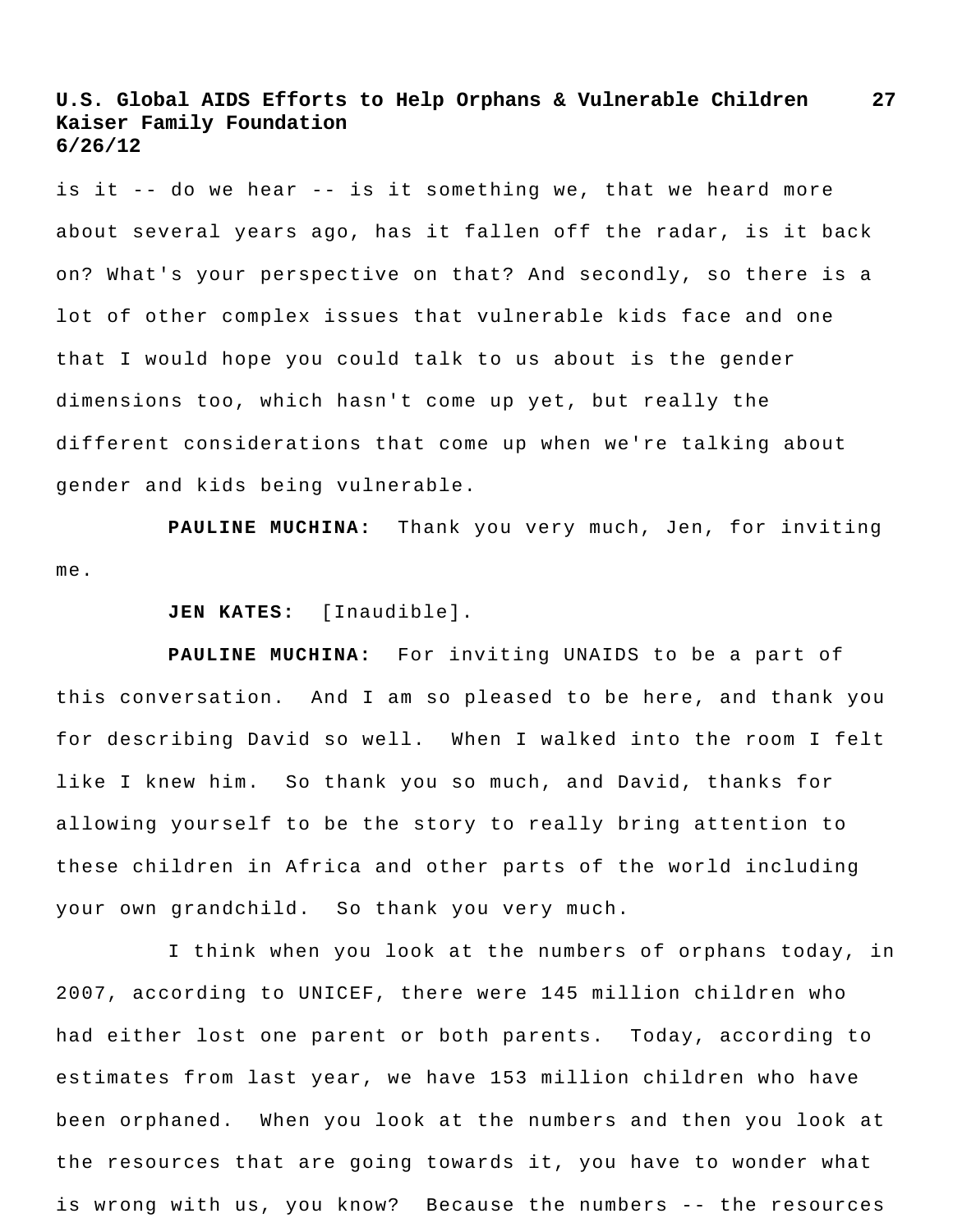is it -- do we hear -- is it something we, that we heard more about several years ago, has it fallen off the radar, is it back on? What's your perspective on that? And secondly, so there is a lot of other complex issues that vulnerable kids face and one that I would hope you could talk to us about is the gender dimensions too, which hasn't come up yet, but really the different considerations that come up when we're talking about gender and kids being vulnerable.

**PAULINE MUCHINA:** Thank you very much, Jen, for inviting me.

**JEN KATES:** [Inaudible].

**PAULINE MUCHINA:** For inviting UNAIDS to be a part of this conversation. And I am so pleased to be here, and thank you for describing David so well. When I walked into the room I felt like I knew him. So thank you so much, and David, thanks for allowing yourself to be the story to really bring attention to these children in Africa and other parts of the world including your own grandchild. So thank you very much.

I think when you look at the numbers of orphans today, in 2007, according to UNICEF, there were 145 million children who had either lost one parent or both parents. Today, according to estimates from last year, we have 153 million children who have been orphaned. When you look at the numbers and then you look at the resources that are going towards it, you have to wonder what is wrong with us, you know? Because the numbers -- the resources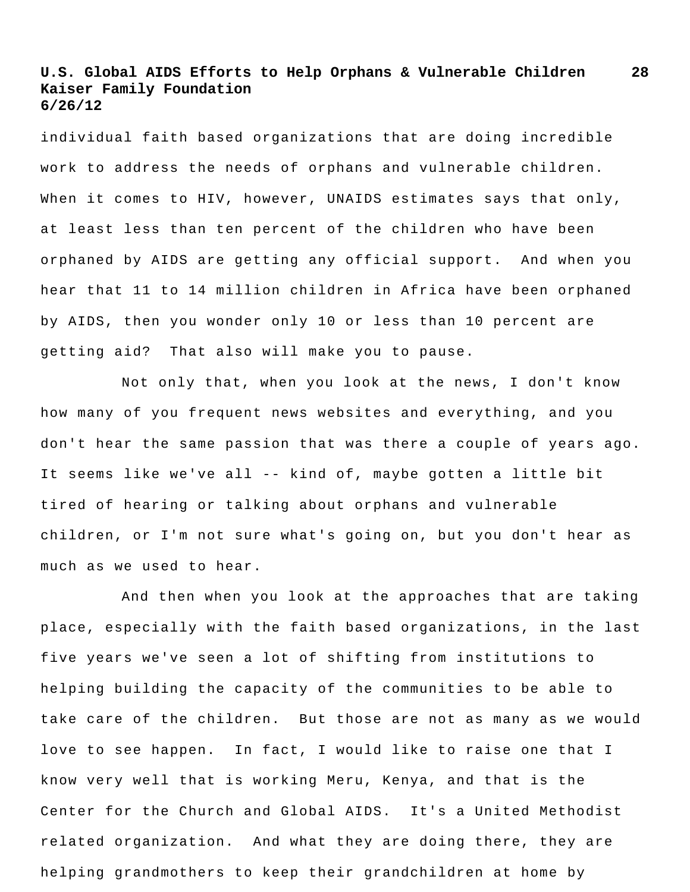individual faith based organizations that are doing incredible work to address the needs of orphans and vulnerable children. When it comes to HIV, however, UNAIDS estimates says that only, at least less than ten percent of the children who have been orphaned by AIDS are getting any official support. And when you hear that 11 to 14 million children in Africa have been orphaned by AIDS, then you wonder only 10 or less than 10 percent are getting aid? That also will make you to pause.

Not only that, when you look at the news, I don't know how many of you frequent news websites and everything, and you don't hear the same passion that was there a couple of years ago. It seems like we've all -- kind of, maybe gotten a little bit tired of hearing or talking about orphans and vulnerable children, or I'm not sure what's going on, but you don't hear as much as we used to hear.

And then when you look at the approaches that are taking place, especially with the faith based organizations, in the last five years we've seen a lot of shifting from institutions to helping building the capacity of the communities to be able to take care of the children. But those are not as many as we would love to see happen. In fact, I would like to raise one that I know very well that is working Meru, Kenya, and that is the Center for the Church and Global AIDS. It's a United Methodist related organization. And what they are doing there, they are helping grandmothers to keep their grandchildren at home by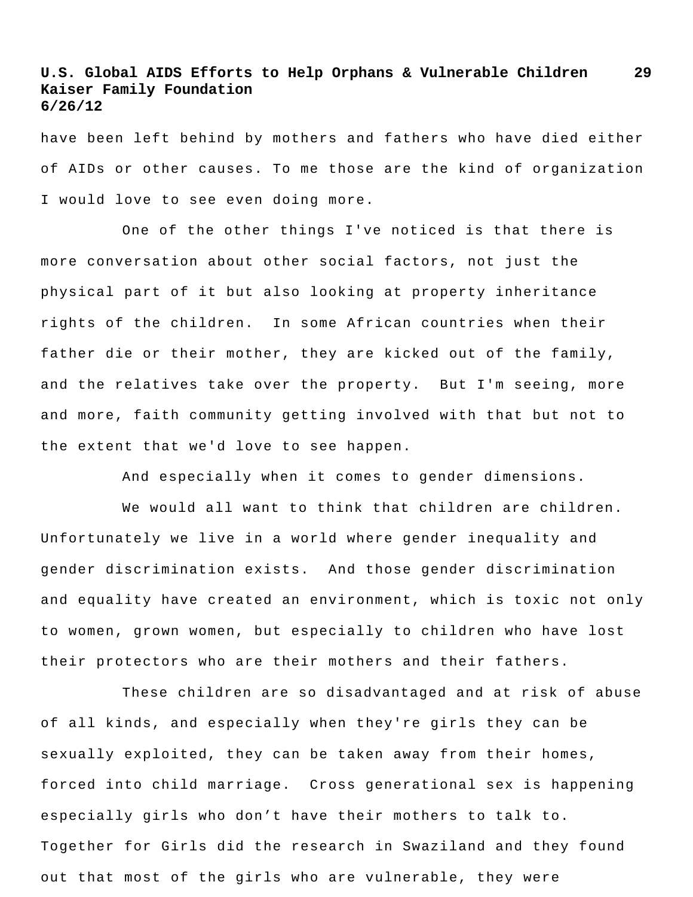have been left behind by mothers and fathers who have died either of AIDs or other causes. To me those are the kind of organization I would love to see even doing more.

One of the other things I've noticed is that there is more conversation about other social factors, not just the physical part of it but also looking at property inheritance rights of the children. In some African countries when their father die or their mother, they are kicked out of the family, and the relatives take over the property. But I'm seeing, more and more, faith community getting involved with that but not to the extent that we'd love to see happen.

And especially when it comes to gender dimensions.

We would all want to think that children are children. Unfortunately we live in a world where gender inequality and gender discrimination exists. And those gender discrimination and equality have created an environment, which is toxic not only to women, grown women, but especially to children who have lost their protectors who are their mothers and their fathers.

These children are so disadvantaged and at risk of abuse of all kinds, and especially when they're girls they can be sexually exploited, they can be taken away from their homes, forced into child marriage. Cross generational sex is happening especially girls who don't have their mothers to talk to. Together for Girls did the research in Swaziland and they found out that most of the girls who are vulnerable, they were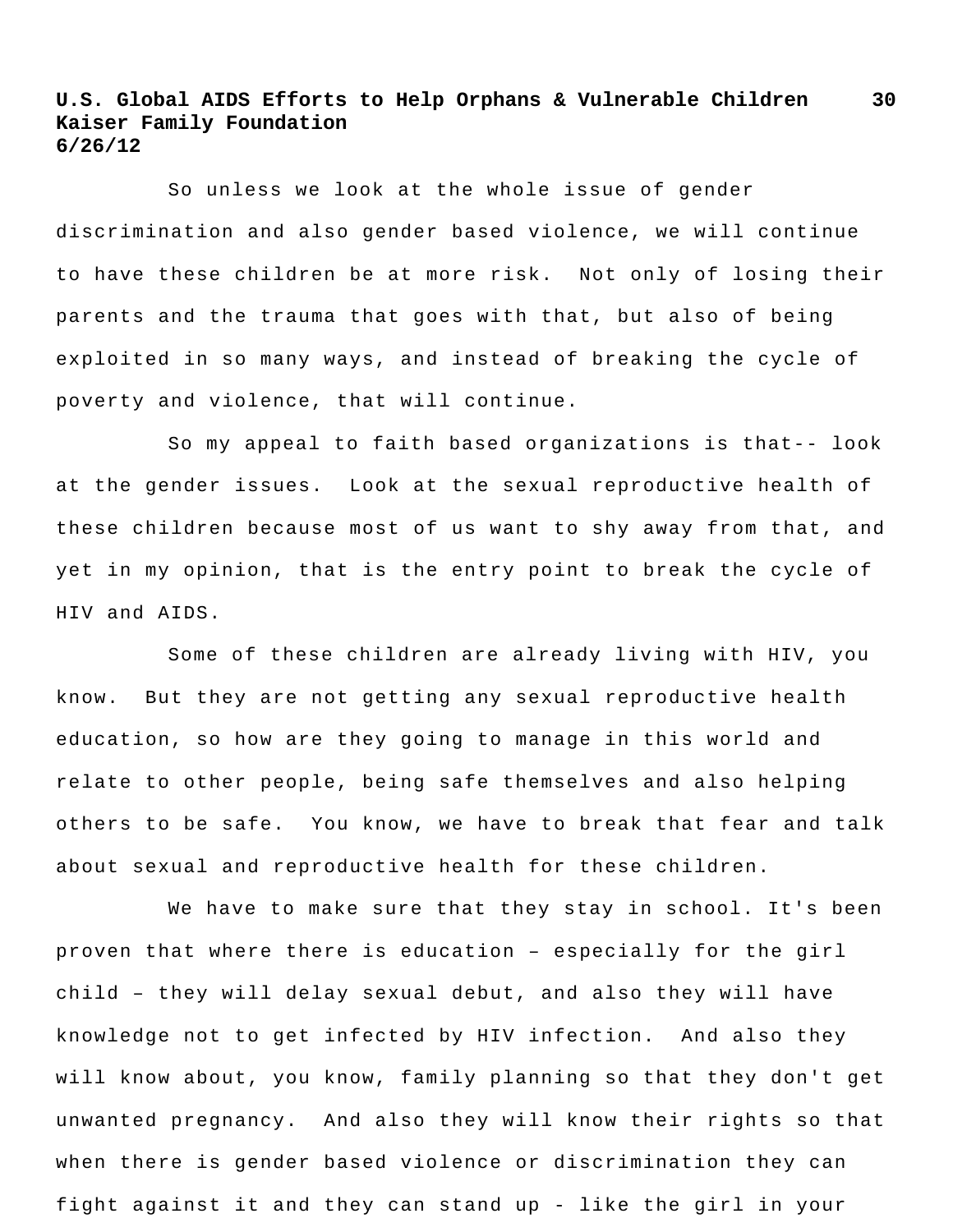So unless we look at the whole issue of gender discrimination and also gender based violence, we will continue to have these children be at more risk. Not only of losing their parents and the trauma that goes with that, but also of being exploited in so many ways, and instead of breaking the cycle of poverty and violence, that will continue.

So my appeal to faith based organizations is that-- look at the gender issues. Look at the sexual reproductive health of these children because most of us want to shy away from that, and yet in my opinion, that is the entry point to break the cycle of HIV and AIDS.

Some of these children are already living with HIV, you know. But they are not getting any sexual reproductive health education, so how are they going to manage in this world and relate to other people, being safe themselves and also helping others to be safe. You know, we have to break that fear and talk about sexual and reproductive health for these children.

We have to make sure that they stay in school. It's been proven that where there is education – especially for the girl child – they will delay sexual debut, and also they will have knowledge not to get infected by HIV infection. And also they will know about, you know, family planning so that they don't get unwanted pregnancy. And also they will know their rights so that when there is gender based violence or discrimination they can fight against it and they can stand up - like the girl in your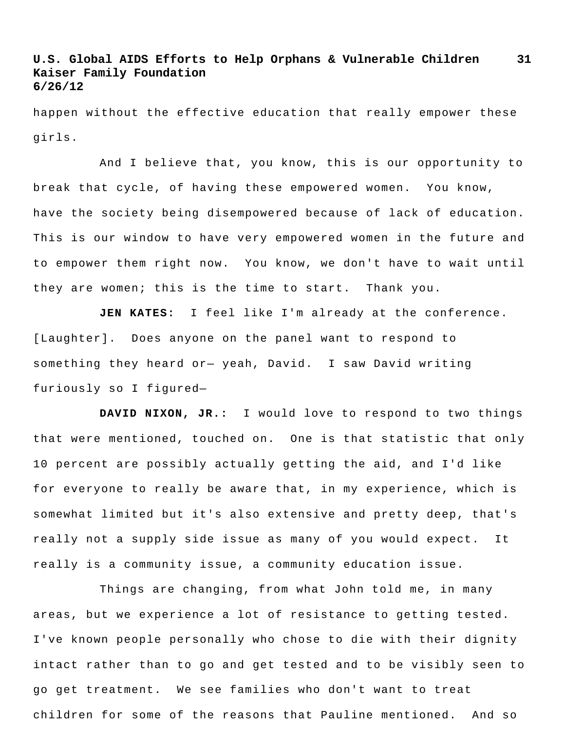happen without the effective education that really empower these girls.

And I believe that, you know, this is our opportunity to break that cycle, of having these empowered women. You know, have the society being disempowered because of lack of education. This is our window to have very empowered women in the future and to empower them right now. You know, we don't have to wait until they are women; this is the time to start. Thank you.

**JEN KATES:** I feel like I'm already at the conference. [Laughter]. Does anyone on the panel want to respond to something they heard or— yeah, David. I saw David writing furiously so I figured—

**DAVID NIXON, JR.:** I would love to respond to two things that were mentioned, touched on. One is that statistic that only 10 percent are possibly actually getting the aid, and I'd like for everyone to really be aware that, in my experience, which is somewhat limited but it's also extensive and pretty deep, that's really not a supply side issue as many of you would expect. It really is a community issue, a community education issue.

Things are changing, from what John told me, in many areas, but we experience a lot of resistance to getting tested. I've known people personally who chose to die with their dignity intact rather than to go and get tested and to be visibly seen to go get treatment. We see families who don't want to treat children for some of the reasons that Pauline mentioned. And so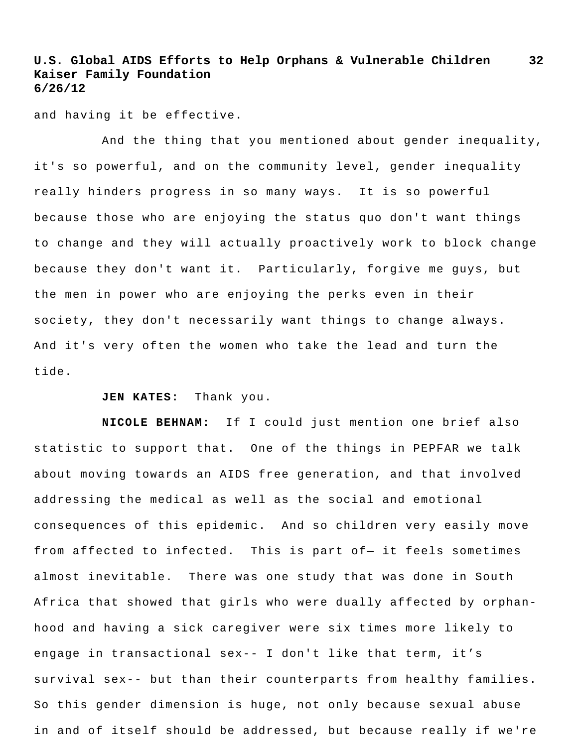and having it be effective.

And the thing that you mentioned about gender inequality, it's so powerful, and on the community level, gender inequality really hinders progress in so many ways. It is so powerful because those who are enjoying the status quo don't want things to change and they will actually proactively work to block change because they don't want it. Particularly, forgive me guys, but the men in power who are enjoying the perks even in their society, they don't necessarily want things to change always. And it's very often the women who take the lead and turn the tide.

**JEN KATES:** Thank you.

**NICOLE BEHNAM:** If I could just mention one brief also statistic to support that. One of the things in PEPFAR we talk about moving towards an AIDS free generation, and that involved addressing the medical as well as the social and emotional consequences of this epidemic. And so children very easily move from affected to infected. This is part of— it feels sometimes almost inevitable. There was one study that was done in South Africa that showed that girls who were dually affected by orphan-hood and having a sick caregiver were six times more likely to engage in transactional sex-- I don't like that term, it's survival sex-- but than their counterparts from healthy families. So this gender dimension is huge, not only because sexual abuse in and of itself should be addressed, but because really if we're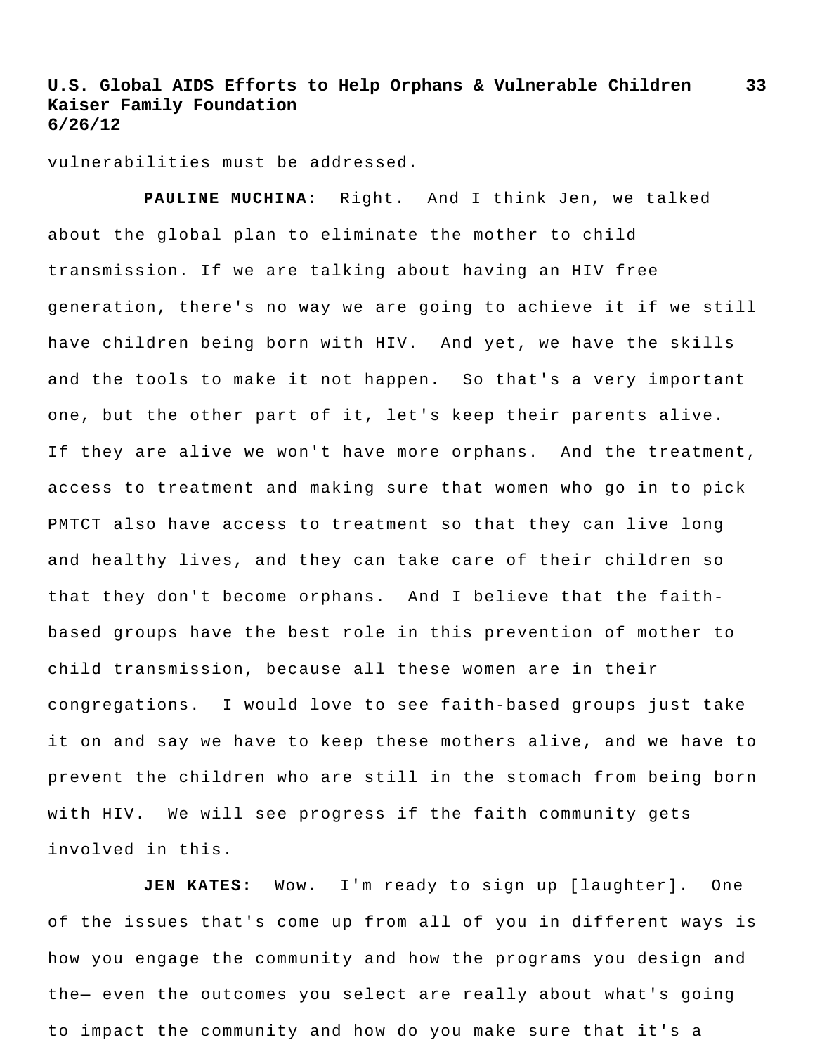vulnerabilities must be addressed.

**PAULINE MUCHINA:** Right. And I think Jen, we talked about the global plan to eliminate the mother to child transmission. If we are talking about having an HIV free generation, there's no way we are going to achieve it if we still have children being born with HIV. And yet, we have the skills and the tools to make it not happen. So that's a very important one, but the other part of it, let's keep their parents alive. If they are alive we won't have more orphans. And the treatment, access to treatment and making sure that women who go in to pick PMTCT also have access to treatment so that they can live long and healthy lives, and they can take care of their children so that they don't become orphans. And I believe that the faith-based groups have the best role in this prevention of mother to child transmission, because all these women are in their congregations. I would love to see faith-based groups just take it on and say we have to keep these mothers alive, and we have to prevent the children who are still in the stomach from being born with HIV. We will see progress if the faith community gets involved in this.

**JEN KATES:** Wow. I'm ready to sign up [laughter]. One of the issues that's come up from all of you in different ways is how you engage the community and how the programs you design and the— even the outcomes you select are really about what's going to impact the community and how do you make sure that it's a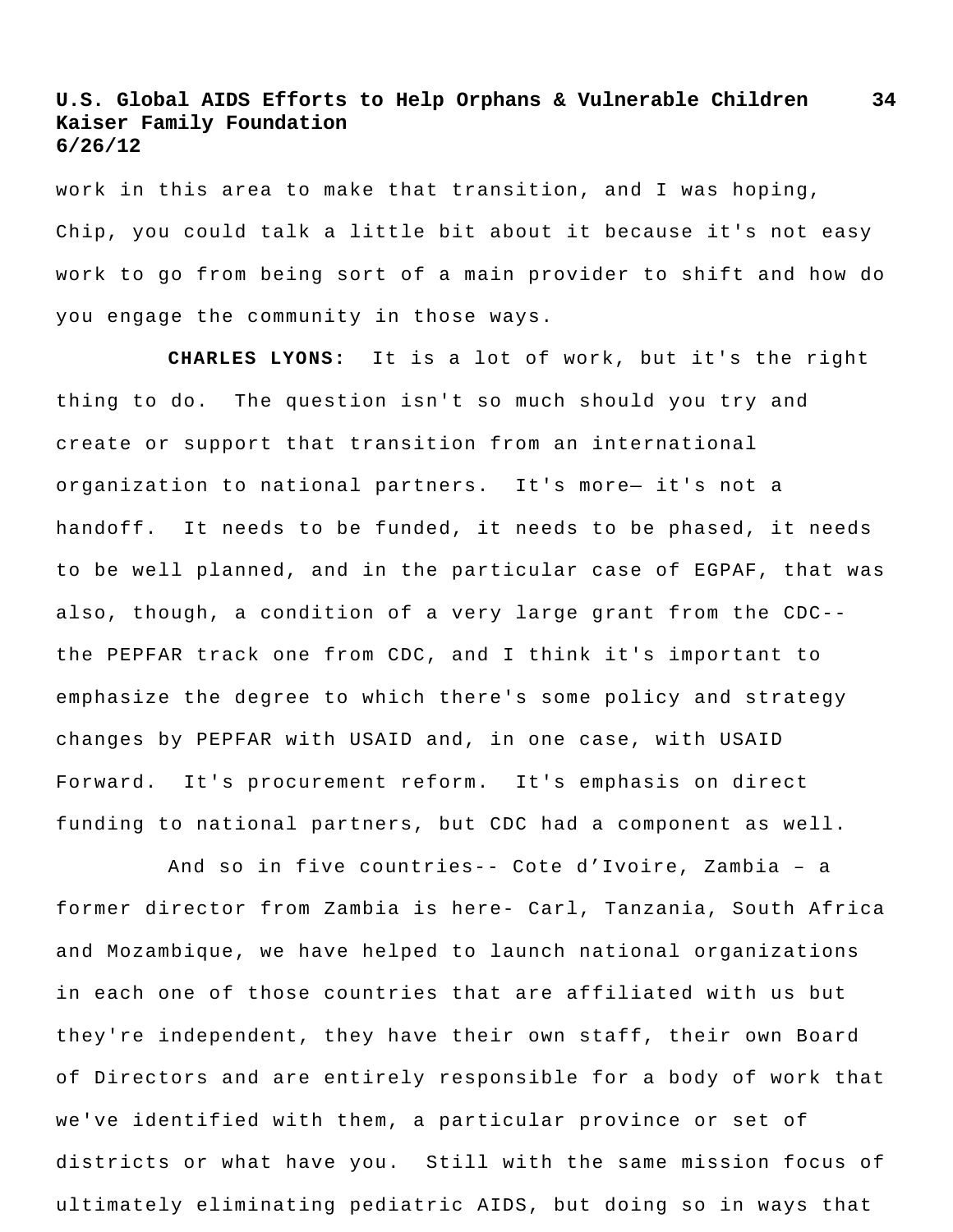work in this area to make that transition, and I was hoping, Chip, you could talk a little bit about it because it's not easy work to go from being sort of a main provider to shift and how do you engage the community in those ways.

**CHARLES LYONS:** It is a lot of work, but it's the right thing to do. The question isn't so much should you try and create or support that transition from an international organization to national partners. It's more— it's not a handoff. It needs to be funded, it needs to be phased, it needs to be well planned, and in the particular case of EGPAF, that was also, though, a condition of a very large grant from the CDC-- the PEPFAR track one from CDC, and I think it's important to emphasize the degree to which there's some policy and strategy changes by PEPFAR with USAID and, in one case, with USAID Forward. It's procurement reform. It's emphasis on direct funding to national partners, but CDC had a component as well.

And so in five countries-- Cote d'Ivoire, Zambia – a former director from Zambia is here- Carl, Tanzania, South Africa and Mozambique, we have helped to launch national organizations in each one of those countries that are affiliated with us but they're independent, they have their own staff, their own Board of Directors and are entirely responsible for a body of work that we've identified with them, a particular province or set of districts or what have you. Still with the same mission focus of ultimately eliminating pediatric AIDS, but doing so in ways that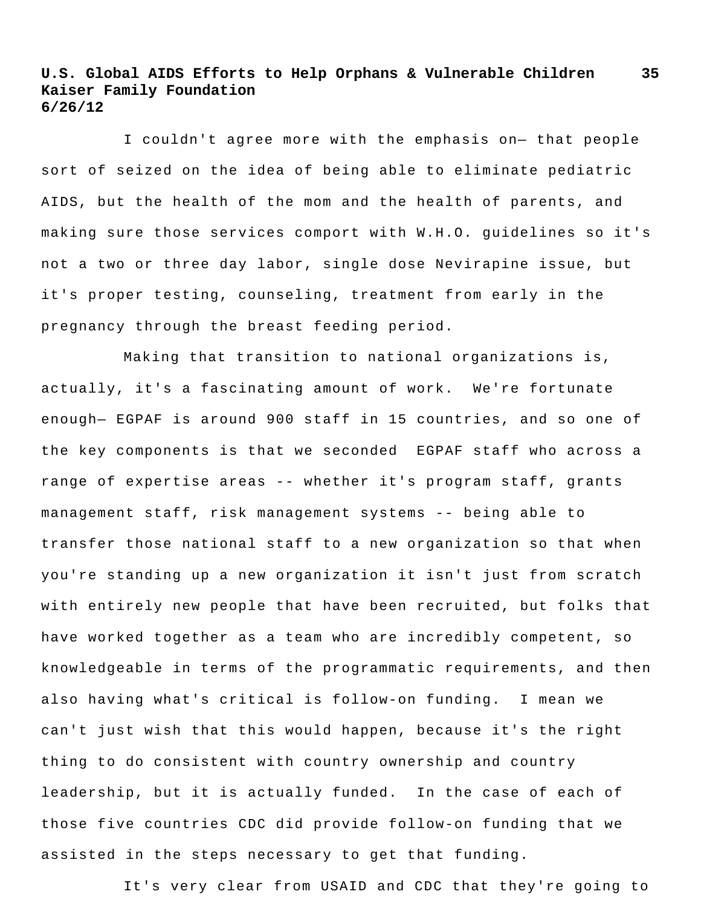I couldn't agree more with the emphasis on— that people sort of seized on the idea of being able to eliminate pediatric AIDS, but the health of the mom and the health of parents, and making sure those services comport with W.H.O. guidelines so it's not a two or three day labor, single dose Nevirapine issue, but it's proper testing, counseling, treatment from early in the pregnancy through the breast feeding period.

Making that transition to national organizations is, actually, it's a fascinating amount of work. We're fortunate enough— EGPAF is around 900 staff in 15 countries, and so one of the key components is that we seconded EGPAF staff who across a range of expertise areas -- whether it's program staff, grants management staff, risk management systems -- being able to transfer those national staff to a new organization so that when you're standing up a new organization it isn't just from scratch with entirely new people that have been recruited, but folks that have worked together as a team who are incredibly competent, so knowledgeable in terms of the programmatic requirements, and then also having what's critical is follow-on funding. I mean we can't just wish that this would happen, because it's the right thing to do consistent with country ownership and country leadership, but it is actually funded. In the case of each of those five countries CDC did provide follow-on funding that we assisted in the steps necessary to get that funding.

It's very clear from USAID and CDC that they're going to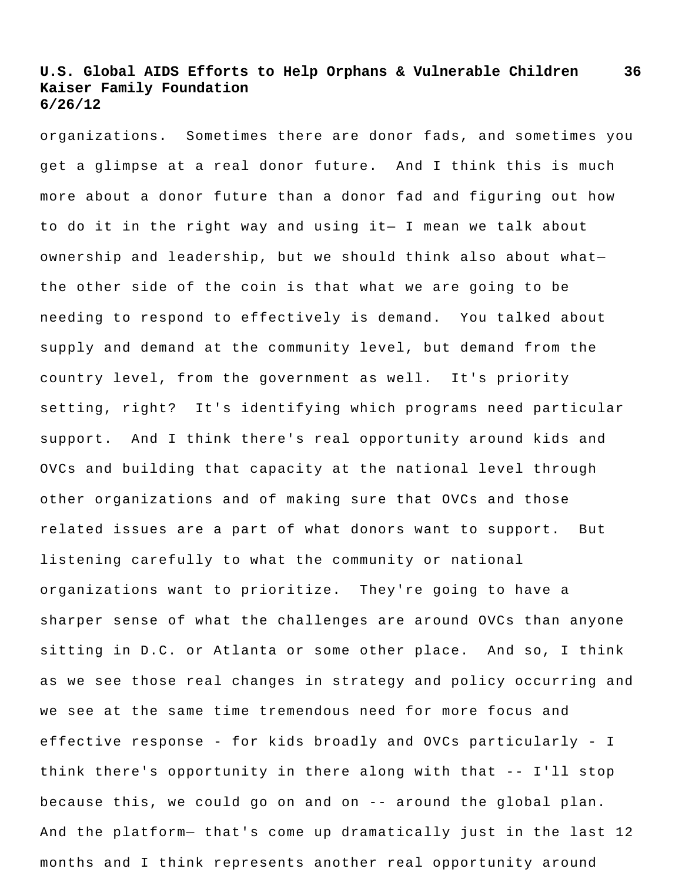organizations. Sometimes there are donor fads, and sometimes you get a glimpse at a real donor future. And I think this is much more about a donor future than a donor fad and figuring out how to do it in the right way and using it— I mean we talk about ownership and leadership, but we should think also about what— the other side of the coin is that what we are going to be needing to respond to effectively is demand. You talked about supply and demand at the community level, but demand from the country level, from the government as well. It's priority setting, right? It's identifying which programs need particular support. And I think there's real opportunity around kids and OVCs and building that capacity at the national level through other organizations and of making sure that OVCs and those related issues are a part of what donors want to support. But listening carefully to what the community or national organizations want to prioritize. They're going to have a sharper sense of what the challenges are around OVCs than anyone sitting in D.C. or Atlanta or some other place. And so, I think as we see those real changes in strategy and policy occurring and we see at the same time tremendous need for more focus and effective response - for kids broadly and OVCs particularly - I think there's opportunity in there along with that -- I'll stop because this, we could go on and on -- around the global plan. And the platform— that's come up dramatically just in the last 12 months and I think represents another real opportunity around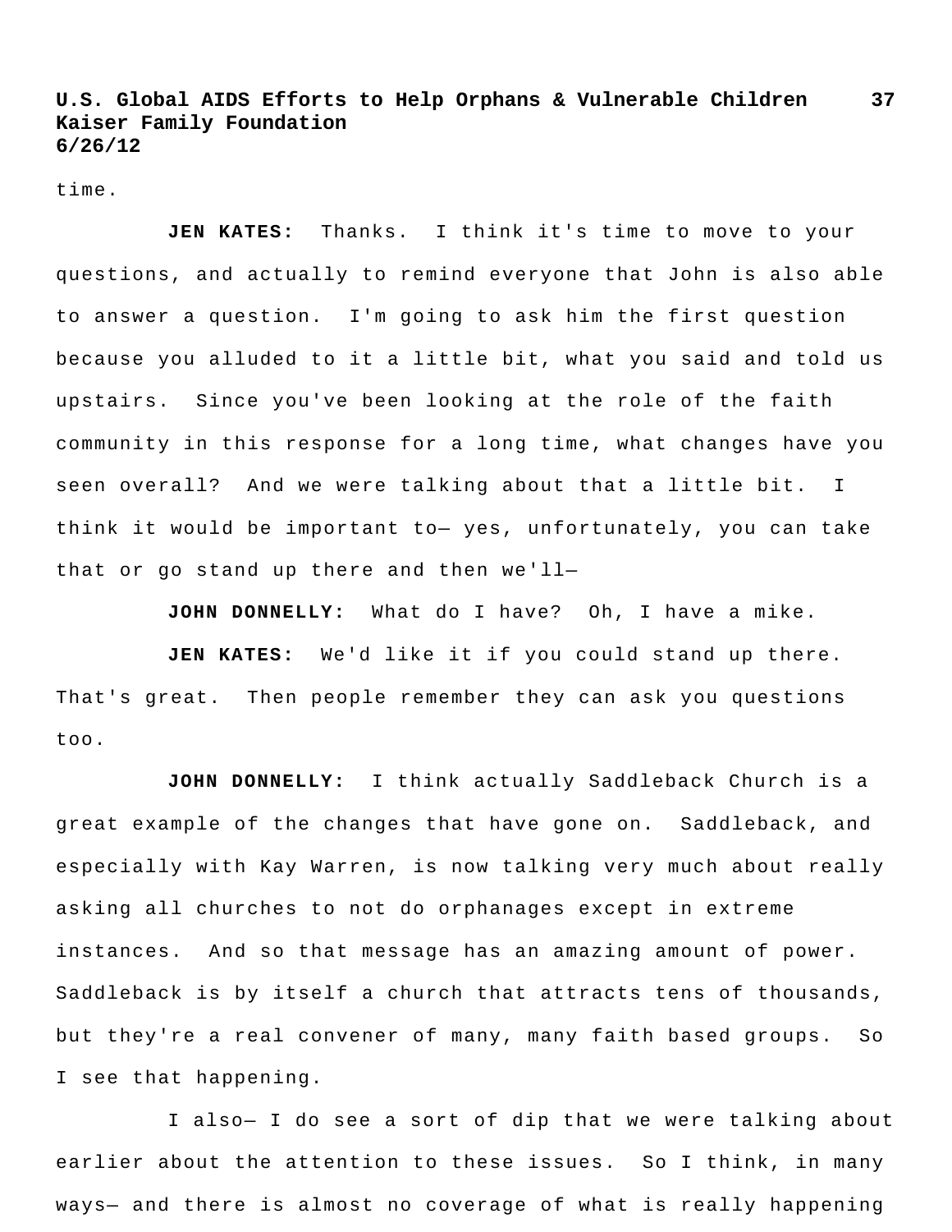time.

**JEN KATES:** Thanks. I think it's time to move to your questions, and actually to remind everyone that John is also able to answer a question. I'm going to ask him the first question because you alluded to it a little bit, what you said and told us upstairs. Since you've been looking at the role of the faith community in this response for a long time, what changes have you seen overall? And we were talking about that a little bit. I think it would be important to— yes, unfortunately, you can take that or go stand up there and then we'll—

**JOHN DONNELLY:** What do I have? Oh, I have a mike.

**JEN KATES:** We'd like it if you could stand up there. That's great. Then people remember they can ask you questions too.

**JOHN DONNELLY:** I think actually Saddleback Church is a great example of the changes that have gone on. Saddleback, and especially with Kay Warren, is now talking very much about really asking all churches to not do orphanages except in extreme instances. And so that message has an amazing amount of power. Saddleback is by itself a church that attracts tens of thousands, but they're a real convener of many, many faith based groups. So I see that happening.

I also— I do see a sort of dip that we were talking about earlier about the attention to these issues. So I think, in many ways— and there is almost no coverage of what is really happening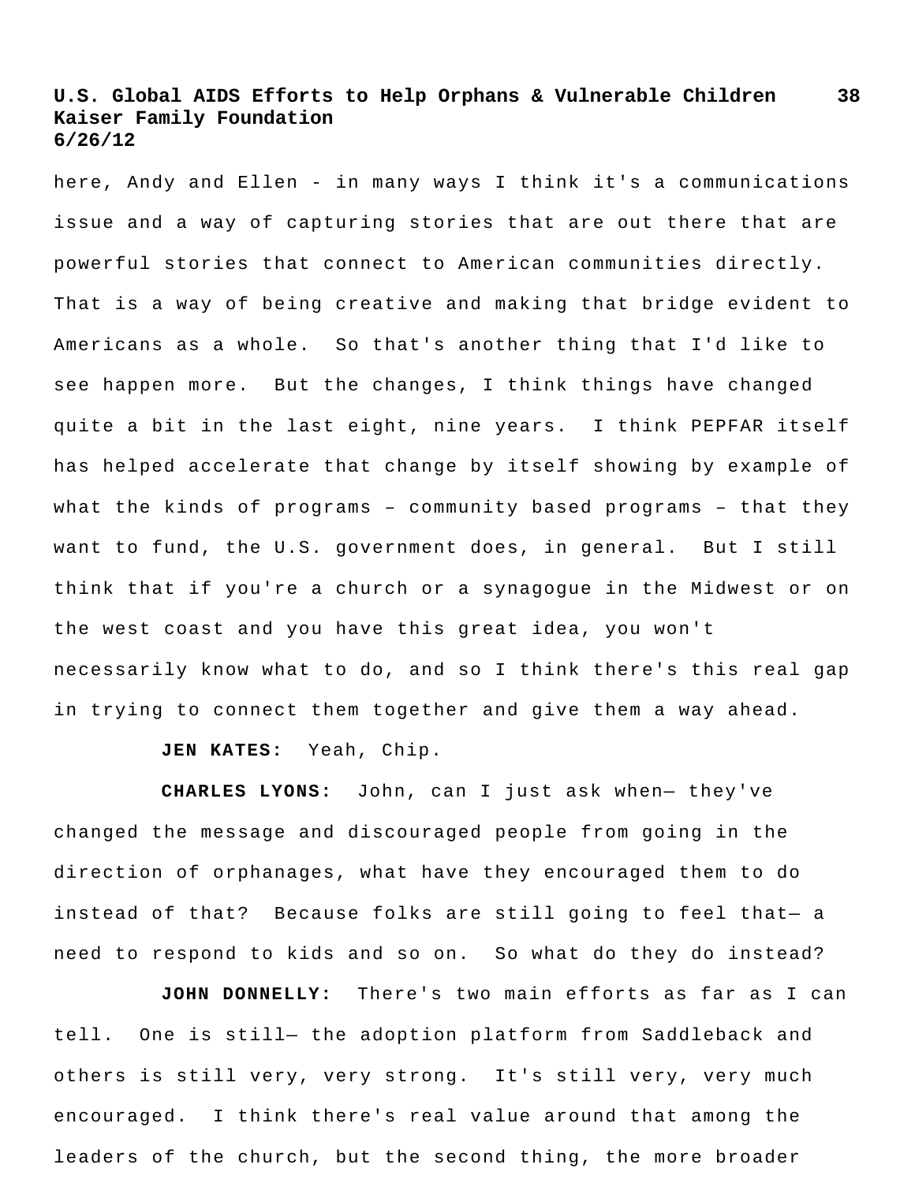here, Andy and Ellen - in many ways I think it's a communications issue and a way of capturing stories that are out there that are powerful stories that connect to American communities directly. That is a way of being creative and making that bridge evident to Americans as a whole. So that's another thing that I'd like to see happen more. But the changes, I think things have changed quite a bit in the last eight, nine years. I think PEPFAR itself has helped accelerate that change by itself showing by example of what the kinds of programs – community based programs – that they want to fund, the U.S. government does, in general. But I still think that if you're a church or a synagogue in the Midwest or on the west coast and you have this great idea, you won't necessarily know what to do, and so I think there's this real gap in trying to connect them together and give them a way ahead.

**JEN KATES:** Yeah, Chip.

**CHARLES LYONS:** John, can I just ask when— they've changed the message and discouraged people from going in the direction of orphanages, what have they encouraged them to do instead of that? Because folks are still going to feel that— a need to respond to kids and so on. So what do they do instead?

**JOHN DONNELLY:** There's two main efforts as far as I can tell. One is still— the adoption platform from Saddleback and others is still very, very strong. It's still very, very much encouraged. I think there's real value around that among the leaders of the church, but the second thing, the more broader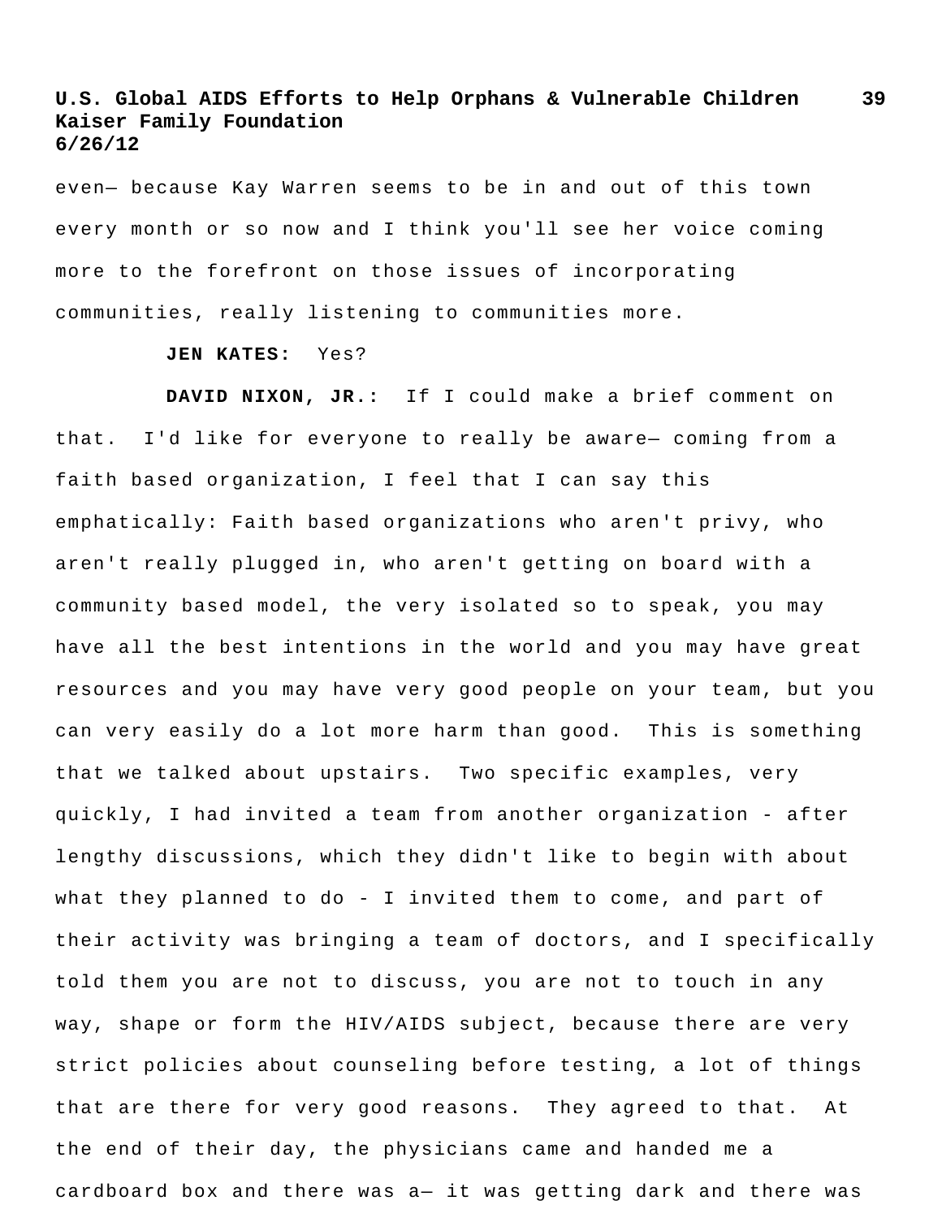even— because Kay Warren seems to be in and out of this town every month or so now and I think you'll see her voice coming more to the forefront on those issues of incorporating communities, really listening to communities more.

**JEN KATES:** Yes?

**DAVID NIXON, JR.:** If I could make a brief comment on that. I'd like for everyone to really be aware— coming from a faith based organization, I feel that I can say this emphatically: Faith based organizations who aren't privy, who aren't really plugged in, who aren't getting on board with a community based model, the very isolated so to speak, you may have all the best intentions in the world and you may have great resources and you may have very good people on your team, but you can very easily do a lot more harm than good. This is something that we talked about upstairs. Two specific examples, very quickly, I had invited a team from another organization - after lengthy discussions, which they didn't like to begin with about what they planned to do - I invited them to come, and part of their activity was bringing a team of doctors, and I specifically told them you are not to discuss, you are not to touch in any way, shape or form the HIV/AIDS subject, because there are very strict policies about counseling before testing, a lot of things that are there for very good reasons. They agreed to that. At the end of their day, the physicians came and handed me a cardboard box and there was a— it was getting dark and there was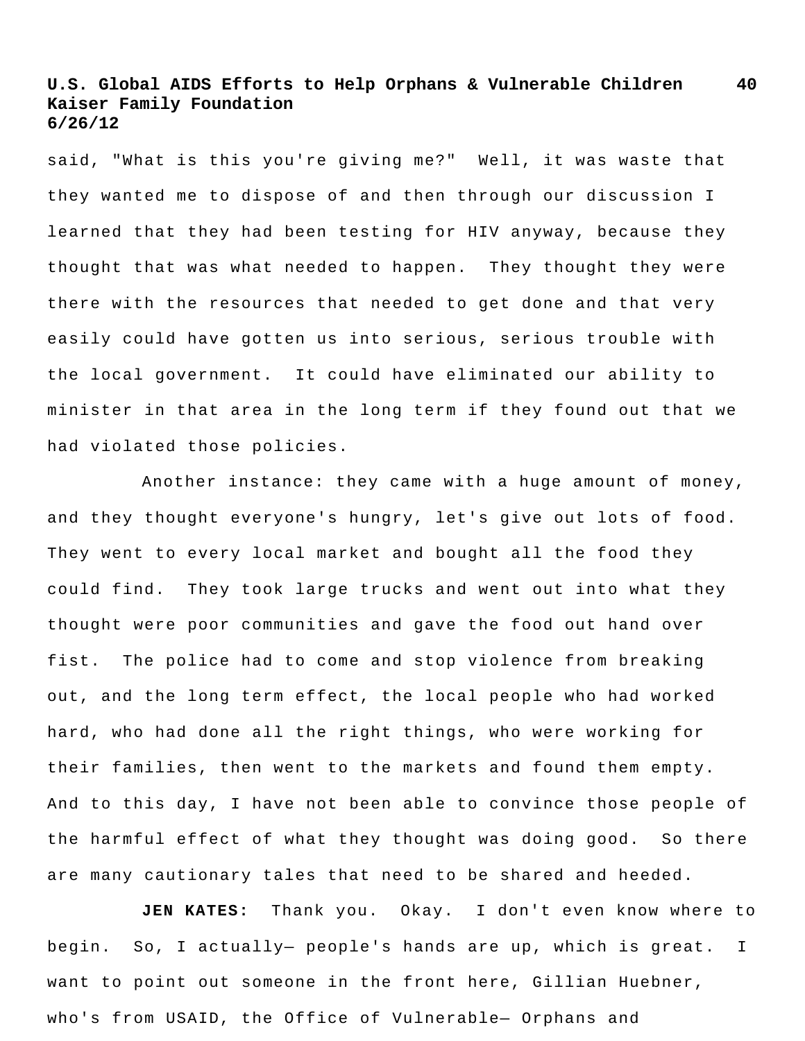said, "What is this you're giving me?" Well, it was waste that they wanted me to dispose of and then through our discussion I learned that they had been testing for HIV anyway, because they thought that was what needed to happen. They thought they were there with the resources that needed to get done and that very easily could have gotten us into serious, serious trouble with the local government. It could have eliminated our ability to minister in that area in the long term if they found out that we had violated those policies.

Another instance: they came with a huge amount of money, and they thought everyone's hungry, let's give out lots of food. They went to every local market and bought all the food they could find. They took large trucks and went out into what they thought were poor communities and gave the food out hand over fist. The police had to come and stop violence from breaking out, and the long term effect, the local people who had worked hard, who had done all the right things, who were working for their families, then went to the markets and found them empty. And to this day, I have not been able to convince those people of the harmful effect of what they thought was doing good. So there are many cautionary tales that need to be shared and heeded.

**JEN KATES:** Thank you. Okay. I don't even know where to begin. So, I actually— people's hands are up, which is great. I want to point out someone in the front here, Gillian Huebner, who's from USAID, the Office of Vulnerable— Orphans and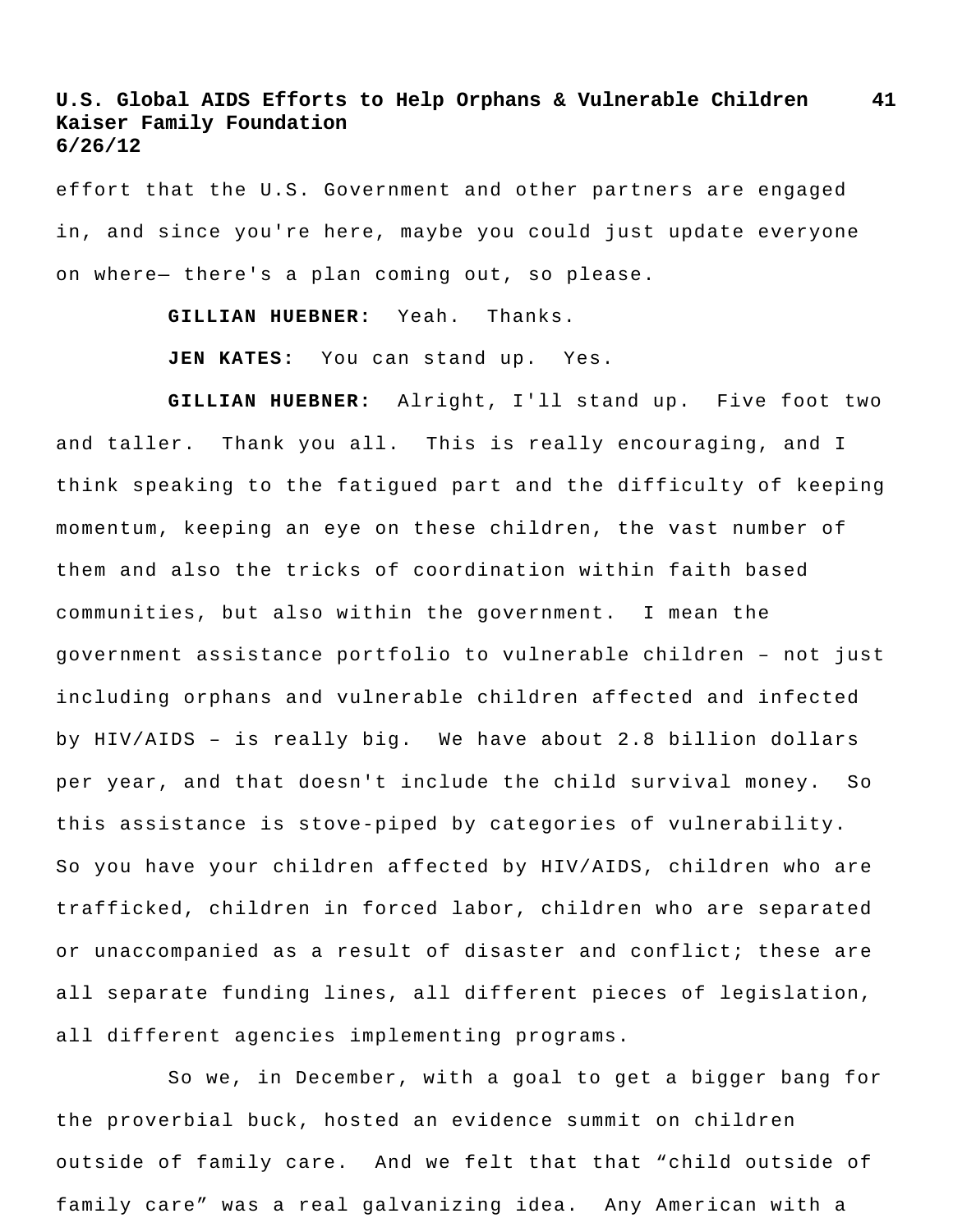effort that the U.S. Government and other partners are engaged in, and since you're here, maybe you could just update everyone on where— there's a plan coming out, so please.

**GILLIAN HUEBNER:** Yeah. Thanks.

**JEN KATES:** You can stand up. Yes.

**GILLIAN HUEBNER:** Alright, I'll stand up. Five foot two and taller. Thank you all. This is really encouraging, and I think speaking to the fatigued part and the difficulty of keeping momentum, keeping an eye on these children, the vast number of them and also the tricks of coordination within faith based communities, but also within the government. I mean the government assistance portfolio to vulnerable children – not just including orphans and vulnerable children affected and infected by HIV/AIDS – is really big. We have about 2.8 billion dollars per year, and that doesn't include the child survival money. So this assistance is stove-piped by categories of vulnerability. So you have your children affected by HIV/AIDS, children who are trafficked, children in forced labor, children who are separated or unaccompanied as a result of disaster and conflict; these are all separate funding lines, all different pieces of legislation, all different agencies implementing programs.

So we, in December, with a goal to get a bigger bang for the proverbial buck, hosted an evidence summit on children outside of family care. And we felt that that "child outside of family care" was a real galvanizing idea. Any American with a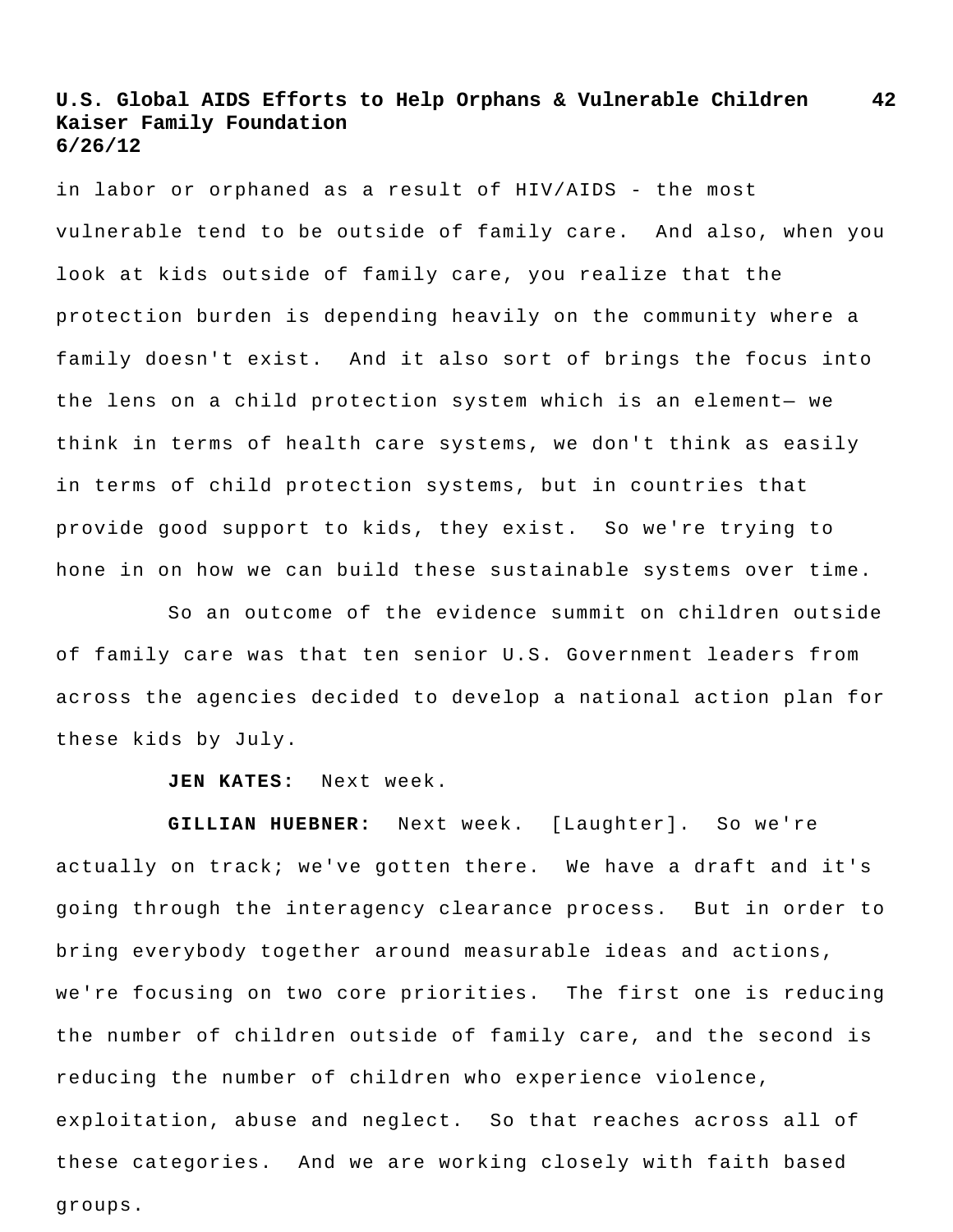in labor or orphaned as a result of HIV/AIDS - the most vulnerable tend to be outside of family care. And also, when you look at kids outside of family care, you realize that the protection burden is depending heavily on the community where a family doesn't exist. And it also sort of brings the focus into the lens on a child protection system which is an element— we think in terms of health care systems, we don't think as easily in terms of child protection systems, but in countries that provide good support to kids, they exist. So we're trying to hone in on how we can build these sustainable systems over time.

So an outcome of the evidence summit on children outside of family care was that ten senior U.S. Government leaders from across the agencies decided to develop a national action plan for these kids by July.

**JEN KATES:** Next week.

**GILLIAN HUEBNER:** Next week. [Laughter]. So we're actually on track; we've gotten there. We have a draft and it's going through the interagency clearance process. But in order to bring everybody together around measurable ideas and actions, we're focusing on two core priorities. The first one is reducing the number of children outside of family care, and the second is reducing the number of children who experience violence, exploitation, abuse and neglect. So that reaches across all of these categories. And we are working closely with faith based groups.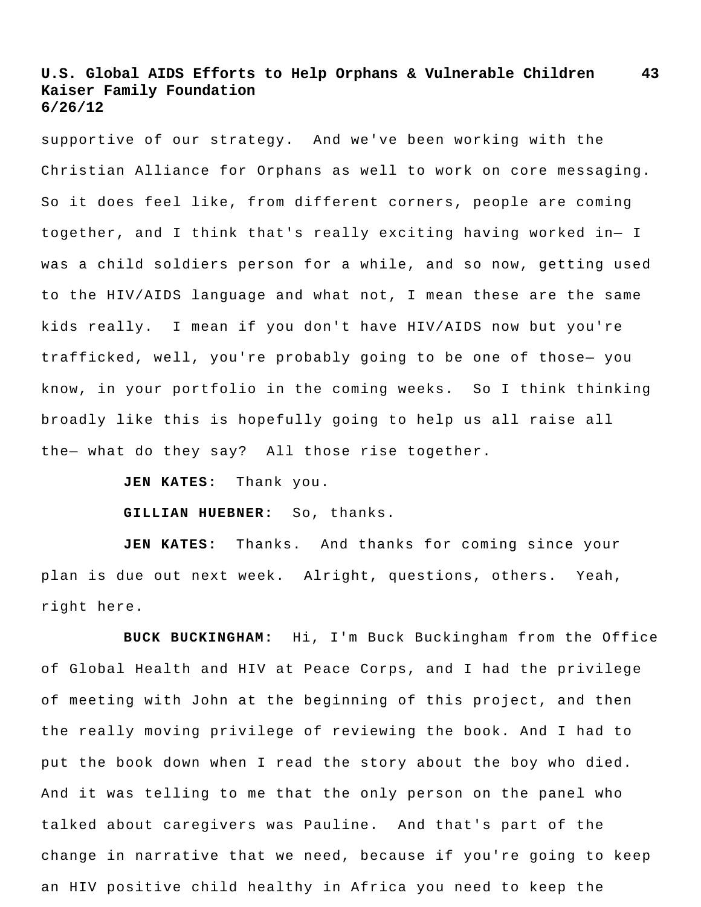supportive of our strategy. And we've been working with the Christian Alliance for Orphans as well to work on core messaging. So it does feel like, from different corners, people are coming together, and I think that's really exciting having worked in— I was a child soldiers person for a while, and so now, getting used to the HIV/AIDS language and what not, I mean these are the same kids really. I mean if you don't have HIV/AIDS now but you're trafficked, well, you're probably going to be one of those— you know, in your portfolio in the coming weeks. So I think thinking broadly like this is hopefully going to help us all raise all the— what do they say? All those rise together.

**JEN KATES:** Thank you.

**GILLIAN HUEBNER:** So, thanks.

**JEN KATES:** Thanks. And thanks for coming since your plan is due out next week. Alright, questions, others. Yeah, right here.

**BUCK BUCKINGHAM:** Hi, I'm Buck Buckingham from the Office of Global Health and HIV at Peace Corps, and I had the privilege of meeting with John at the beginning of this project, and then the really moving privilege of reviewing the book. And I had to put the book down when I read the story about the boy who died. And it was telling to me that the only person on the panel who talked about caregivers was Pauline. And that's part of the change in narrative that we need, because if you're going to keep an HIV positive child healthy in Africa you need to keep the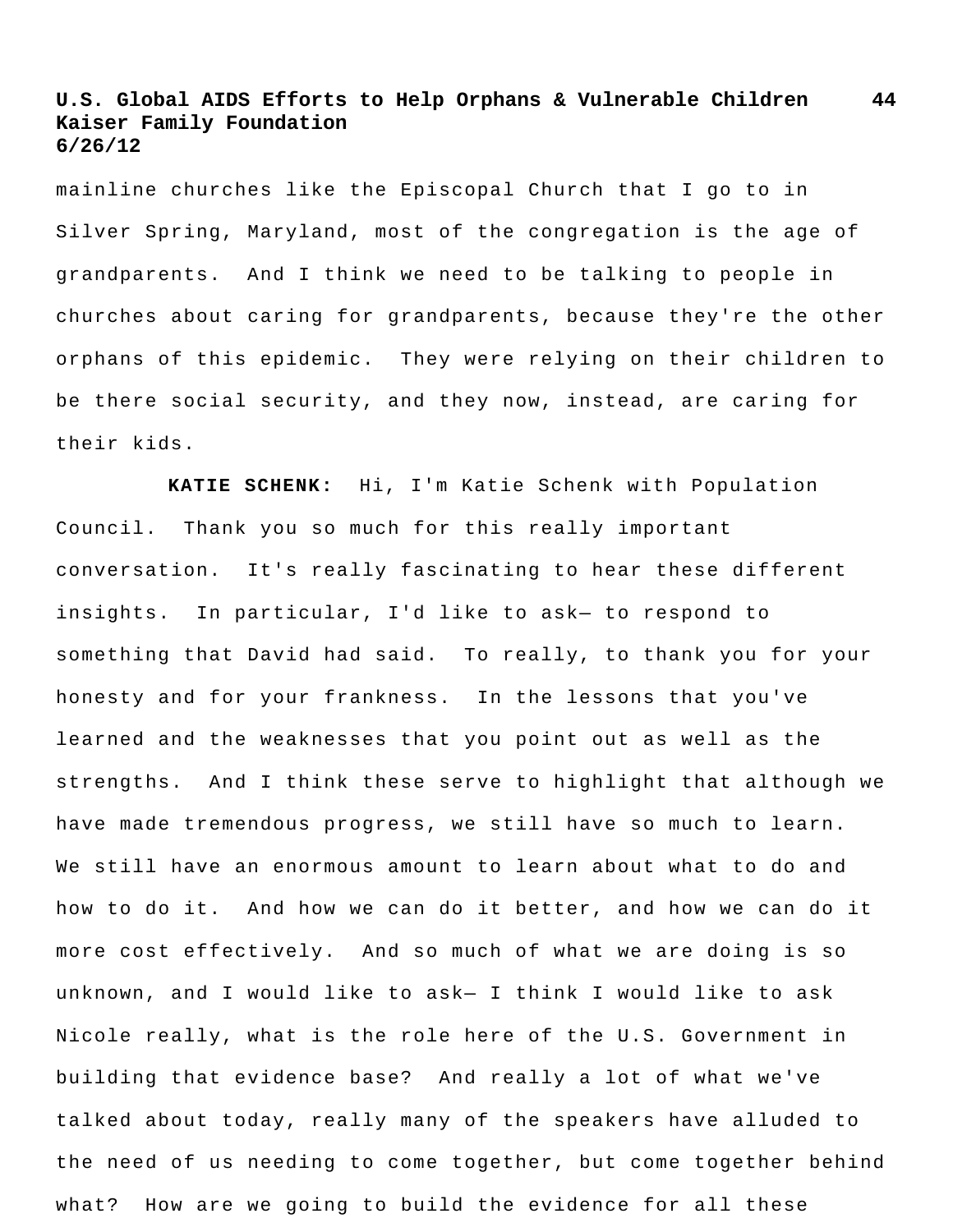mainline churches like the Episcopal Church that I go to in Silver Spring, Maryland, most of the congregation is the age of grandparents. And I think we need to be talking to people in churches about caring for grandparents, because they're the other orphans of this epidemic. They were relying on their children to be there social security, and they now, instead, are caring for their kids.

**KATIE SCHENK:** Hi, I'm Katie Schenk with Population Council. Thank you so much for this really important conversation. It's really fascinating to hear these different insights. In particular, I'd like to ask— to respond to something that David had said. To really, to thank you for your honesty and for your frankness. In the lessons that you've learned and the weaknesses that you point out as well as the strengths. And I think these serve to highlight that although we have made tremendous progress, we still have so much to learn. We still have an enormous amount to learn about what to do and how to do it. And how we can do it better, and how we can do it more cost effectively. And so much of what we are doing is so unknown, and I would like to ask— I think I would like to ask Nicole really, what is the role here of the U.S. Government in building that evidence base? And really a lot of what we've talked about today, really many of the speakers have alluded to the need of us needing to come together, but come together behind what? How are we going to build the evidence for all these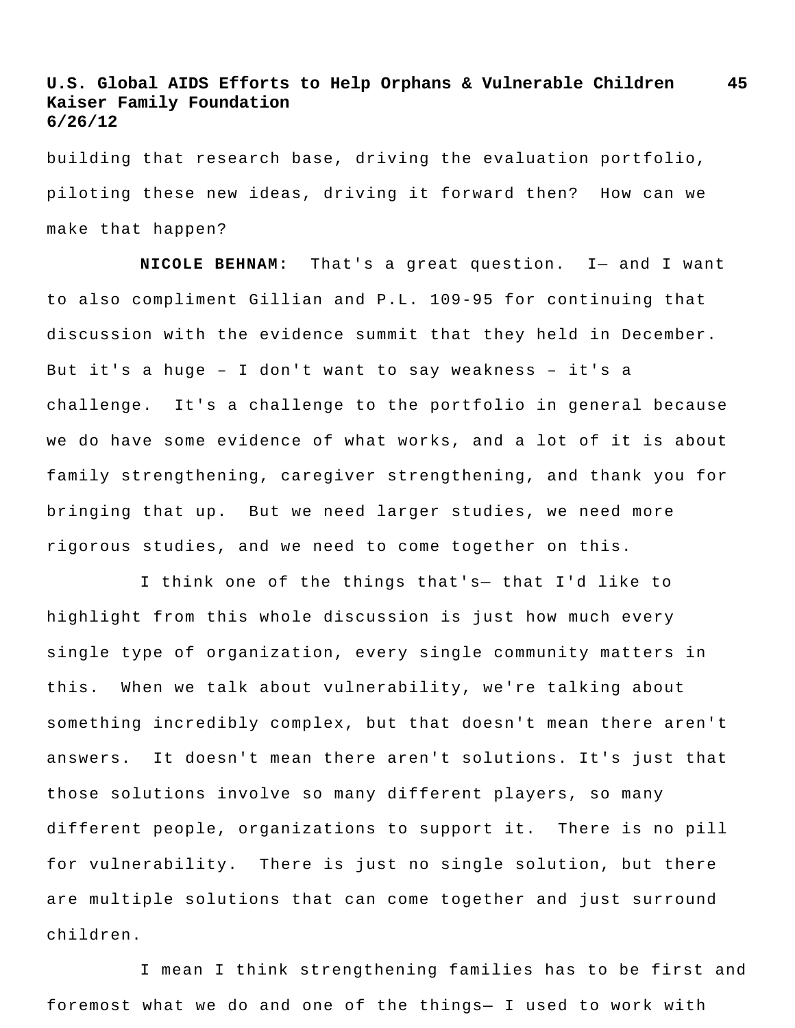building that research base, driving the evaluation portfolio, piloting these new ideas, driving it forward then? How can we make that happen?

**NICOLE BEHNAM:** That's a great question. I— and I want to also compliment Gillian and P.L. 109-95 for continuing that discussion with the evidence summit that they held in December. But it's a huge – I don't want to say weakness – it's a challenge. It's a challenge to the portfolio in general because we do have some evidence of what works, and a lot of it is about family strengthening, caregiver strengthening, and thank you for bringing that up. But we need larger studies, we need more rigorous studies, and we need to come together on this.

I think one of the things that's— that I'd like to highlight from this whole discussion is just how much every single type of organization, every single community matters in this. When we talk about vulnerability, we're talking about something incredibly complex, but that doesn't mean there aren't answers. It doesn't mean there aren't solutions. It's just that those solutions involve so many different players, so many different people, organizations to support it. There is no pill for vulnerability. There is just no single solution, but there are multiple solutions that can come together and just surround children.

I mean I think strengthening families has to be first and foremost what we do and one of the things— I used to work with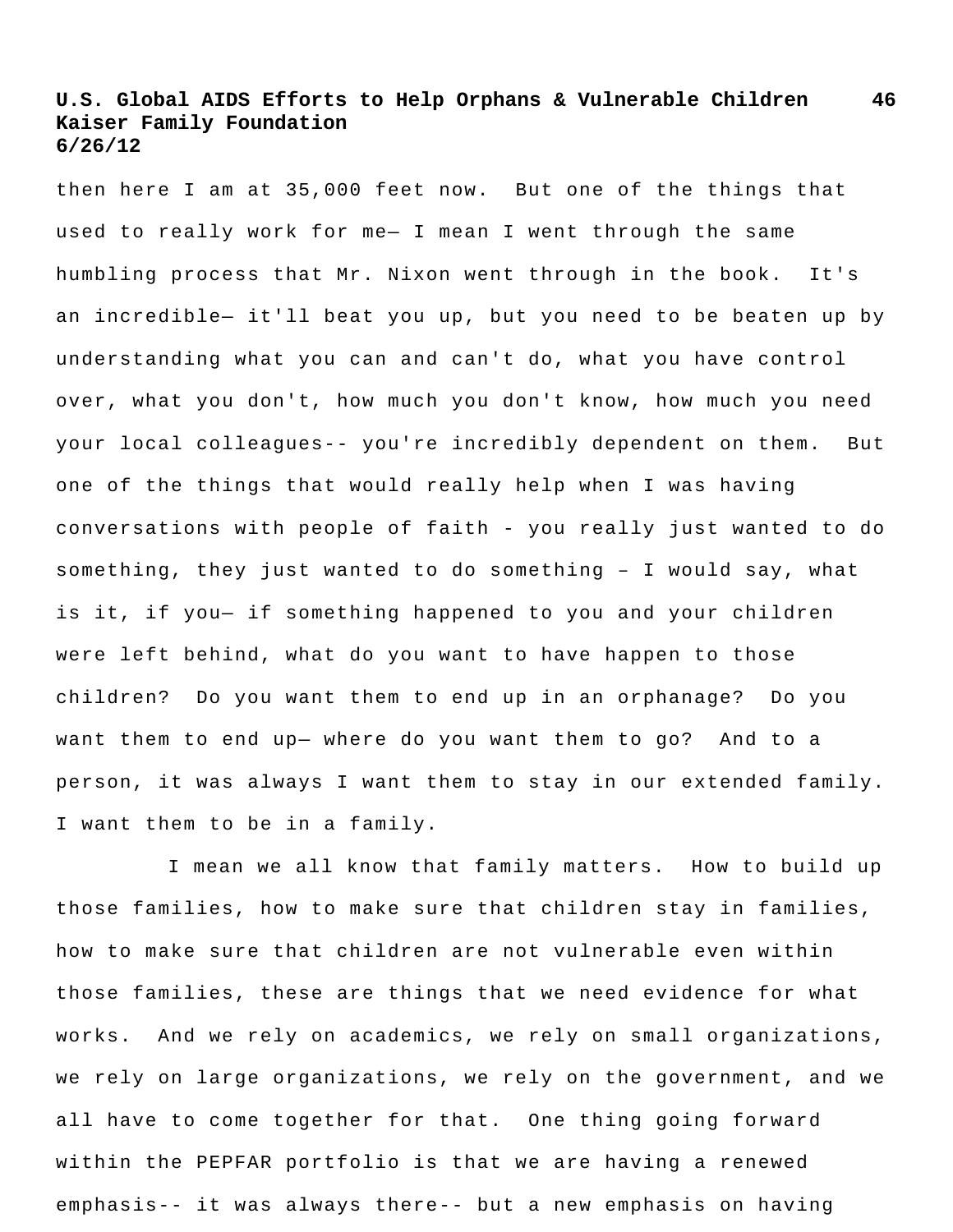then here I am at 35,000 feet now. But one of the things that used to really work for me— I mean I went through the same humbling process that Mr. Nixon went through in the book. It's an incredible— it'll beat you up, but you need to be beaten up by understanding what you can and can't do, what you have control over, what you don't, how much you don't know, how much you need your local colleagues-- you're incredibly dependent on them. But one of the things that would really help when I was having conversations with people of faith - you really just wanted to do something, they just wanted to do something – I would say, what is it, if you— if something happened to you and your children were left behind, what do you want to have happen to those children? Do you want them to end up in an orphanage? Do you want them to end up— where do you want them to go? And to a person, it was always I want them to stay in our extended family. I want them to be in a family.

I mean we all know that family matters. How to build up those families, how to make sure that children stay in families, how to make sure that children are not vulnerable even within those families, these are things that we need evidence for what works. And we rely on academics, we rely on small organizations, we rely on large organizations, we rely on the government, and we all have to come together for that. One thing going forward within the PEPFAR portfolio is that we are having a renewed emphasis-- it was always there-- but a new emphasis on having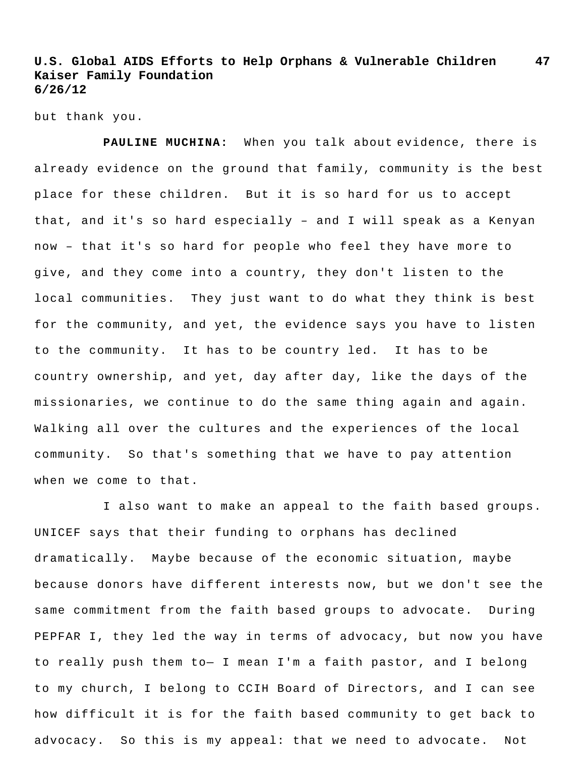but thank you.

**PAULINE MUCHINA:** When you talk about evidence, there is already evidence on the ground that family, community is the best place for these children. But it is so hard for us to accept that, and it's so hard especially – and I will speak as a Kenyan now – that it's so hard for people who feel they have more to give, and they come into a country, they don't listen to the local communities. They just want to do what they think is best for the community, and yet, the evidence says you have to listen to the community. It has to be country led. It has to be country ownership, and yet, day after day, like the days of the missionaries, we continue to do the same thing again and again. Walking all over the cultures and the experiences of the local community. So that's something that we have to pay attention when we come to that.

I also want to make an appeal to the faith based groups. UNICEF says that their funding to orphans has declined dramatically. Maybe because of the economic situation, maybe because donors have different interests now, but we don't see the same commitment from the faith based groups to advocate. During PEPFAR I, they led the way in terms of advocacy, but now you have to really push them to— I mean I'm a faith pastor, and I belong to my church, I belong to CCIH Board of Directors, and I can see how difficult it is for the faith based community to get back to advocacy. So this is my appeal: that we need to advocate. Not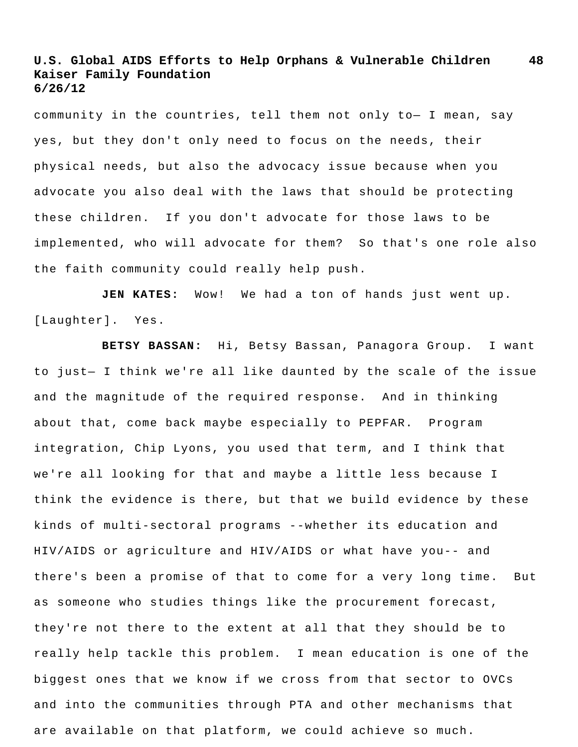community in the countries, tell them not only to— I mean, say yes, but they don't only need to focus on the needs, their physical needs, but also the advocacy issue because when you advocate you also deal with the laws that should be protecting these children. If you don't advocate for those laws to be implemented, who will advocate for them? So that's one role also the faith community could really help push.

**JEN KATES:** Wow! We had a ton of hands just went up. [Laughter]. Yes.

**BETSY BASSAN:** Hi, Betsy Bassan, Panagora Group. I want to just— I think we're all like daunted by the scale of the issue and the magnitude of the required response. And in thinking about that, come back maybe especially to PEPFAR. Program integration, Chip Lyons, you used that term, and I think that we're all looking for that and maybe a little less because I think the evidence is there, but that we build evidence by these kinds of multi-sectoral programs --whether its education and HIV/AIDS or agriculture and HIV/AIDS or what have you-- and there's been a promise of that to come for a very long time. But as someone who studies things like the procurement forecast, they're not there to the extent at all that they should be to really help tackle this problem. I mean education is one of the biggest ones that we know if we cross from that sector to OVCs and into the communities through PTA and other mechanisms that are available on that platform, we could achieve so much.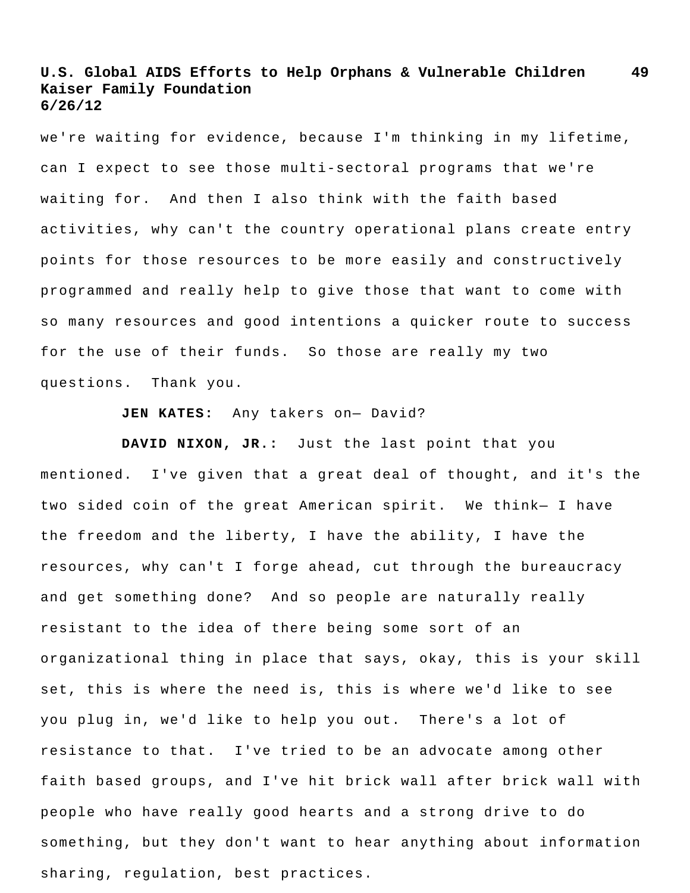we're waiting for evidence, because I'm thinking in my lifetime, can I expect to see those multi-sectoral programs that we're waiting for. And then I also think with the faith based activities, why can't the country operational plans create entry points for those resources to be more easily and constructively programmed and really help to give those that want to come with so many resources and good intentions a quicker route to success for the use of their funds. So those are really my two questions. Thank you.

**JEN KATES:** Any takers on— David?

**DAVID NIXON, JR.:** Just the last point that you mentioned. I've given that a great deal of thought, and it's the two sided coin of the great American spirit. We think— I have the freedom and the liberty, I have the ability, I have the resources, why can't I forge ahead, cut through the bureaucracy and get something done? And so people are naturally really resistant to the idea of there being some sort of an organizational thing in place that says, okay, this is your skill set, this is where the need is, this is where we'd like to see you plug in, we'd like to help you out. There's a lot of resistance to that. I've tried to be an advocate among other faith based groups, and I've hit brick wall after brick wall with people who have really good hearts and a strong drive to do something, but they don't want to hear anything about information sharing, regulation, best practices.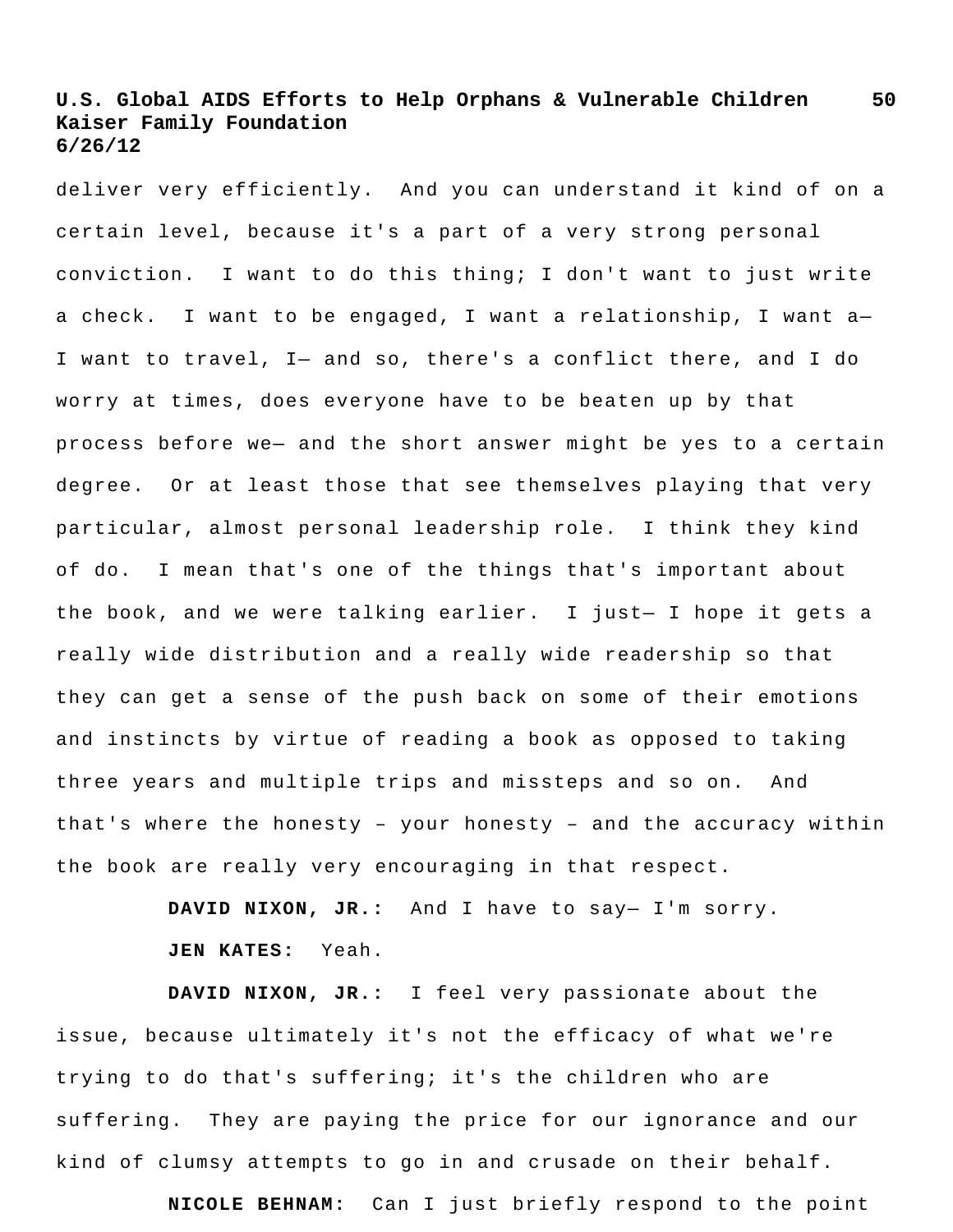deliver very efficiently. And you can understand it kind of on a certain level, because it's a part of a very strong personal conviction. I want to do this thing; I don't want to just write a check. I want to be engaged, I want a relationship, I want a— I want to travel, I— and so, there's a conflict there, and I do worry at times, does everyone have to be beaten up by that process before we— and the short answer might be yes to a certain degree. Or at least those that see themselves playing that very particular, almost personal leadership role. I think they kind of do. I mean that's one of the things that's important about the book, and we were talking earlier. I just— I hope it gets a really wide distribution and a really wide readership so that they can get a sense of the push back on some of their emotions and instincts by virtue of reading a book as opposed to taking three years and multiple trips and missteps and so on. And that's where the honesty – your honesty – and the accuracy within the book are really very encouraging in that respect.

**DAVID NIXON, JR.:** And I have to say— I'm sorry.

**JEN KATES:** Yeah.

**DAVID NIXON, JR.:** I feel very passionate about the issue, because ultimately it's not the efficacy of what we're trying to do that's suffering; it's the children who are suffering. They are paying the price for our ignorance and our kind of clumsy attempts to go in and crusade on their behalf.

**NICOLE BEHNAM:** Can I just briefly respond to the point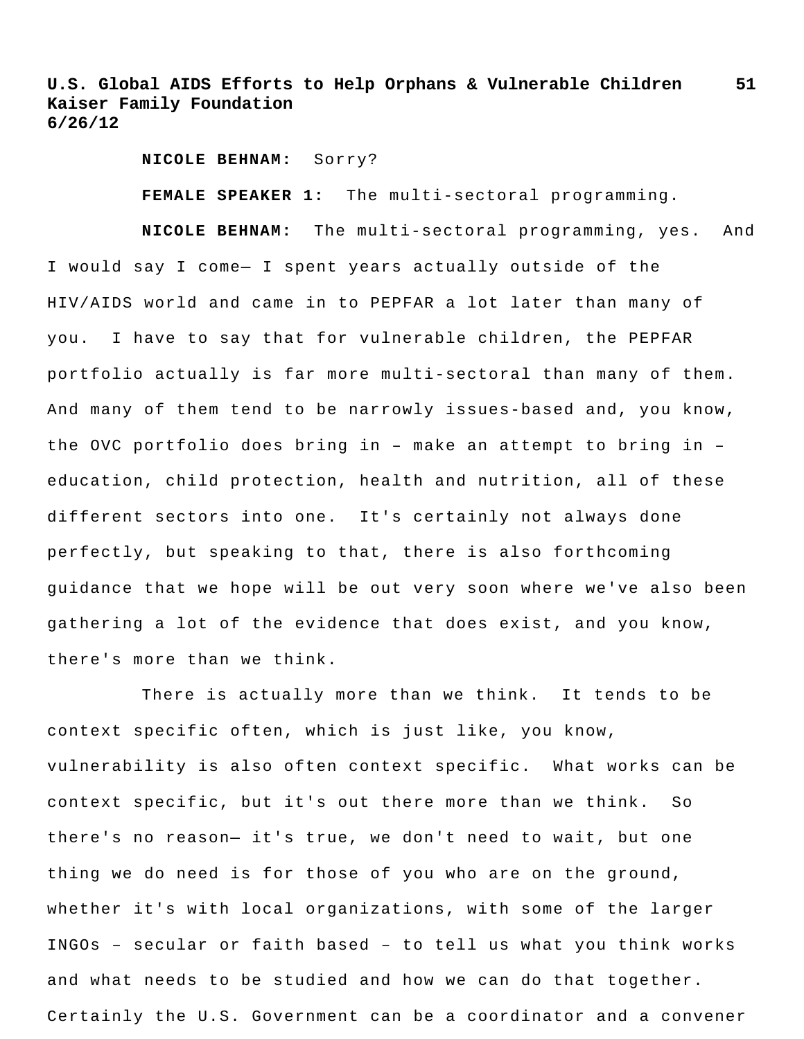**NICOLE BEHNAM:** Sorry?

**FEMALE SPEAKER 1:** The multi-sectoral programming.

**NICOLE BEHNAM:** The multi-sectoral programming, yes. And I would say I come— I spent years actually outside of the HIV/AIDS world and came in to PEPFAR a lot later than many of you. I have to say that for vulnerable children, the PEPFAR portfolio actually is far more multi-sectoral than many of them. And many of them tend to be narrowly issues-based and, you know, the OVC portfolio does bring in – make an attempt to bring in – education, child protection, health and nutrition, all of these different sectors into one. It's certainly not always done perfectly, but speaking to that, there is also forthcoming guidance that we hope will be out very soon where we've also been gathering a lot of the evidence that does exist, and you know, there's more than we think.

There is actually more than we think. It tends to be context specific often, which is just like, you know, vulnerability is also often context specific. What works can be context specific, but it's out there more than we think. So there's no reason— it's true, we don't need to wait, but one thing we do need is for those of you who are on the ground, whether it's with local organizations, with some of the larger INGOs – secular or faith based – to tell us what you think works and what needs to be studied and how we can do that together. Certainly the U.S. Government can be a coordinator and a convener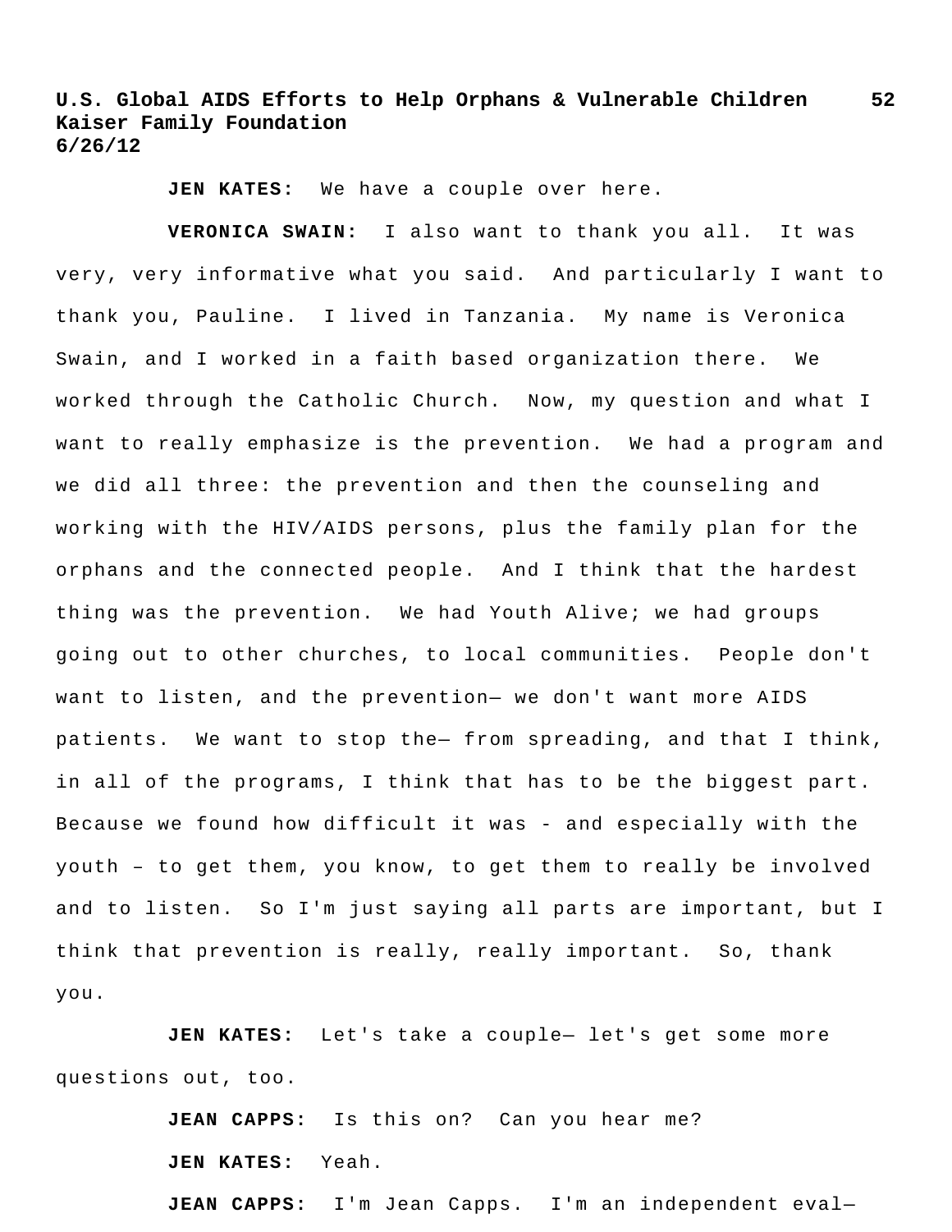**JEN KATES:** We have a couple over here.

**VERONICA SWAIN:** I also want to thank you all. It was very, very informative what you said. And particularly I want to thank you, Pauline. I lived in Tanzania. My name is Veronica Swain, and I worked in a faith based organization there. We worked through the Catholic Church. Now, my question and what I want to really emphasize is the prevention. We had a program and we did all three: the prevention and then the counseling and working with the HIV/AIDS persons, plus the family plan for the orphans and the connected people. And I think that the hardest thing was the prevention. We had Youth Alive; we had groups going out to other churches, to local communities. People don't want to listen, and the prevention— we don't want more AIDS patients. We want to stop the— from spreading, and that I think, in all of the programs, I think that has to be the biggest part. Because we found how difficult it was - and especially with the youth – to get them, you know, to get them to really be involved and to listen. So I'm just saying all parts are important, but I think that prevention is really, really important. So, thank you.

**JEN KATES:** Let's take a couple— let's get some more questions out, too.

**JEAN CAPPS:** Is this on? Can you hear me?

**JEN KATES:** Yeah.

**JEAN CAPPS:** I'm Jean Capps. I'm an independent eval—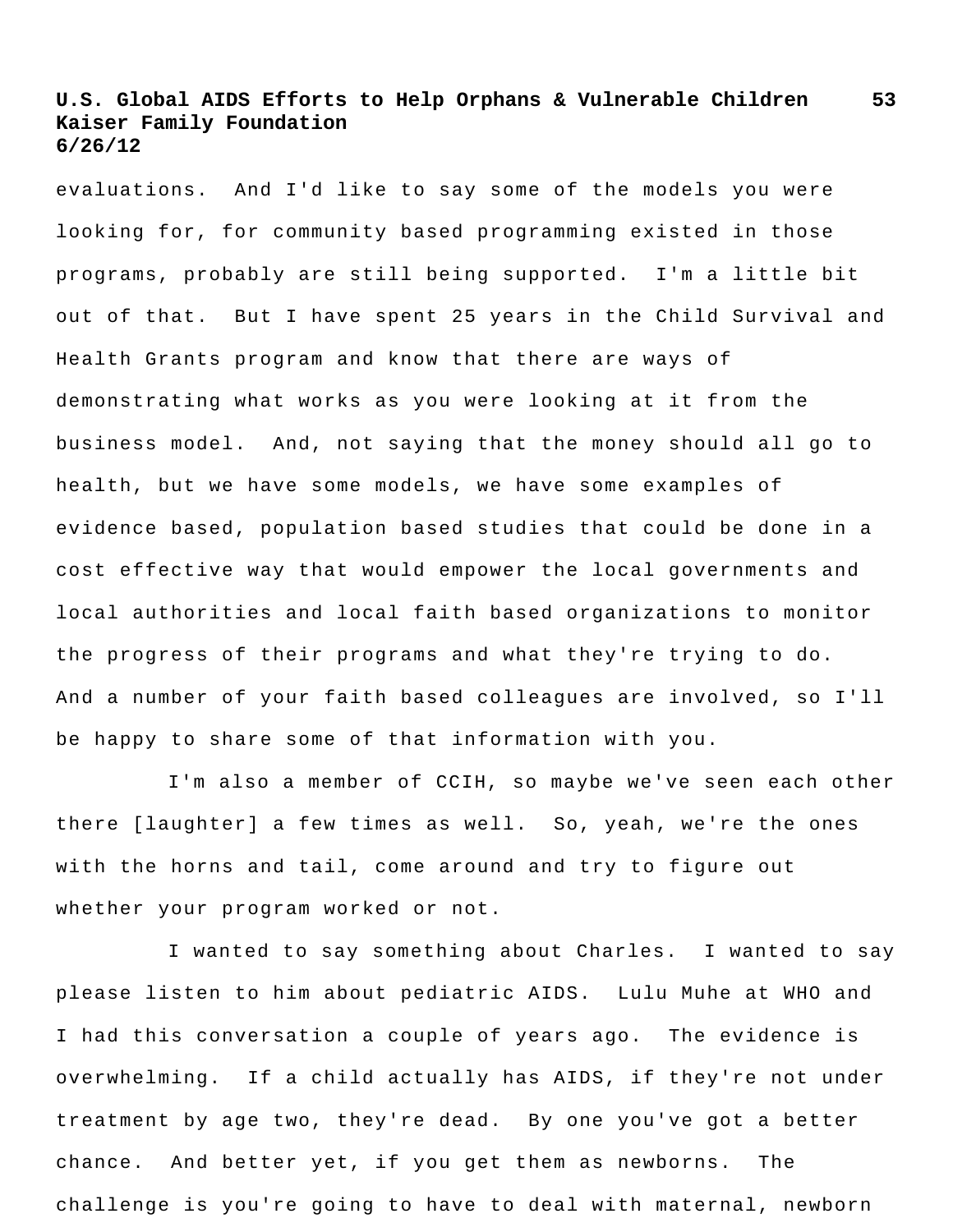evaluations. And I'd like to say some of the models you were looking for, for community based programming existed in those programs, probably are still being supported. I'm a little bit out of that. But I have spent 25 years in the Child Survival and Health Grants program and know that there are ways of demonstrating what works as you were looking at it from the business model. And, not saying that the money should all go to health, but we have some models, we have some examples of evidence based, population based studies that could be done in a cost effective way that would empower the local governments and local authorities and local faith based organizations to monitor the progress of their programs and what they're trying to do. And a number of your faith based colleagues are involved, so I'll be happy to share some of that information with you.

I'm also a member of CCIH, so maybe we've seen each other there [laughter] a few times as well. So, yeah, we're the ones with the horns and tail, come around and try to figure out whether your program worked or not.

I wanted to say something about Charles. I wanted to say please listen to him about pediatric AIDS. Lulu Muhe at WHO and I had this conversation a couple of years ago. The evidence is overwhelming. If a child actually has AIDS, if they're not under treatment by age two, they're dead. By one you've got a better chance. And better yet, if you get them as newborns. The challenge is you're going to have to deal with maternal, newborn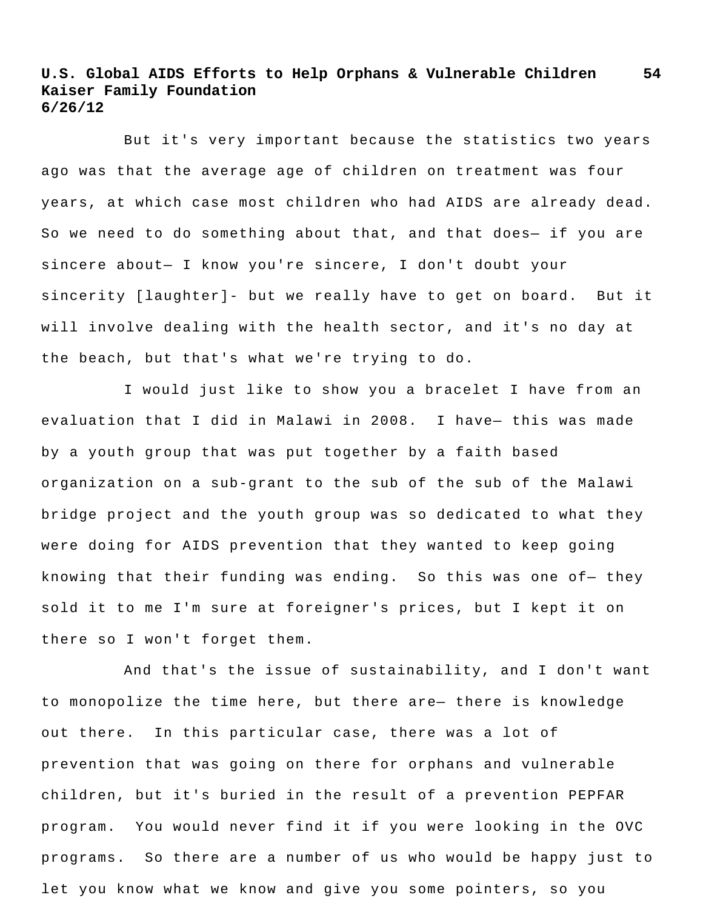But it's very important because the statistics two years ago was that the average age of children on treatment was four years, at which case most children who had AIDS are already dead. So we need to do something about that, and that does— if you are sincere about— I know you're sincere, I don't doubt your sincerity [laughter]- but we really have to get on board. But it will involve dealing with the health sector, and it's no day at the beach, but that's what we're trying to do.

I would just like to show you a bracelet I have from an evaluation that I did in Malawi in 2008. I have— this was made by a youth group that was put together by a faith based organization on a sub-grant to the sub of the sub of the Malawi bridge project and the youth group was so dedicated to what they were doing for AIDS prevention that they wanted to keep going knowing that their funding was ending. So this was one of— they sold it to me I'm sure at foreigner's prices, but I kept it on there so I won't forget them.

And that's the issue of sustainability, and I don't want to monopolize the time here, but there are— there is knowledge out there. In this particular case, there was a lot of prevention that was going on there for orphans and vulnerable children, but it's buried in the result of a prevention PEPFAR program. You would never find it if you were looking in the OVC programs. So there are a number of us who would be happy just to let you know what we know and give you some pointers, so you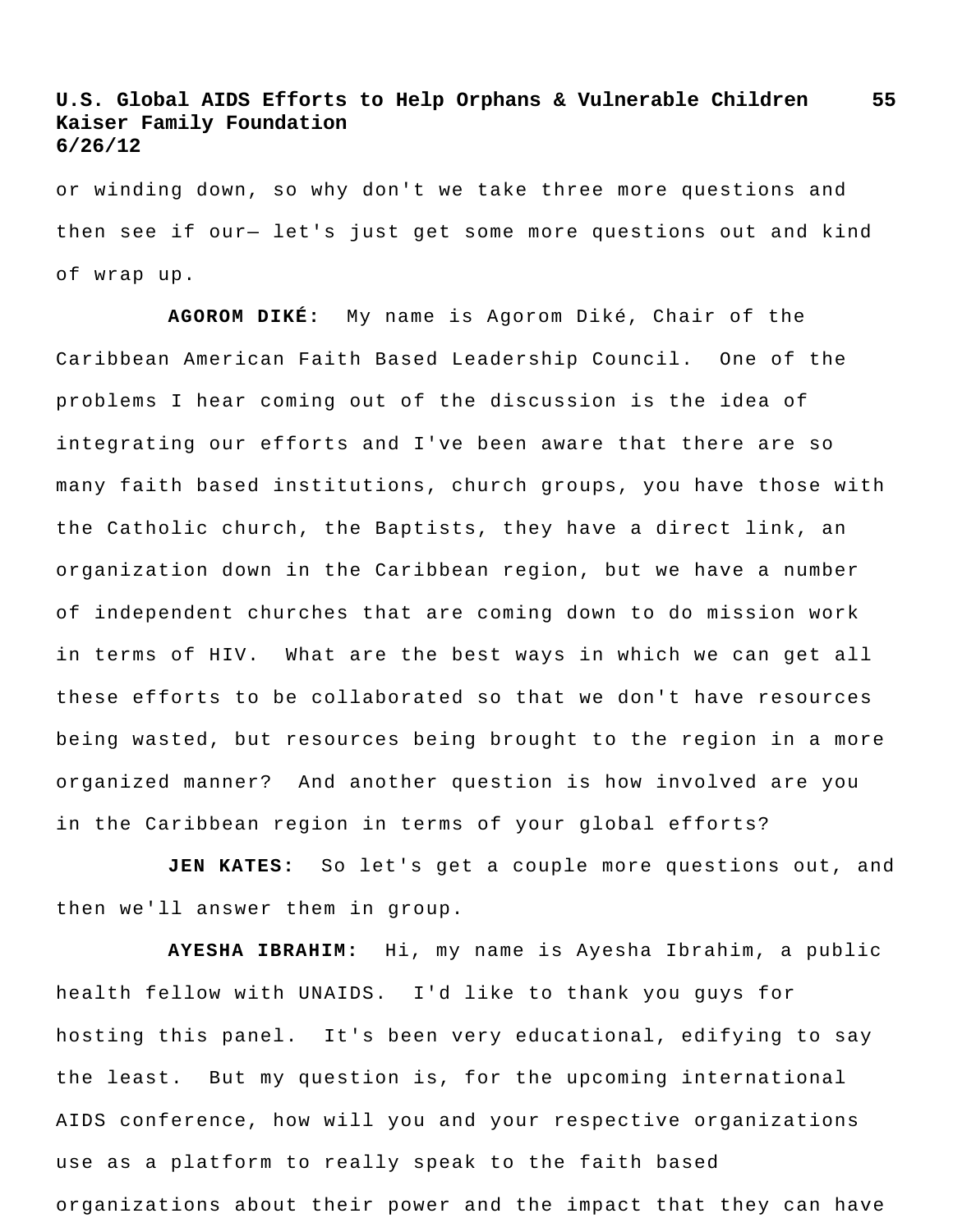or winding down, so why don't we take three more questions and then see if our— let's just get some more questions out and kind of wrap up.

**AGOROM DIKÉ:** My name is Agorom Diké, Chair of the Caribbean American Faith Based Leadership Council. One of the problems I hear coming out of the discussion is the idea of integrating our efforts and I've been aware that there are so many faith based institutions, church groups, you have those with the Catholic church, the Baptists, they have a direct link, an organization down in the Caribbean region, but we have a number of independent churches that are coming down to do mission work in terms of HIV. What are the best ways in which we can get all these efforts to be collaborated so that we don't have resources being wasted, but resources being brought to the region in a more organized manner? And another question is how involved are you in the Caribbean region in terms of your global efforts?

**JEN KATES:** So let's get a couple more questions out, and then we'll answer them in group.

**AYESHA IBRAHIM:** Hi, my name is Ayesha Ibrahim, a public health fellow with UNAIDS. I'd like to thank you guys for hosting this panel. It's been very educational, edifying to say the least. But my question is, for the upcoming international AIDS conference, how will you and your respective organizations use as a platform to really speak to the faith based organizations about their power and the impact that they can have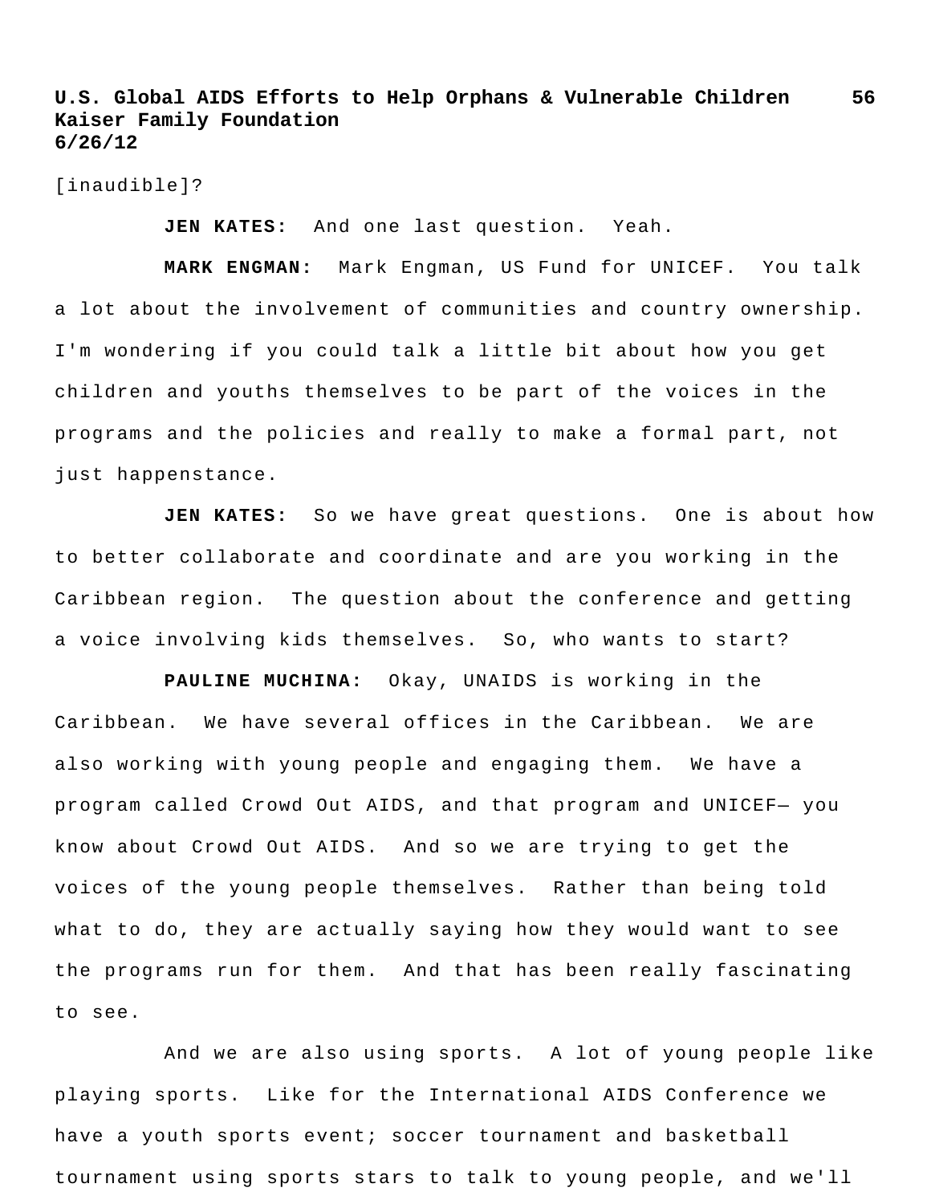[inaudible]?

**JEN KATES:** And one last question. Yeah.

**MARK ENGMAN:** Mark Engman, US Fund for UNICEF. You talk a lot about the involvement of communities and country ownership. I'm wondering if you could talk a little bit about how you get children and youths themselves to be part of the voices in the programs and the policies and really to make a formal part, not just happenstance.

**JEN KATES:** So we have great questions. One is about how to better collaborate and coordinate and are you working in the Caribbean region. The question about the conference and getting a voice involving kids themselves. So, who wants to start?

**PAULINE MUCHINA:** Okay, UNAIDS is working in the Caribbean. We have several offices in the Caribbean. We are also working with young people and engaging them. We have a program called Crowd Out AIDS, and that program and UNICEF— you know about Crowd Out AIDS. And so we are trying to get the voices of the young people themselves. Rather than being told what to do, they are actually saying how they would want to see the programs run for them. And that has been really fascinating to see.

And we are also using sports. A lot of young people like playing sports. Like for the International AIDS Conference we have a youth sports event; soccer tournament and basketball tournament using sports stars to talk to young people, and we'll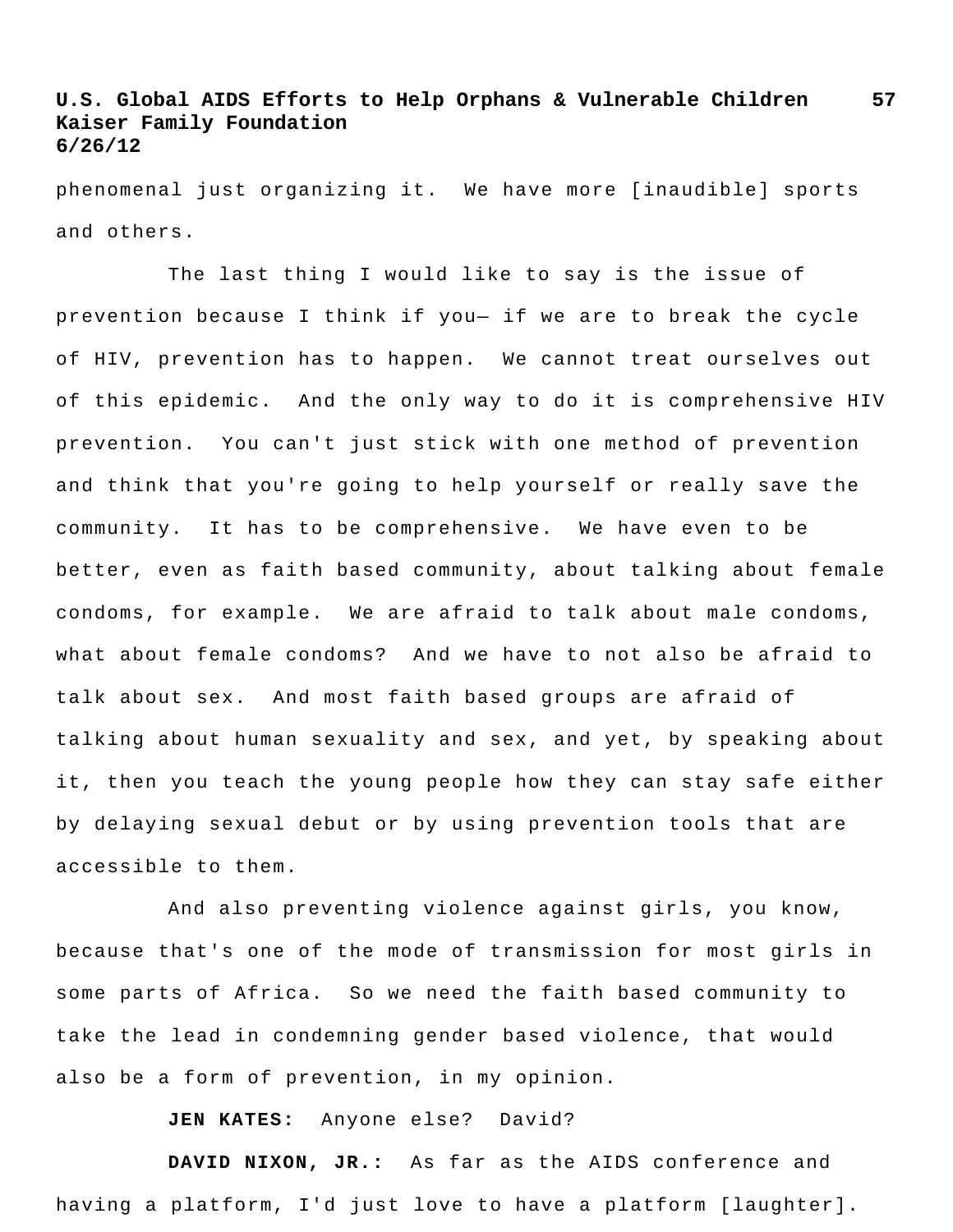phenomenal just organizing it. We have more [inaudible] sports and others.

The last thing I would like to say is the issue of prevention because I think if you— if we are to break the cycle of HIV, prevention has to happen. We cannot treat ourselves out of this epidemic. And the only way to do it is comprehensive HIV prevention. You can't just stick with one method of prevention and think that you're going to help yourself or really save the community. It has to be comprehensive. We have even to be better, even as faith based community, about talking about female condoms, for example. We are afraid to talk about male condoms, what about female condoms? And we have to not also be afraid to talk about sex. And most faith based groups are afraid of talking about human sexuality and sex, and yet, by speaking about it, then you teach the young people how they can stay safe either by delaying sexual debut or by using prevention tools that are accessible to them.

And also preventing violence against girls, you know, because that's one of the mode of transmission for most girls in some parts of Africa. So we need the faith based community to take the lead in condemning gender based violence, that would also be a form of prevention, in my opinion.

**JEN KATES:** Anyone else? David?

**DAVID NIXON, JR.:** As far as the AIDS conference and having a platform, I'd just love to have a platform [laughter].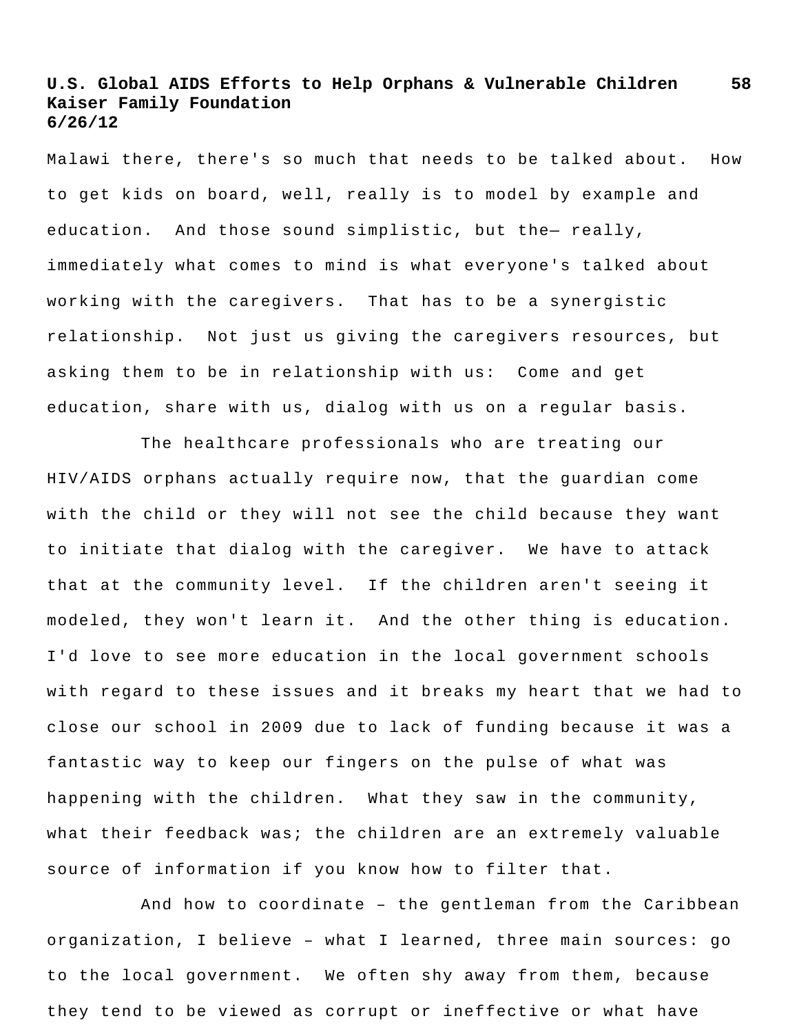Malawi there, there's so much that needs to be talked about. How to get kids on board, well, really is to model by example and education. And those sound simplistic, but the— really, immediately what comes to mind is what everyone's talked about working with the caregivers. That has to be a synergistic relationship. Not just us giving the caregivers resources, but asking them to be in relationship with us: Come and get education, share with us, dialog with us on a regular basis.

The healthcare professionals who are treating our HIV/AIDS orphans actually require now, that the guardian come with the child or they will not see the child because they want to initiate that dialog with the caregiver. We have to attack that at the community level. If the children aren't seeing it modeled, they won't learn it. And the other thing is education. I'd love to see more education in the local government schools with regard to these issues and it breaks my heart that we had to close our school in 2009 due to lack of funding because it was a fantastic way to keep our fingers on the pulse of what was happening with the children. What they saw in the community, what their feedback was; the children are an extremely valuable source of information if you know how to filter that.

And how to coordinate – the gentleman from the Caribbean organization, I believe – what I learned, three main sources: go to the local government. We often shy away from them, because they tend to be viewed as corrupt or ineffective or what have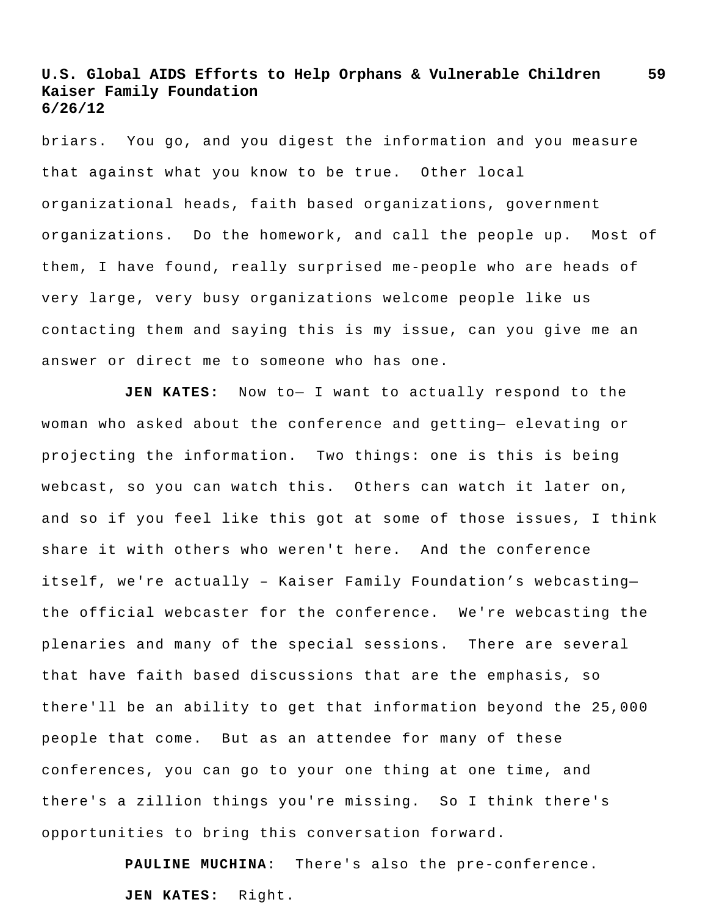briars.  You go, and you digest the information and you measure that against what you know to be true.  Other local organizational heads, faith based organizations, government organizations.  Do the homework, and call the people up.  Most of them, I have found, really surprised me-people who are heads of very large, very busy organizations welcome people like us contacting them and saying this is my issue, can you give me an answer or direct me to someone who has one.

**JEN KATES:**  Now to— I want to actually respond to the woman who asked about the conference and getting— elevating or projecting the information.  Two things: one is this is being webcast, so you can watch this.  Others can watch it later on, and so if you feel like this got at some of those issues, I think share it with others who weren't here.  And the conference itself, we're actually – Kaiser Family Foundation's webcasting— the official webcaster for the conference.  We're webcasting the plenaries and many of the special sessions.  There are several that have faith based discussions that are the emphasis, so there'll be an ability to get that information beyond the 25,000 people that come.  But as an attendee for many of these conferences, you can go to your one thing at one time, and there's a zillion things you're missing.  So I think there's opportunities to bring this conversation forward.

**PAULINE MUCHINA**:  There's also the pre-conference.

**JEN KATES:**  Right.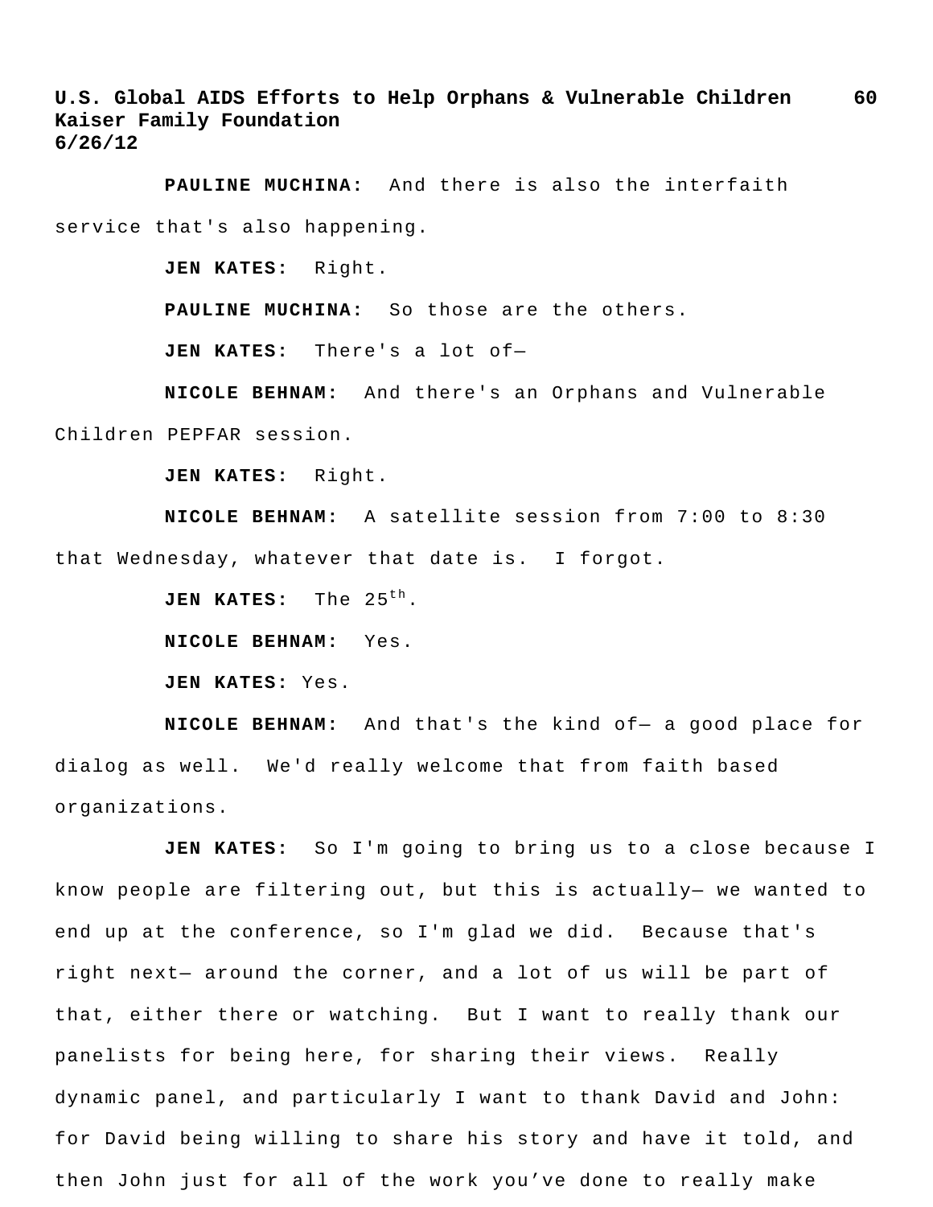**PAULINE MUCHINA:** And there is also the interfaith service that's also happening.

**JEN KATES:** Right.

**PAULINE MUCHINA:** So those are the others.

**JEN KATES:** There's a lot of—

**NICOLE BEHNAM:** And there's an Orphans and Vulnerable Children PEPFAR session.

**JEN KATES:** Right.

**NICOLE BEHNAM:** A satellite session from 7:00 to 8:30 that Wednesday, whatever that date is. I forgot.

**JEN KATES:** The 25th.

**NICOLE BEHNAM:** Yes.

**JEN KATES:** Yes.

**NICOLE BEHNAM:** And that's the kind of— a good place for dialog as well. We'd really welcome that from faith based organizations.

**JEN KATES:** So I'm going to bring us to a close because I know people are filtering out, but this is actually— we wanted to end up at the conference, so I'm glad we did. Because that's right next— around the corner, and a lot of us will be part of that, either there or watching. But I want to really thank our panelists for being here, for sharing their views. Really dynamic panel, and particularly I want to thank David and John: for David being willing to share his story and have it told, and then John just for all of the work you've done to really make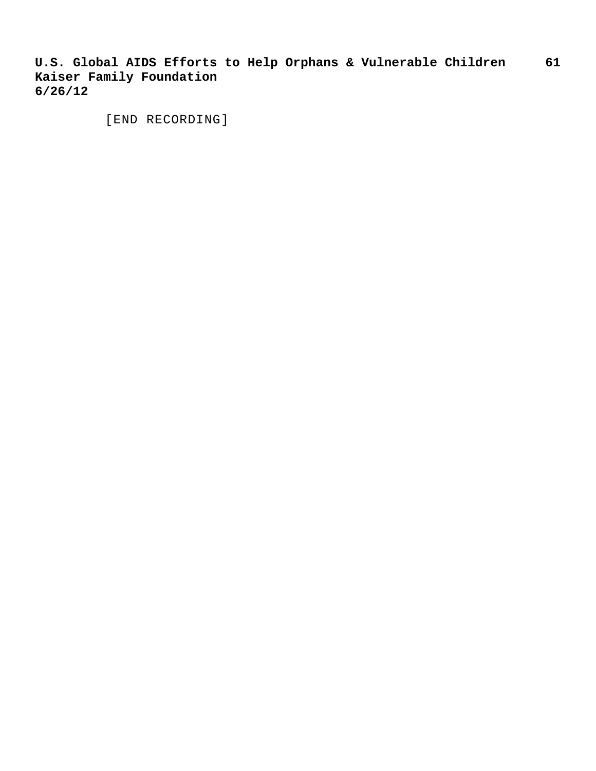[END RECORDING]